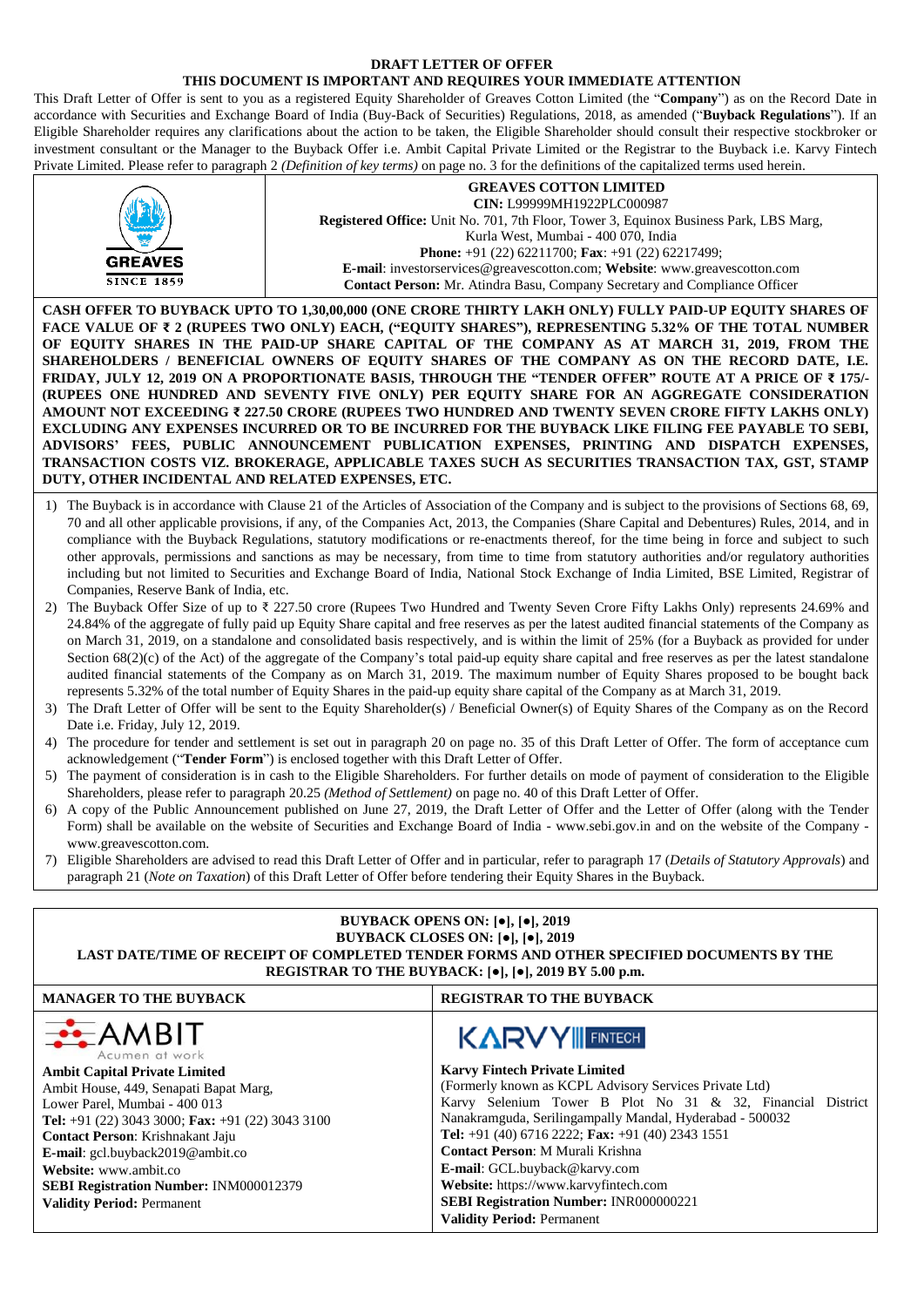**DRAFT LETTER OF OFFER**

**THIS DOCUMENT IS IMPORTANT AND REQUIRES YOUR IMMEDIATE ATTENTION**

This Draft Letter of Offer is sent to you as a registered Equity Shareholder of Greaves Cotton Limited (the "**Company**") as on the Record Date in accordance with Securities and Exchange Board of India (Buy-Back of Securities) Regulations, 2018, as amended ("**Buyback Regulations**"). If an Eligible Shareholder requires any clarifications about the action to be taken, the Eligible Shareholder should consult their respective stockbroker or investment consultant or the Manager to the Buyback Offer i.e. Ambit Capital Private Limited or the Registrar to the Buyback i.e. Karvy Fintech Private Limited. Please refer to paragraph 2 *(Definition of key terms)* on page no. 3 for the definitions of the capitalized terms used herein.

**GREAVES COTTON LIMITED**

**CIN:** L99999MH1922PLC000987

**Registered Office:** Unit No. 701, 7th Floor, Tower 3, Equinox Business Park, LBS Marg, Kurla West, Mumbai - 400 070, India

**Phone:** +91 (22) 62211700; **Fax**: +91 (22) 62217499;

**E-mail**: investorservices@greavescotton.com; **Website**: www.greavescotton.com

**Contact Person:** Mr. Atindra Basu, Company Secretary and Compliance Officer

**CASH OFFER TO BUYBACK UPTO TO 1,30,00,000 (ONE CRORE THIRTY LAKH ONLY) FULLY PAID-UP EQUITY SHARES OF FACE VALUE OF ₹ 2 (RUPEES TWO ONLY) EACH, ("EQUITY SHARES"), REPRESENTING 5.32% OF THE TOTAL NUMBER OF EQUITY SHARES IN THE PAID-UP SHARE CAPITAL OF THE COMPANY AS AT MARCH 31, 2019, FROM THE SHAREHOLDERS / BENEFICIAL OWNERS OF EQUITY SHARES OF THE COMPANY AS ON THE RECORD DATE, I.E. FRIDAY, JULY 12, 2019 ON A PROPORTIONATE BASIS, THROUGH THE "TENDER OFFER" ROUTE AT A PRICE OF ₹ 175/- (RUPEES ONE HUNDRED AND SEVENTY FIVE ONLY) PER EQUITY SHARE FOR AN AGGREGATE CONSIDERATION AMOUNT NOT EXCEEDING ₹ 227.50 CRORE (RUPEES TWO HUNDRED AND TWENTY SEVEN CRORE FIFTY LAKHS ONLY) EXCLUDING ANY EXPENSES INCURRED OR TO BE INCURRED FOR THE BUYBACK LIKE FILING FEE PAYABLE TO SEBI, ADVISORS' FEES, PUBLIC ANNOUNCEMENT PUBLICATION EXPENSES, PRINTING AND DISPATCH EXPENSES, TRANSACTION COSTS VIZ. BROKERAGE, APPLICABLE TAXES SUCH AS SECURITIES TRANSACTION TAX, GST, STAMP DUTY, OTHER INCIDENTAL AND RELATED EXPENSES, ETC.**

1) The Buyback is in accordance with Clause 21 of the Articles of Association of the Company and is subject to the provisions of Sections 68, 69, 70 and all other applicable provisions, if any, of the Companies Act, 2013, the Companies (Share Capital and Debentures) Rules, 2014, and in compliance with the Buyback Regulations, statutory modifications or re-enactments thereof, for the time being in force and subject to such other approvals, permissions and sanctions as may be necessary, from time to time from statutory authorities and/or regulatory authorities including but not limited to Securities and Exchange Board of India, National Stock Exchange of India Limited, BSE Limited, Registrar of Companies, Reserve Bank of India, etc.
2) The Buyback Offer Size of up to ₹ 227.50 crore (Rupees Two Hundred and Twenty Seven Crore Fifty Lakhs Only) represents 24.69% and 24.84% of the aggregate of fully paid up Equity Share capital and free reserves as per the latest audited financial statements of the Company as on March 31, 2019, on a standalone and consolidated basis respectively, and is within the limit of 25% (for a Buyback as provided for under Section 68(2)(c) of the Act) of the aggregate of the Company's total paid-up equity share capital and free reserves as per the latest standalone audited financial statements of the Company as on March 31, 2019. The maximum number of Equity Shares proposed to be bought back represents 5.32% of the total number of Equity Shares in the paid-up equity share capital of the Company as at March 31, 2019.
3) The Draft Letter of Offer will be sent to the Equity Shareholder(s) / Beneficial Owner(s) of Equity Shares of the Company as on the Record Date i.e. Friday, July 12, 2019.
4) The procedure for tender and settlement is set out in paragraph 20 on page no. 35 of this Draft Letter of Offer. The form of acceptance cum acknowledgement ("**Tender Form**") is enclosed together with this Draft Letter of Offer.
5) The payment of consideration is in cash to the Eligible Shareholders. For further details on mode of payment of consideration to the Eligible Shareholders, please refer to paragraph 20.25 *(Method of Settlement)* on page no. 40 of this Draft Letter of Offer.
6) A copy of the Public Announcement published on June 27, 2019, the Draft Letter of Offer and the Letter of Offer (along with the Tender Form) shall be available on the website of Securities and Exchange Board of India - www.sebi.gov.in and on the website of the Company - www.greavescotton.com.
7) Eligible Shareholders are advised to read this Draft Letter of Offer and in particular, refer to paragraph 17 (*Details of Statutory Approvals*) and paragraph 21 (*Note on Taxation*) of this Draft Letter of Offer before tendering their Equity Shares in the Buyback.

**BUYBACK OPENS ON: [●], [●], 2019**

**BUYBACK CLOSES ON: [●], [●], 2019**

**LAST DATE/TIME OF RECEIPT OF COMPLETED TENDER FORMS AND OTHER SPECIFIED DOCUMENTS BY THE REGISTRAR TO THE BUYBACK: [●], [●], 2019 BY 5.00 p.m.**

| **MANAGER TO THE BUYBACK** | **REGISTRAR TO THE BUYBACK** |
|---|---|
| AMBIT – Acumen at work | KARVY FINTECH |
| **Ambit Capital Private Limited**<br>Ambit House, 449, Senapati Bapat Marg,<br>Lower Parel, Mumbai - 400 013<br>**Tel:** +91 (22) 3043 3000; **Fax:** +91 (22) 3043 3100<br>**Contact Person**: Krishnakant Jaju<br>**E-mail**: gcl.buyback2019@ambit.co<br>**Website:** www.ambit.co<br>**SEBI Registration Number:** INM000012379<br>**Validity Period:** Permanent | **Karvy Fintech Private Limited**<br>(Formerly known as KCPL Advisory Services Private Ltd)<br>Karvy Selenium Tower B Plot No 31 & 32, Financial District Nanakramguda, Serilingampally Mandal, Hyderabad - 500032<br>**Tel:** +91 (40) 6716 2222; **Fax:** +91 (40) 2343 1551<br>**Contact Person**: M Murali Krishna<br>**E-mail**: GCL.buyback@karvy.com<br>**Website:** https://www.karvyfintech.com<br>**SEBI Registration Number:** INR000000221<br>**Validity Period:** Permanent |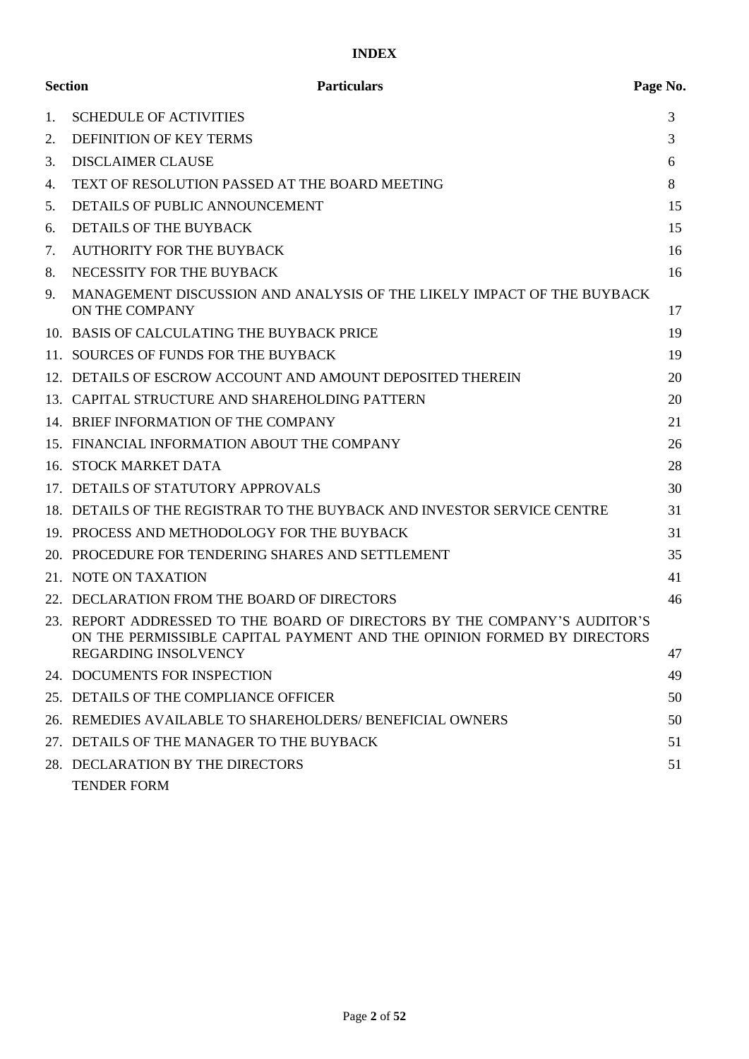# INDEX

| Section | Particulars | Page No. |
|---|---|---|
| 1. | SCHEDULE OF ACTIVITIES | 3 |
| 2. | DEFINITION OF KEY TERMS | 3 |
| 3. | DISCLAIMER CLAUSE | 6 |
| 4. | TEXT OF RESOLUTION PASSED AT THE BOARD MEETING | 8 |
| 5. | DETAILS OF PUBLIC ANNOUNCEMENT | 15 |
| 6. | DETAILS OF THE BUYBACK | 15 |
| 7. | AUTHORITY FOR THE BUYBACK | 16 |
| 8. | NECESSITY FOR THE BUYBACK | 16 |
| 9. | MANAGEMENT DISCUSSION AND ANALYSIS OF THE LIKELY IMPACT OF THE BUYBACK ON THE COMPANY | 17 |
| 10. | BASIS OF CALCULATING THE BUYBACK PRICE | 19 |
| 11. | SOURCES OF FUNDS FOR THE BUYBACK | 19 |
| 12. | DETAILS OF ESCROW ACCOUNT AND AMOUNT DEPOSITED THEREIN | 20 |
| 13. | CAPITAL STRUCTURE AND SHAREHOLDING PATTERN | 20 |
| 14. | BRIEF INFORMATION OF THE COMPANY | 21 |
| 15. | FINANCIAL INFORMATION ABOUT THE COMPANY | 26 |
| 16. | STOCK MARKET DATA | 28 |
| 17. | DETAILS OF STATUTORY APPROVALS | 30 |
| 18. | DETAILS OF THE REGISTRAR TO THE BUYBACK AND INVESTOR SERVICE CENTRE | 31 |
| 19. | PROCESS AND METHODOLOGY FOR THE BUYBACK | 31 |
| 20. | PROCEDURE FOR TENDERING SHARES AND SETTLEMENT | 35 |
| 21. | NOTE ON TAXATION | 41 |
| 22. | DECLARATION FROM THE BOARD OF DIRECTORS | 46 |
| 23. | REPORT ADDRESSED TO THE BOARD OF DIRECTORS BY THE COMPANY'S AUDITOR'S ON THE PERMISSIBLE CAPITAL PAYMENT AND THE OPINION FORMED BY DIRECTORS REGARDING INSOLVENCY | 47 |
| 24. | DOCUMENTS FOR INSPECTION | 49 |
| 25. | DETAILS OF THE COMPLIANCE OFFICER | 50 |
| 26. | REMEDIES AVAILABLE TO SHAREHOLDERS/ BENEFICIAL OWNERS | 50 |
| 27. | DETAILS OF THE MANAGER TO THE BUYBACK | 51 |
| 28. | DECLARATION BY THE DIRECTORS | 51 |
| | TENDER FORM | |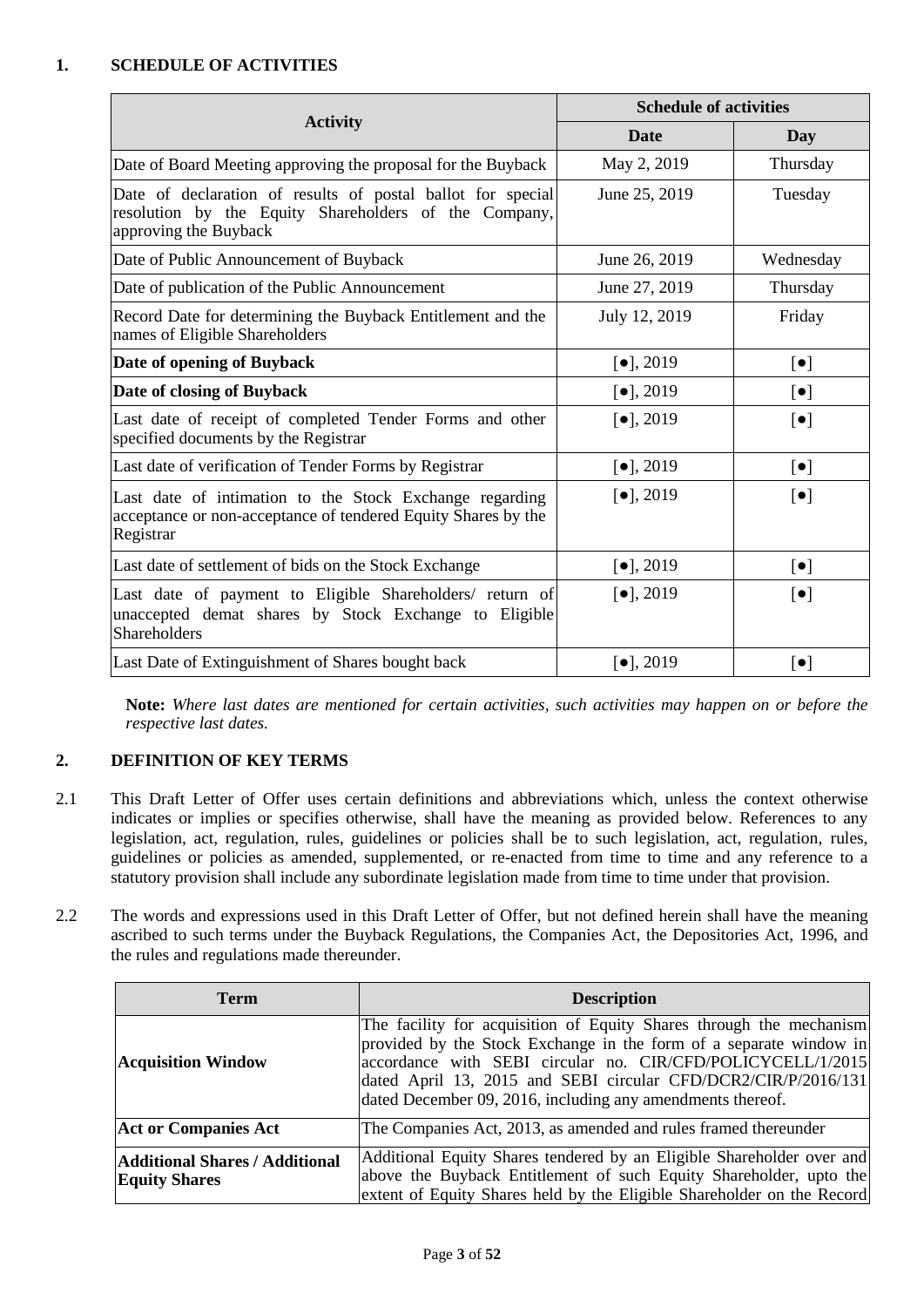## 1. SCHEDULE OF ACTIVITIES

| Activity | Schedule of activities | |
|---|---|---|
| | **Date** | **Day** |
| Date of Board Meeting approving the proposal for the Buyback | May 2, 2019 | Thursday |
| Date of declaration of results of postal ballot for special resolution by the Equity Shareholders of the Company, approving the Buyback | June 25, 2019 | Tuesday |
| Date of Public Announcement of Buyback | June 26, 2019 | Wednesday |
| Date of publication of the Public Announcement | June 27, 2019 | Thursday |
| Record Date for determining the Buyback Entitlement and the names of Eligible Shareholders | July 12, 2019 | Friday |
| **Date of opening of Buyback** | [●], 2019 | [●] |
| **Date of closing of Buyback** | [●], 2019 | [●] |
| Last date of receipt of completed Tender Forms and other specified documents by the Registrar | [●], 2019 | [●] |
| Last date of verification of Tender Forms by Registrar | [●], 2019 | [●] |
| Last date of intimation to the Stock Exchange regarding acceptance or non-acceptance of tendered Equity Shares by the Registrar | [●], 2019 | [●] |
| Last date of settlement of bids on the Stock Exchange | [●], 2019 | [●] |
| Last date of payment to Eligible Shareholders/ return of unaccepted demat shares by Stock Exchange to Eligible Shareholders | [●], 2019 | [●] |
| Last Date of Extinguishment of Shares bought back | [●], 2019 | [●] |

**Note:** *Where last dates are mentioned for certain activities, such activities may happen on or before the respective last dates.*

## 2. DEFINITION OF KEY TERMS

2.1 This Draft Letter of Offer uses certain definitions and abbreviations which, unless the context otherwise indicates or implies or specifies otherwise, shall have the meaning as provided below. References to any legislation, act, regulation, rules, guidelines or policies shall be to such legislation, act, regulation, rules, guidelines or policies as amended, supplemented, or re-enacted from time to time and any reference to a statutory provision shall include any subordinate legislation made from time to time under that provision.

2.2 The words and expressions used in this Draft Letter of Offer, but not defined herein shall have the meaning ascribed to such terms under the Buyback Regulations, the Companies Act, the Depositories Act, 1996, and the rules and regulations made thereunder.

| Term | Description |
|---|---|
| **Acquisition Window** | The facility for acquisition of Equity Shares through the mechanism provided by the Stock Exchange in the form of a separate window in accordance with SEBI circular no. CIR/CFD/POLICYCELL/1/2015 dated April 13, 2015 and SEBI circular CFD/DCR2/CIR/P/2016/131 dated December 09, 2016, including any amendments thereof. |
| **Act or Companies Act** | The Companies Act, 2013, as amended and rules framed thereunder |
| **Additional Shares / Additional Equity Shares** | Additional Equity Shares tendered by an Eligible Shareholder over and above the Buyback Entitlement of such Equity Shareholder, upto the extent of Equity Shares held by the Eligible Shareholder on the Record |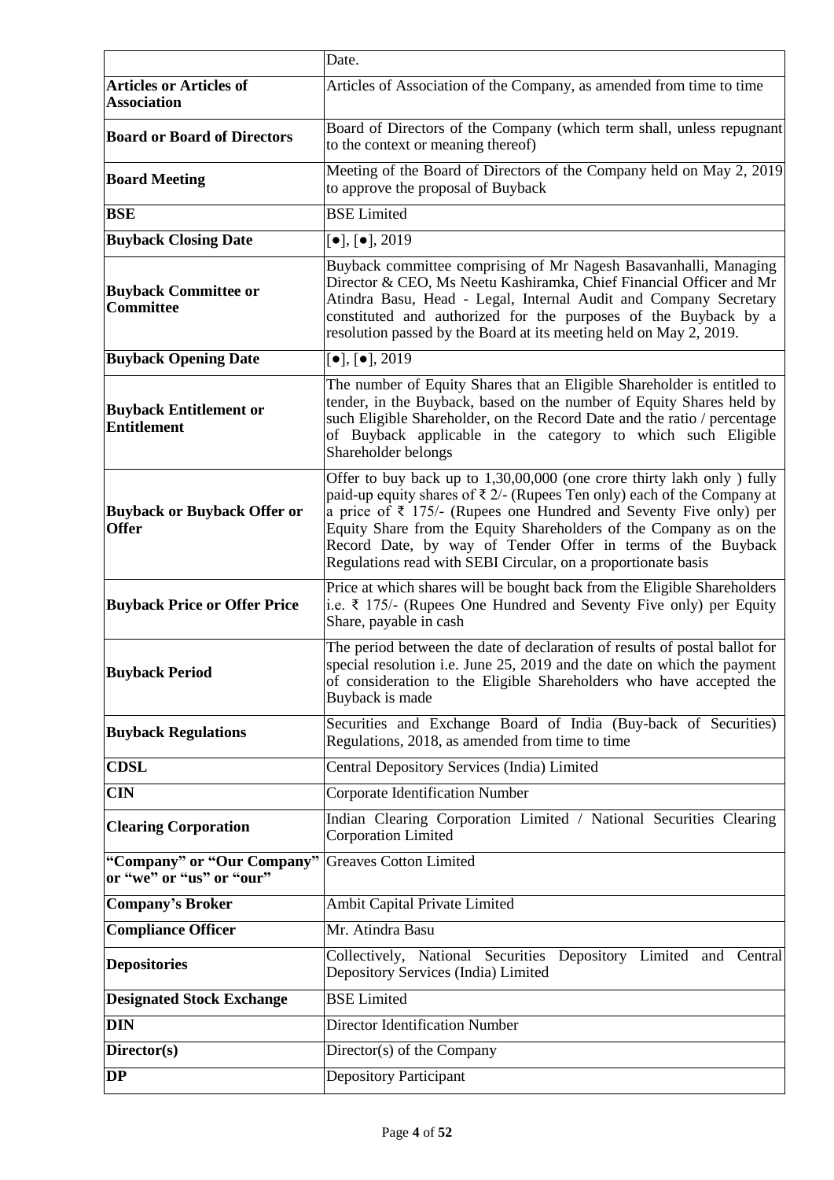|  |  |
| --- | --- |
|  | Date. |
| **Articles or Articles of Association** | Articles of Association of the Company, as amended from time to time |
| **Board or Board of Directors** | Board of Directors of the Company (which term shall, unless repugnant to the context or meaning thereof) |
| **Board Meeting** | Meeting of the Board of Directors of the Company held on May 2, 2019 to approve the proposal of Buyback |
| **BSE** | BSE Limited |
| **Buyback Closing Date** | [●], [●], 2019 |
| **Buyback Committee or Committee** | Buyback committee comprising of Mr Nagesh Basavanhalli, Managing Director & CEO, Ms Neetu Kashiramka, Chief Financial Officer and Mr Atindra Basu, Head - Legal, Internal Audit and Company Secretary constituted and authorized for the purposes of the Buyback by a resolution passed by the Board at its meeting held on May 2, 2019. |
| **Buyback Opening Date** | [●], [●], 2019 |
| **Buyback Entitlement or Entitlement** | The number of Equity Shares that an Eligible Shareholder is entitled to tender, in the Buyback, based on the number of Equity Shares held by such Eligible Shareholder, on the Record Date and the ratio / percentage of Buyback applicable in the category to which such Eligible Shareholder belongs |
| **Buyback or Buyback Offer or Offer** | Offer to buy back up to 1,30,00,000 (one crore thirty lakh only ) fully paid-up equity shares of ₹ 2/- (Rupees Ten only) each of the Company at a price of ₹ 175/- (Rupees one Hundred and Seventy Five only) per Equity Share from the Equity Shareholders of the Company as on the Record Date, by way of Tender Offer in terms of the Buyback Regulations read with SEBI Circular, on a proportionate basis |
| **Buyback Price or Offer Price** | Price at which shares will be bought back from the Eligible Shareholders i.e. ₹ 175/- (Rupees One Hundred and Seventy Five only) per Equity Share, payable in cash |
| **Buyback Period** | The period between the date of declaration of results of postal ballot for special resolution i.e. June 25, 2019 and the date on which the payment of consideration to the Eligible Shareholders who have accepted the Buyback is made |
| **Buyback Regulations** | Securities and Exchange Board of India (Buy-back of Securities) Regulations, 2018, as amended from time to time |
| **CDSL** | Central Depository Services (India) Limited |
| **CIN** | Corporate Identification Number |
| **Clearing Corporation** | Indian Clearing Corporation Limited / National Securities Clearing Corporation Limited |
| **"Company" or "Our Company" or "we" or "us" or "our"** | Greaves Cotton Limited |
| **Company's Broker** | Ambit Capital Private Limited |
| **Compliance Officer** | Mr. Atindra Basu |
| **Depositories** | Collectively, National Securities Depository Limited and Central Depository Services (India) Limited |
| **Designated Stock Exchange** | BSE Limited |
| **DIN** | Director Identification Number |
| **Director(s)** | Director(s) of the Company |
| **DP** | Depository Participant |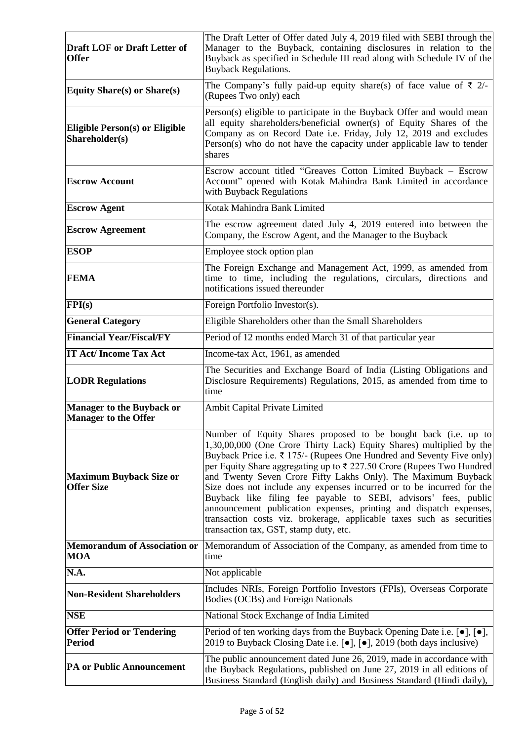| | |
|---|---|
| **Draft LOF or Draft Letter of Offer** | The Draft Letter of Offer dated July 4, 2019 filed with SEBI through the Manager to the Buyback, containing disclosures in relation to the Buyback as specified in Schedule III read along with Schedule IV of the Buyback Regulations. |
| **Equity Share(s) or Share(s)** | The Company's fully paid-up equity share(s) of face value of ₹ 2/- (Rupees Two only) each |
| **Eligible Person(s) or Eligible Shareholder(s)** | Person(s) eligible to participate in the Buyback Offer and would mean all equity shareholders/beneficial owner(s) of Equity Shares of the Company as on Record Date i.e. Friday, July 12, 2019 and excludes Person(s) who do not have the capacity under applicable law to tender shares |
| **Escrow Account** | Escrow account titled "Greaves Cotton Limited Buyback – Escrow Account" opened with Kotak Mahindra Bank Limited in accordance with Buyback Regulations |
| **Escrow Agent** | Kotak Mahindra Bank Limited |
| **Escrow Agreement** | The escrow agreement dated July 4, 2019 entered into between the Company, the Escrow Agent, and the Manager to the Buyback |
| **ESOP** | Employee stock option plan |
| **FEMA** | The Foreign Exchange and Management Act, 1999, as amended from time to time, including the regulations, circulars, directions and notifications issued thereunder |
| **FPI(s)** | Foreign Portfolio Investor(s). |
| **General Category** | Eligible Shareholders other than the Small Shareholders |
| **Financial Year/Fiscal/FY** | Period of 12 months ended March 31 of that particular year |
| **IT Act/ Income Tax Act** | Income-tax Act, 1961, as amended |
| **LODR Regulations** | The Securities and Exchange Board of India (Listing Obligations and Disclosure Requirements) Regulations, 2015, as amended from time to time |
| **Manager to the Buyback or Manager to the Offer** | Ambit Capital Private Limited |
| **Maximum Buyback Size or Offer Size** | Number of Equity Shares proposed to be bought back (i.e. up to 1,30,00,000 (One Crore Thirty Lack) Equity Shares) multiplied by the Buyback Price i.e. ₹ 175/- (Rupees One Hundred and Seventy Five only) per Equity Share aggregating up to ₹ 227.50 Crore (Rupees Two Hundred and Twenty Seven Crore Fifty Lakhs Only). The Maximum Buyback Size does not include any expenses incurred or to be incurred for the Buyback like filing fee payable to SEBI, advisors' fees, public announcement publication expenses, printing and dispatch expenses, transaction costs viz. brokerage, applicable taxes such as securities transaction tax, GST, stamp duty, etc. |
| **Memorandum of Association or MOA** | Memorandum of Association of the Company, as amended from time to time |
| **N.A.** | Not applicable |
| **Non-Resident Shareholders** | Includes NRIs, Foreign Portfolio Investors (FPIs), Overseas Corporate Bodies (OCBs) and Foreign Nationals |
| **NSE** | National Stock Exchange of India Limited |
| **Offer Period or Tendering Period** | Period of ten working days from the Buyback Opening Date i.e. [●], [●], 2019 to Buyback Closing Date i.e. [●], [●], 2019 (both days inclusive) |
| **PA or Public Announcement** | The public announcement dated June 26, 2019, made in accordance with the Buyback Regulations, published on June 27, 2019 in all editions of Business Standard (English daily) and Business Standard (Hindi daily), |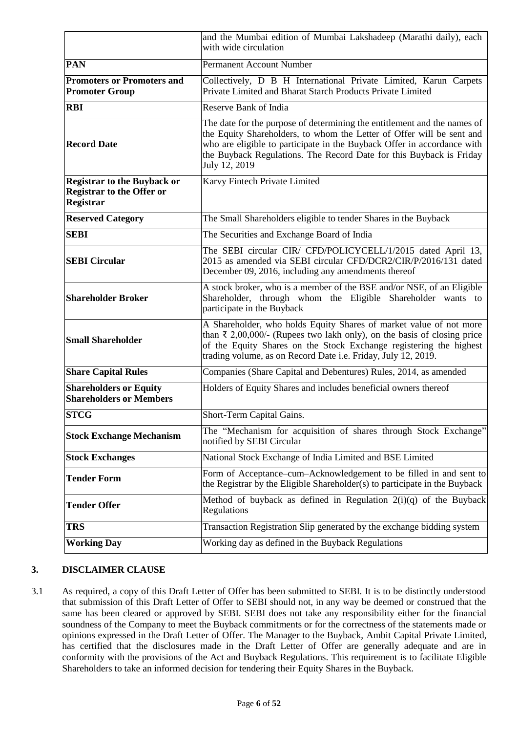| | |
|---|---|
| | and the Mumbai edition of Mumbai Lakshadeep (Marathi daily), each with wide circulation |
| **PAN** | Permanent Account Number |
| **Promoters or Promoters and Promoter Group** | Collectively, D B H International Private Limited, Karun Carpets Private Limited and Bharat Starch Products Private Limited |
| **RBI** | Reserve Bank of India |
| **Record Date** | The date for the purpose of determining the entitlement and the names of the Equity Shareholders, to whom the Letter of Offer will be sent and who are eligible to participate in the Buyback Offer in accordance with the Buyback Regulations. The Record Date for this Buyback is Friday July 12, 2019 |
| **Registrar to the Buyback or Registrar to the Offer or Registrar** | Karvy Fintech Private Limited |
| **Reserved Category** | The Small Shareholders eligible to tender Shares in the Buyback |
| **SEBI** | The Securities and Exchange Board of India |
| **SEBI Circular** | The SEBI circular CIR/ CFD/POLICYCELL/1/2015 dated April 13, 2015 as amended via SEBI circular CFD/DCR2/CIR/P/2016/131 dated December 09, 2016, including any amendments thereof |
| **Shareholder Broker** | A stock broker, who is a member of the BSE and/or NSE, of an Eligible Shareholder, through whom the Eligible Shareholder wants to participate in the Buyback |
| **Small Shareholder** | A Shareholder, who holds Equity Shares of market value of not more than ₹ 2,00,000/- (Rupees two lakh only), on the basis of closing price of the Equity Shares on the Stock Exchange registering the highest trading volume, as on Record Date i.e. Friday, July 12, 2019. |
| **Share Capital Rules** | Companies (Share Capital and Debentures) Rules, 2014, as amended |
| **Shareholders or Equity Shareholders or Members** | Holders of Equity Shares and includes beneficial owners thereof |
| **STCG** | Short-Term Capital Gains. |
| **Stock Exchange Mechanism** | The "Mechanism for acquisition of shares through Stock Exchange" notified by SEBI Circular |
| **Stock Exchanges** | National Stock Exchange of India Limited and BSE Limited |
| **Tender Form** | Form of Acceptance–cum–Acknowledgement to be filled in and sent to the Registrar by the Eligible Shareholder(s) to participate in the Buyback |
| **Tender Offer** | Method of buyback as defined in Regulation 2(i)(q) of the Buyback Regulations |
| **TRS** | Transaction Registration Slip generated by the exchange bidding system |
| **Working Day** | Working day as defined in the Buyback Regulations |

## 3. DISCLAIMER CLAUSE

3.1 As required, a copy of this Draft Letter of Offer has been submitted to SEBI. It is to be distinctly understood that submission of this Draft Letter of Offer to SEBI should not, in any way be deemed or construed that the same has been cleared or approved by SEBI. SEBI does not take any responsibility either for the financial soundness of the Company to meet the Buyback commitments or for the correctness of the statements made or opinions expressed in the Draft Letter of Offer. The Manager to the Buyback, Ambit Capital Private Limited, has certified that the disclosures made in the Draft Letter of Offer are generally adequate and are in conformity with the provisions of the Act and Buyback Regulations. This requirement is to facilitate Eligible Shareholders to take an informed decision for tendering their Equity Shares in the Buyback.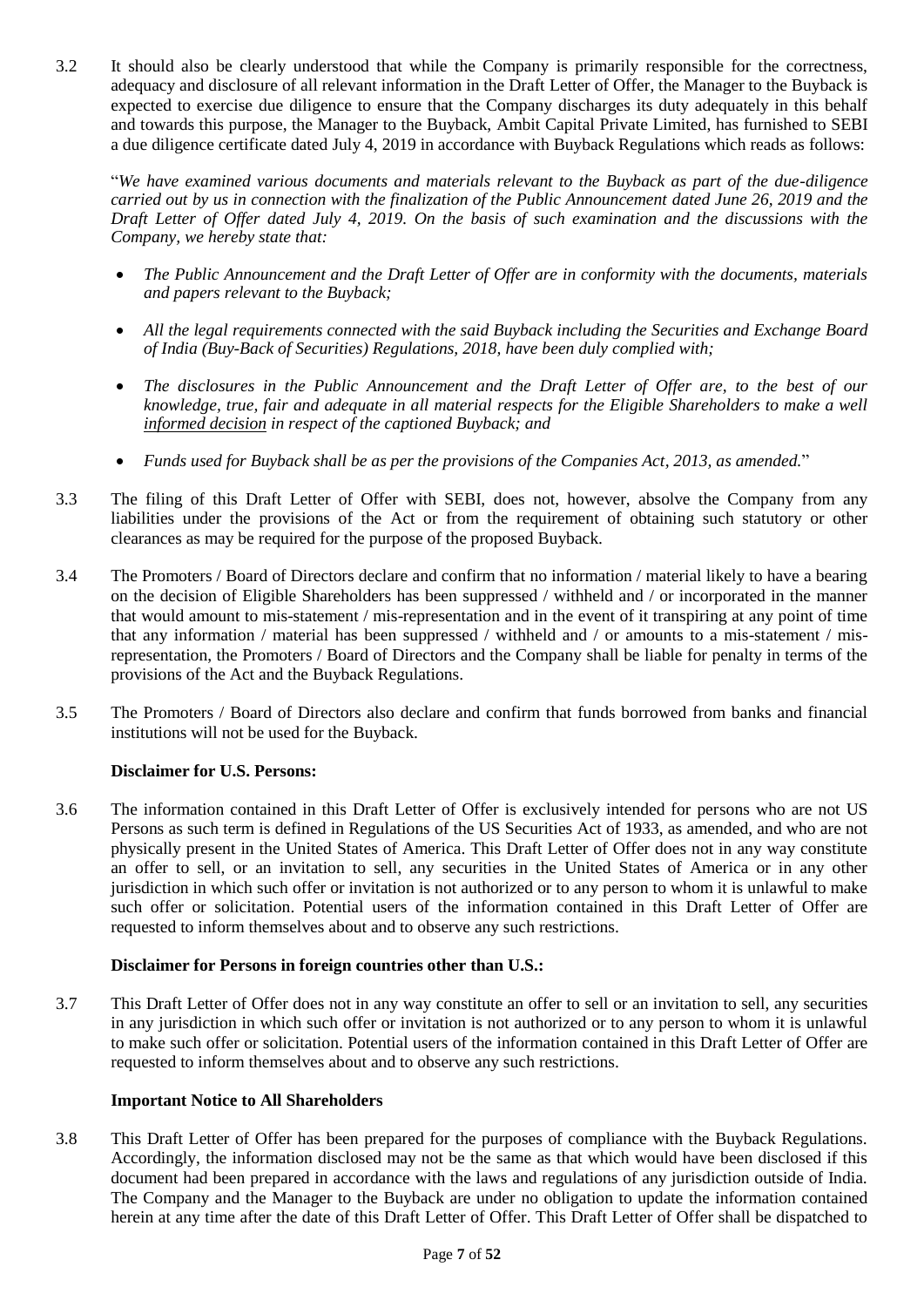3.2 It should also be clearly understood that while the Company is primarily responsible for the correctness, adequacy and disclosure of all relevant information in the Draft Letter of Offer, the Manager to the Buyback is expected to exercise due diligence to ensure that the Company discharges its duty adequately in this behalf and towards this purpose, the Manager to the Buyback, Ambit Capital Private Limited, has furnished to SEBI a due diligence certificate dated July 4, 2019 in accordance with Buyback Regulations which reads as follows:

"*We have examined various documents and materials relevant to the Buyback as part of the due-diligence carried out by us in connection with the finalization of the Public Announcement dated June 26, 2019 and the Draft Letter of Offer dated July 4, 2019. On the basis of such examination and the discussions with the Company, we hereby state that:*

- *The Public Announcement and the Draft Letter of Offer are in conformity with the documents, materials and papers relevant to the Buyback;*
- *All the legal requirements connected with the said Buyback including the Securities and Exchange Board of India (Buy-Back of Securities) Regulations, 2018, have been duly complied with;*
- *The disclosures in the Public Announcement and the Draft Letter of Offer are, to the best of our knowledge, true, fair and adequate in all material respects for the Eligible Shareholders to make a well informed decision in respect of the captioned Buyback; and*
- *Funds used for Buyback shall be as per the provisions of the Companies Act, 2013, as amended.*"

3.3 The filing of this Draft Letter of Offer with SEBI, does not, however, absolve the Company from any liabilities under the provisions of the Act or from the requirement of obtaining such statutory or other clearances as may be required for the purpose of the proposed Buyback.

3.4 The Promoters / Board of Directors declare and confirm that no information / material likely to have a bearing on the decision of Eligible Shareholders has been suppressed / withheld and / or incorporated in the manner that would amount to mis-statement / mis-representation and in the event of it transpiring at any point of time that any information / material has been suppressed / withheld and / or amounts to a mis-statement / mis-representation, the Promoters / Board of Directors and the Company shall be liable for penalty in terms of the provisions of the Act and the Buyback Regulations.

3.5 The Promoters / Board of Directors also declare and confirm that funds borrowed from banks and financial institutions will not be used for the Buyback.

**Disclaimer for U.S. Persons:**

3.6 The information contained in this Draft Letter of Offer is exclusively intended for persons who are not US Persons as such term is defined in Regulations of the US Securities Act of 1933, as amended, and who are not physically present in the United States of America. This Draft Letter of Offer does not in any way constitute an offer to sell, or an invitation to sell, any securities in the United States of America or in any other jurisdiction in which such offer or invitation is not authorized or to any person to whom it is unlawful to make such offer or solicitation. Potential users of the information contained in this Draft Letter of Offer are requested to inform themselves about and to observe any such restrictions.

**Disclaimer for Persons in foreign countries other than U.S.:**

3.7 This Draft Letter of Offer does not in any way constitute an offer to sell or an invitation to sell, any securities in any jurisdiction in which such offer or invitation is not authorized or to any person to whom it is unlawful to make such offer or solicitation. Potential users of the information contained in this Draft Letter of Offer are requested to inform themselves about and to observe any such restrictions.

**Important Notice to All Shareholders**

3.8 This Draft Letter of Offer has been prepared for the purposes of compliance with the Buyback Regulations. Accordingly, the information disclosed may not be the same as that which would have been disclosed if this document had been prepared in accordance with the laws and regulations of any jurisdiction outside of India. The Company and the Manager to the Buyback are under no obligation to update the information contained herein at any time after the date of this Draft Letter of Offer. This Draft Letter of Offer shall be dispatched to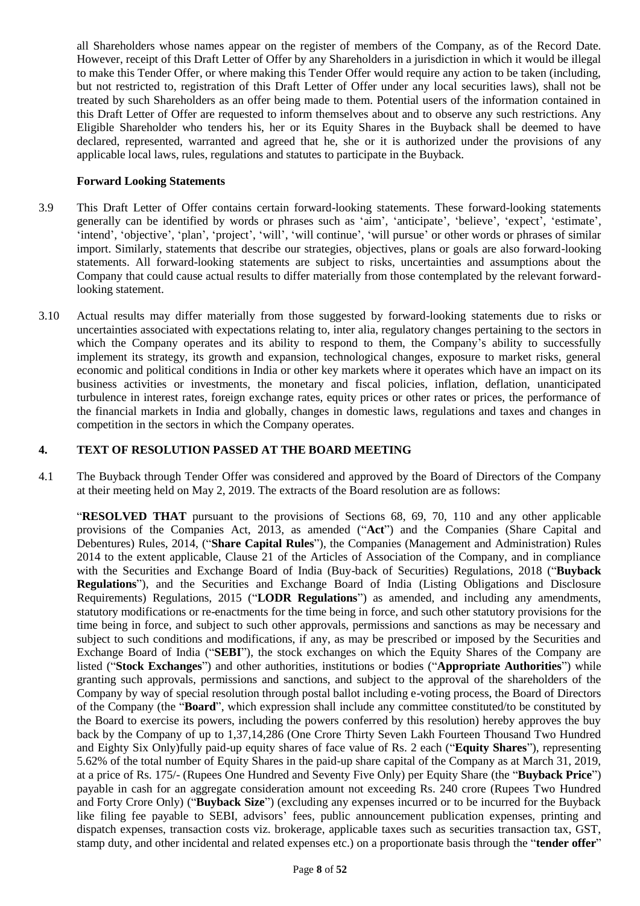all Shareholders whose names appear on the register of members of the Company, as of the Record Date. However, receipt of this Draft Letter of Offer by any Shareholders in a jurisdiction in which it would be illegal to make this Tender Offer, or where making this Tender Offer would require any action to be taken (including, but not restricted to, registration of this Draft Letter of Offer under any local securities laws), shall not be treated by such Shareholders as an offer being made to them. Potential users of the information contained in this Draft Letter of Offer are requested to inform themselves about and to observe any such restrictions. Any Eligible Shareholder who tenders his, her or its Equity Shares in the Buyback shall be deemed to have declared, represented, warranted and agreed that he, she or it is authorized under the provisions of any applicable local laws, rules, regulations and statutes to participate in the Buyback.

**Forward Looking Statements**

3.9 This Draft Letter of Offer contains certain forward-looking statements. These forward-looking statements generally can be identified by words or phrases such as 'aim', 'anticipate', 'believe', 'expect', 'estimate', 'intend', 'objective', 'plan', 'project', 'will', 'will continue', 'will pursue' or other words or phrases of similar import. Similarly, statements that describe our strategies, objectives, plans or goals are also forward-looking statements. All forward-looking statements are subject to risks, uncertainties and assumptions about the Company that could cause actual results to differ materially from those contemplated by the relevant forward-looking statement.

3.10 Actual results may differ materially from those suggested by forward-looking statements due to risks or uncertainties associated with expectations relating to, inter alia, regulatory changes pertaining to the sectors in which the Company operates and its ability to respond to them, the Company's ability to successfully implement its strategy, its growth and expansion, technological changes, exposure to market risks, general economic and political conditions in India or other key markets where it operates which have an impact on its business activities or investments, the monetary and fiscal policies, inflation, deflation, unanticipated turbulence in interest rates, foreign exchange rates, equity prices or other rates or prices, the performance of the financial markets in India and globally, changes in domestic laws, regulations and taxes and changes in competition in the sectors in which the Company operates.

## 4. TEXT OF RESOLUTION PASSED AT THE BOARD MEETING

4.1 The Buyback through Tender Offer was considered and approved by the Board of Directors of the Company at their meeting held on May 2, 2019. The extracts of the Board resolution are as follows:

"**RESOLVED THAT** pursuant to the provisions of Sections 68, 69, 70, 110 and any other applicable provisions of the Companies Act, 2013, as amended ("**Act**") and the Companies (Share Capital and Debentures) Rules, 2014, ("**Share Capital Rules**"), the Companies (Management and Administration) Rules 2014 to the extent applicable, Clause 21 of the Articles of Association of the Company, and in compliance with the Securities and Exchange Board of India (Buy-back of Securities) Regulations, 2018 ("**Buyback Regulations**"), and the Securities and Exchange Board of India (Listing Obligations and Disclosure Requirements) Regulations, 2015 ("**LODR Regulations**") as amended, and including any amendments, statutory modifications or re-enactments for the time being in force, and such other statutory provisions for the time being in force, and subject to such other approvals, permissions and sanctions as may be necessary and subject to such conditions and modifications, if any, as may be prescribed or imposed by the Securities and Exchange Board of India ("**SEBI**"), the stock exchanges on which the Equity Shares of the Company are listed ("**Stock Exchanges**") and other authorities, institutions or bodies ("**Appropriate Authorities**") while granting such approvals, permissions and sanctions, and subject to the approval of the shareholders of the Company by way of special resolution through postal ballot including e-voting process, the Board of Directors of the Company (the "**Board**", which expression shall include any committee constituted/to be constituted by the Board to exercise its powers, including the powers conferred by this resolution) hereby approves the buy back by the Company of up to 1,37,14,286 (One Crore Thirty Seven Lakh Fourteen Thousand Two Hundred and Eighty Six Only)fully paid-up equity shares of face value of Rs. 2 each ("**Equity Shares**"), representing 5.62% of the total number of Equity Shares in the paid-up share capital of the Company as at March 31, 2019, at a price of Rs. 175/- (Rupees One Hundred and Seventy Five Only) per Equity Share (the "**Buyback Price**") payable in cash for an aggregate consideration amount not exceeding Rs. 240 crore (Rupees Two Hundred and Forty Crore Only) ("**Buyback Size**") (excluding any expenses incurred or to be incurred for the Buyback like filing fee payable to SEBI, advisors' fees, public announcement publication expenses, printing and dispatch expenses, transaction costs viz. brokerage, applicable taxes such as securities transaction tax, GST, stamp duty, and other incidental and related expenses etc.) on a proportionate basis through the "**tender offer**"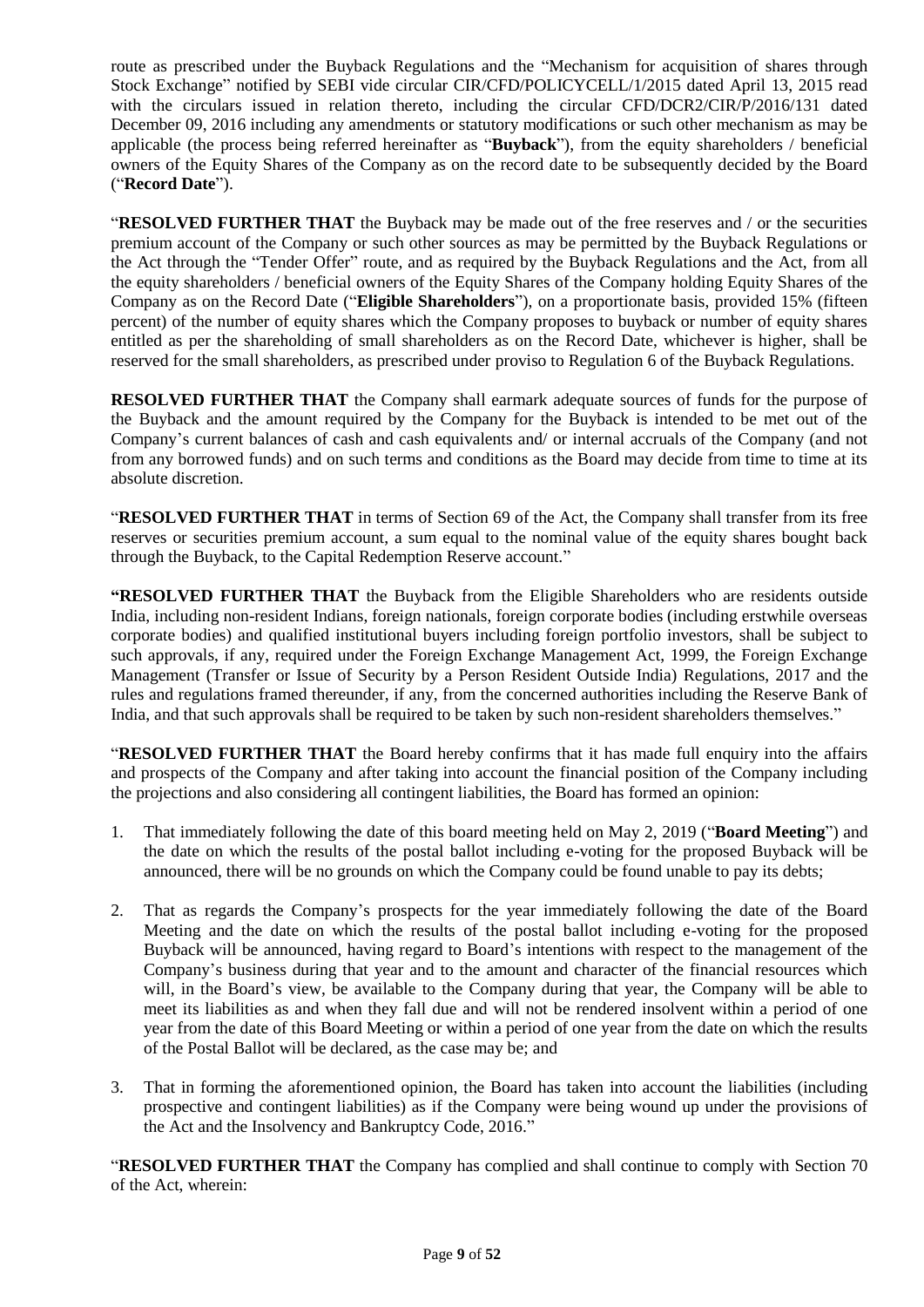route as prescribed under the Buyback Regulations and the "Mechanism for acquisition of shares through Stock Exchange" notified by SEBI vide circular CIR/CFD/POLICYCELL/1/2015 dated April 13, 2015 read with the circulars issued in relation thereto, including the circular CFD/DCR2/CIR/P/2016/131 dated December 09, 2016 including any amendments or statutory modifications or such other mechanism as may be applicable (the process being referred hereinafter as "**Buyback**"), from the equity shareholders / beneficial owners of the Equity Shares of the Company as on the record date to be subsequently decided by the Board ("**Record Date**").

"**RESOLVED FURTHER THAT** the Buyback may be made out of the free reserves and / or the securities premium account of the Company or such other sources as may be permitted by the Buyback Regulations or the Act through the "Tender Offer" route, and as required by the Buyback Regulations and the Act, from all the equity shareholders / beneficial owners of the Equity Shares of the Company holding Equity Shares of the Company as on the Record Date ("**Eligible Shareholders**"), on a proportionate basis, provided 15% (fifteen percent) of the number of equity shares which the Company proposes to buyback or number of equity shares entitled as per the shareholding of small shareholders as on the Record Date, whichever is higher, shall be reserved for the small shareholders, as prescribed under proviso to Regulation 6 of the Buyback Regulations.

**RESOLVED FURTHER THAT** the Company shall earmark adequate sources of funds for the purpose of the Buyback and the amount required by the Company for the Buyback is intended to be met out of the Company's current balances of cash and cash equivalents and/ or internal accruals of the Company (and not from any borrowed funds) and on such terms and conditions as the Board may decide from time to time at its absolute discretion.

"**RESOLVED FURTHER THAT** in terms of Section 69 of the Act, the Company shall transfer from its free reserves or securities premium account, a sum equal to the nominal value of the equity shares bought back through the Buyback, to the Capital Redemption Reserve account."

**"RESOLVED FURTHER THAT** the Buyback from the Eligible Shareholders who are residents outside India, including non-resident Indians, foreign nationals, foreign corporate bodies (including erstwhile overseas corporate bodies) and qualified institutional buyers including foreign portfolio investors, shall be subject to such approvals, if any, required under the Foreign Exchange Management Act, 1999, the Foreign Exchange Management (Transfer or Issue of Security by a Person Resident Outside India) Regulations, 2017 and the rules and regulations framed thereunder, if any, from the concerned authorities including the Reserve Bank of India, and that such approvals shall be required to be taken by such non-resident shareholders themselves."

"**RESOLVED FURTHER THAT** the Board hereby confirms that it has made full enquiry into the affairs and prospects of the Company and after taking into account the financial position of the Company including the projections and also considering all contingent liabilities, the Board has formed an opinion:

1. That immediately following the date of this board meeting held on May 2, 2019 ("**Board Meeting**") and the date on which the results of the postal ballot including e-voting for the proposed Buyback will be announced, there will be no grounds on which the Company could be found unable to pay its debts;
2. That as regards the Company's prospects for the year immediately following the date of the Board Meeting and the date on which the results of the postal ballot including e-voting for the proposed Buyback will be announced, having regard to Board's intentions with respect to the management of the Company's business during that year and to the amount and character of the financial resources which will, in the Board's view, be available to the Company during that year, the Company will be able to meet its liabilities as and when they fall due and will not be rendered insolvent within a period of one year from the date of this Board Meeting or within a period of one year from the date on which the results of the Postal Ballot will be declared, as the case may be; and
3. That in forming the aforementioned opinion, the Board has taken into account the liabilities (including prospective and contingent liabilities) as if the Company were being wound up under the provisions of the Act and the Insolvency and Bankruptcy Code, 2016."

"**RESOLVED FURTHER THAT** the Company has complied and shall continue to comply with Section 70 of the Act, wherein: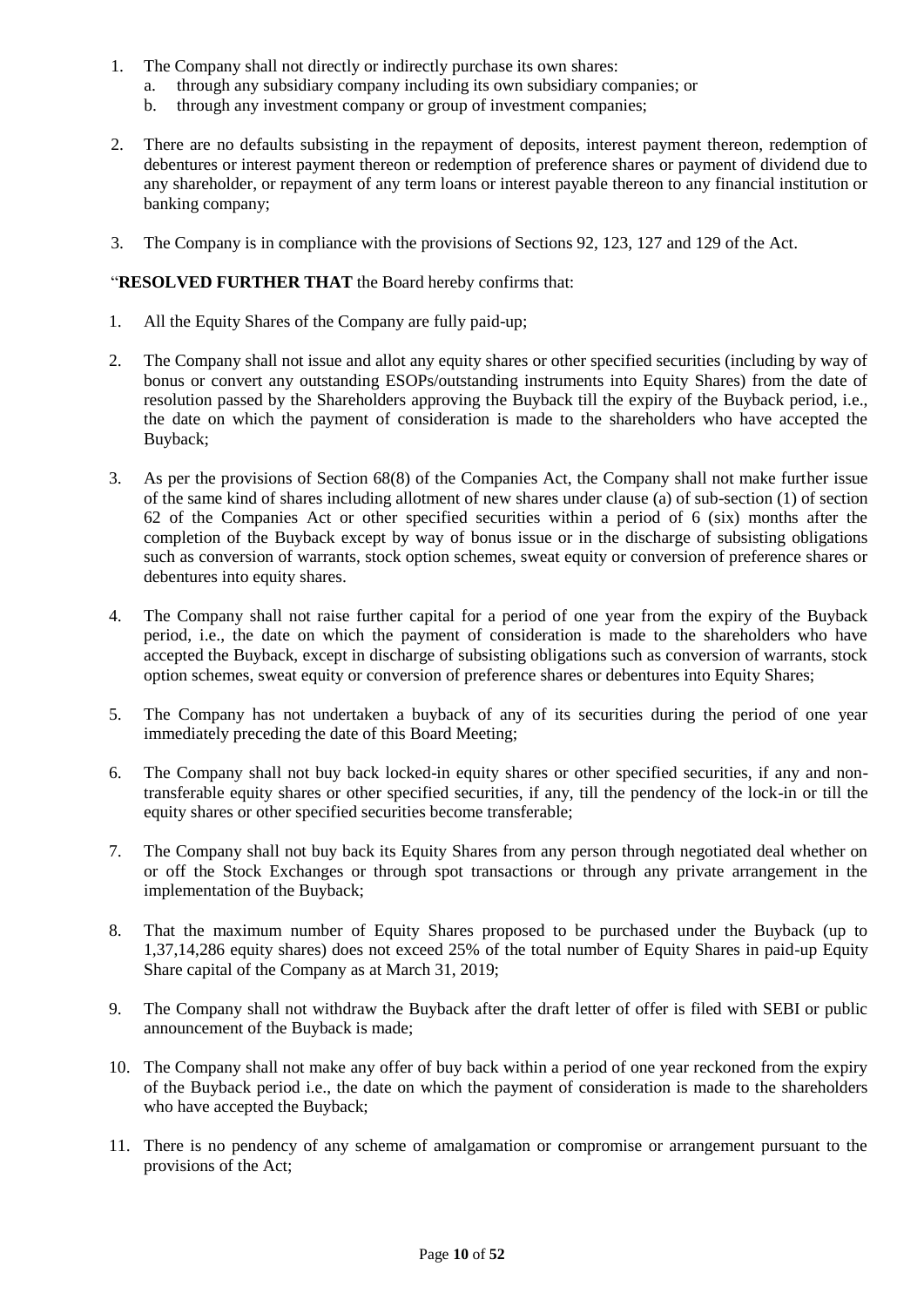1. The Company shall not directly or indirectly purchase its own shares:
   a. through any subsidiary company including its own subsidiary companies; or
   b. through any investment company or group of investment companies;

2. There are no defaults subsisting in the repayment of deposits, interest payment thereon, redemption of debentures or interest payment thereon or redemption of preference shares or payment of dividend due to any shareholder, or repayment of any term loans or interest payable thereon to any financial institution or banking company;

3. The Company is in compliance with the provisions of Sections 92, 123, 127 and 129 of the Act.

"**RESOLVED FURTHER THAT** the Board hereby confirms that:

1. All the Equity Shares of the Company are fully paid-up;

2. The Company shall not issue and allot any equity shares or other specified securities (including by way of bonus or convert any outstanding ESOPs/outstanding instruments into Equity Shares) from the date of resolution passed by the Shareholders approving the Buyback till the expiry of the Buyback period, i.e., the date on which the payment of consideration is made to the shareholders who have accepted the Buyback;

3. As per the provisions of Section 68(8) of the Companies Act, the Company shall not make further issue of the same kind of shares including allotment of new shares under clause (a) of sub-section (1) of section 62 of the Companies Act or other specified securities within a period of 6 (six) months after the completion of the Buyback except by way of bonus issue or in the discharge of subsisting obligations such as conversion of warrants, stock option schemes, sweat equity or conversion of preference shares or debentures into equity shares.

4. The Company shall not raise further capital for a period of one year from the expiry of the Buyback period, i.e., the date on which the payment of consideration is made to the shareholders who have accepted the Buyback, except in discharge of subsisting obligations such as conversion of warrants, stock option schemes, sweat equity or conversion of preference shares or debentures into Equity Shares;

5. The Company has not undertaken a buyback of any of its securities during the period of one year immediately preceding the date of this Board Meeting;

6. The Company shall not buy back locked-in equity shares or other specified securities, if any and non-transferable equity shares or other specified securities, if any, till the pendency of the lock-in or till the equity shares or other specified securities become transferable;

7. The Company shall not buy back its Equity Shares from any person through negotiated deal whether on or off the Stock Exchanges or through spot transactions or through any private arrangement in the implementation of the Buyback;

8. That the maximum number of Equity Shares proposed to be purchased under the Buyback (up to 1,37,14,286 equity shares) does not exceed 25% of the total number of Equity Shares in paid-up Equity Share capital of the Company as at March 31, 2019;

9. The Company shall not withdraw the Buyback after the draft letter of offer is filed with SEBI or public announcement of the Buyback is made;

10. The Company shall not make any offer of buy back within a period of one year reckoned from the expiry of the Buyback period i.e., the date on which the payment of consideration is made to the shareholders who have accepted the Buyback;

11. There is no pendency of any scheme of amalgamation or compromise or arrangement pursuant to the provisions of the Act;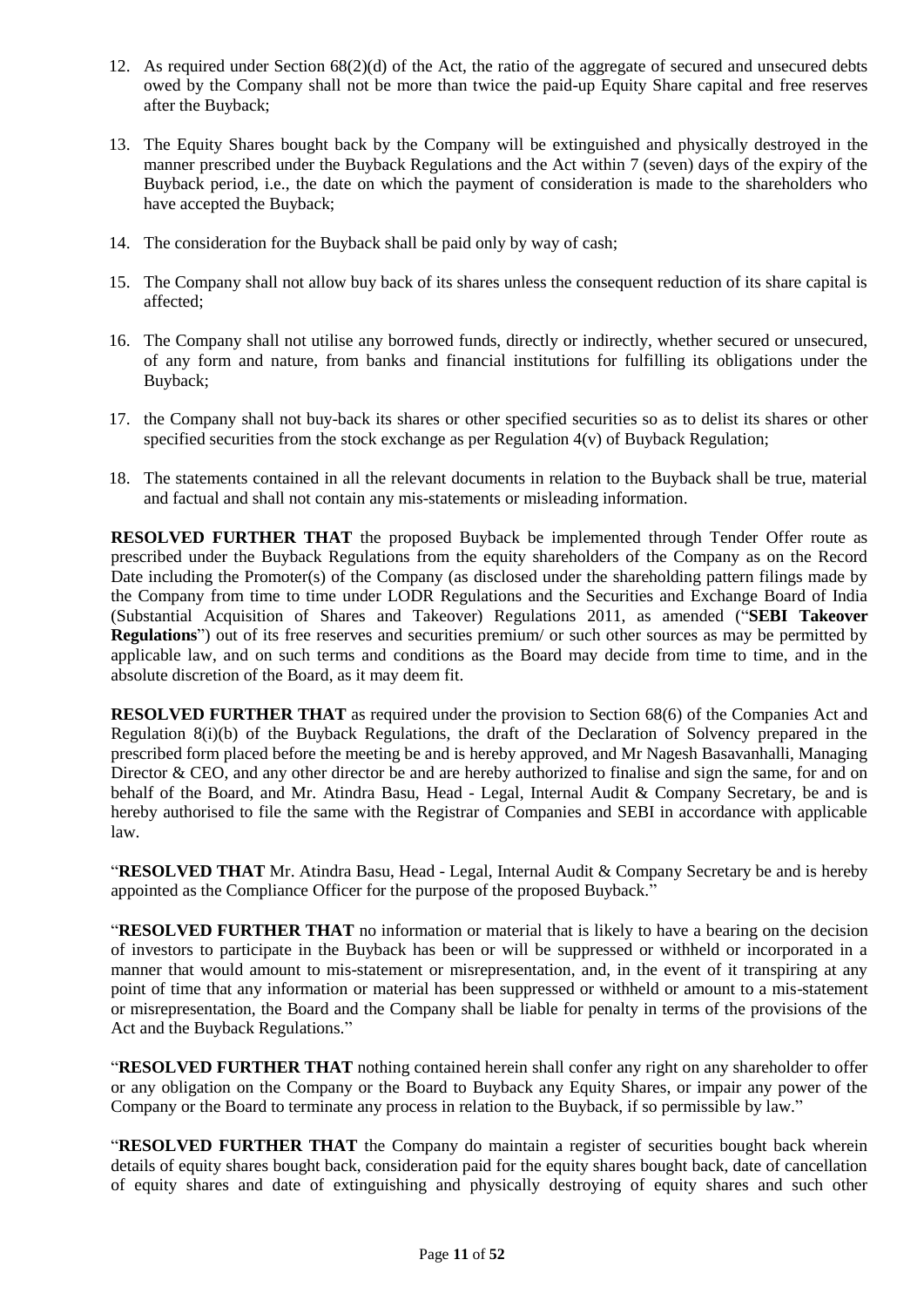12. As required under Section 68(2)(d) of the Act, the ratio of the aggregate of secured and unsecured debts owed by the Company shall not be more than twice the paid-up Equity Share capital and free reserves after the Buyback;
13. The Equity Shares bought back by the Company will be extinguished and physically destroyed in the manner prescribed under the Buyback Regulations and the Act within 7 (seven) days of the expiry of the Buyback period, i.e., the date on which the payment of consideration is made to the shareholders who have accepted the Buyback;
14. The consideration for the Buyback shall be paid only by way of cash;
15. The Company shall not allow buy back of its shares unless the consequent reduction of its share capital is affected;
16. The Company shall not utilise any borrowed funds, directly or indirectly, whether secured or unsecured, of any form and nature, from banks and financial institutions for fulfilling its obligations under the Buyback;
17. the Company shall not buy-back its shares or other specified securities so as to delist its shares or other specified securities from the stock exchange as per Regulation 4(v) of Buyback Regulation;
18. The statements contained in all the relevant documents in relation to the Buyback shall be true, material and factual and shall not contain any mis-statements or misleading information.

**RESOLVED FURTHER THAT** the proposed Buyback be implemented through Tender Offer route as prescribed under the Buyback Regulations from the equity shareholders of the Company as on the Record Date including the Promoter(s) of the Company (as disclosed under the shareholding pattern filings made by the Company from time to time under LODR Regulations and the Securities and Exchange Board of India (Substantial Acquisition of Shares and Takeover) Regulations 2011, as amended ("**SEBI Takeover Regulations**") out of its free reserves and securities premium/ or such other sources as may be permitted by applicable law, and on such terms and conditions as the Board may decide from time to time, and in the absolute discretion of the Board, as it may deem fit.

**RESOLVED FURTHER THAT** as required under the provision to Section 68(6) of the Companies Act and Regulation 8(i)(b) of the Buyback Regulations, the draft of the Declaration of Solvency prepared in the prescribed form placed before the meeting be and is hereby approved, and Mr Nagesh Basavanhalli, Managing Director & CEO, and any other director be and are hereby authorized to finalise and sign the same, for and on behalf of the Board, and Mr. Atindra Basu, Head - Legal, Internal Audit & Company Secretary, be and is hereby authorised to file the same with the Registrar of Companies and SEBI in accordance with applicable law.

"**RESOLVED THAT** Mr. Atindra Basu, Head - Legal, Internal Audit & Company Secretary be and is hereby appointed as the Compliance Officer for the purpose of the proposed Buyback."

"**RESOLVED FURTHER THAT** no information or material that is likely to have a bearing on the decision of investors to participate in the Buyback has been or will be suppressed or withheld or incorporated in a manner that would amount to mis-statement or misrepresentation, and, in the event of it transpiring at any point of time that any information or material has been suppressed or withheld or amount to a mis-statement or misrepresentation, the Board and the Company shall be liable for penalty in terms of the provisions of the Act and the Buyback Regulations."

"**RESOLVED FURTHER THAT** nothing contained herein shall confer any right on any shareholder to offer or any obligation on the Company or the Board to Buyback any Equity Shares, or impair any power of the Company or the Board to terminate any process in relation to the Buyback, if so permissible by law."

"**RESOLVED FURTHER THAT** the Company do maintain a register of securities bought back wherein details of equity shares bought back, consideration paid for the equity shares bought back, date of cancellation of equity shares and date of extinguishing and physically destroying of equity shares and such other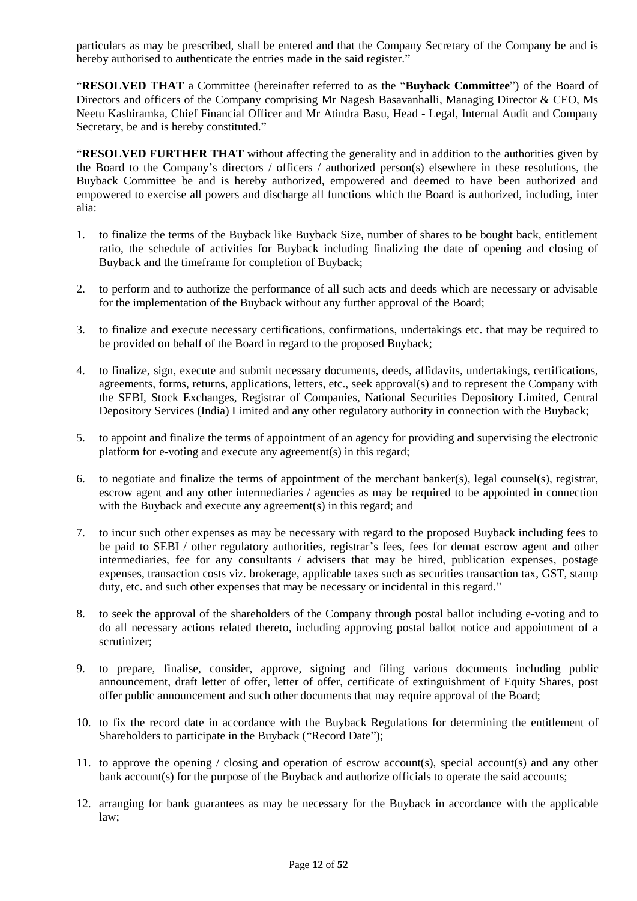particulars as may be prescribed, shall be entered and that the Company Secretary of the Company be and is hereby authorised to authenticate the entries made in the said register."

"**RESOLVED THAT** a Committee (hereinafter referred to as the "**Buyback Committee**") of the Board of Directors and officers of the Company comprising Mr Nagesh Basavanhalli, Managing Director & CEO, Ms Neetu Kashiramka, Chief Financial Officer and Mr Atindra Basu, Head - Legal, Internal Audit and Company Secretary, be and is hereby constituted."

"**RESOLVED FURTHER THAT** without affecting the generality and in addition to the authorities given by the Board to the Company's directors / officers / authorized person(s) elsewhere in these resolutions, the Buyback Committee be and is hereby authorized, empowered and deemed to have been authorized and empowered to exercise all powers and discharge all functions which the Board is authorized, including, inter alia:

1. to finalize the terms of the Buyback like Buyback Size, number of shares to be bought back, entitlement ratio, the schedule of activities for Buyback including finalizing the date of opening and closing of Buyback and the timeframe for completion of Buyback;

2. to perform and to authorize the performance of all such acts and deeds which are necessary or advisable for the implementation of the Buyback without any further approval of the Board;

3. to finalize and execute necessary certifications, confirmations, undertakings etc. that may be required to be provided on behalf of the Board in regard to the proposed Buyback;

4. to finalize, sign, execute and submit necessary documents, deeds, affidavits, undertakings, certifications, agreements, forms, returns, applications, letters, etc., seek approval(s) and to represent the Company with the SEBI, Stock Exchanges, Registrar of Companies, National Securities Depository Limited, Central Depository Services (India) Limited and any other regulatory authority in connection with the Buyback;

5. to appoint and finalize the terms of appointment of an agency for providing and supervising the electronic platform for e-voting and execute any agreement(s) in this regard;

6. to negotiate and finalize the terms of appointment of the merchant banker(s), legal counsel(s), registrar, escrow agent and any other intermediaries / agencies as may be required to be appointed in connection with the Buyback and execute any agreement(s) in this regard; and

7. to incur such other expenses as may be necessary with regard to the proposed Buyback including fees to be paid to SEBI / other regulatory authorities, registrar's fees, fees for demat escrow agent and other intermediaries, fee for any consultants / advisers that may be hired, publication expenses, postage expenses, transaction costs viz. brokerage, applicable taxes such as securities transaction tax, GST, stamp duty, etc. and such other expenses that may be necessary or incidental in this regard."

8. to seek the approval of the shareholders of the Company through postal ballot including e-voting and to do all necessary actions related thereto, including approving postal ballot notice and appointment of a scrutinizer;

9. to prepare, finalise, consider, approve, signing and filing various documents including public announcement, draft letter of offer, letter of offer, certificate of extinguishment of Equity Shares, post offer public announcement and such other documents that may require approval of the Board;

10. to fix the record date in accordance with the Buyback Regulations for determining the entitlement of Shareholders to participate in the Buyback ("Record Date");

11. to approve the opening / closing and operation of escrow account(s), special account(s) and any other bank account(s) for the purpose of the Buyback and authorize officials to operate the said accounts;

12. arranging for bank guarantees as may be necessary for the Buyback in accordance with the applicable law;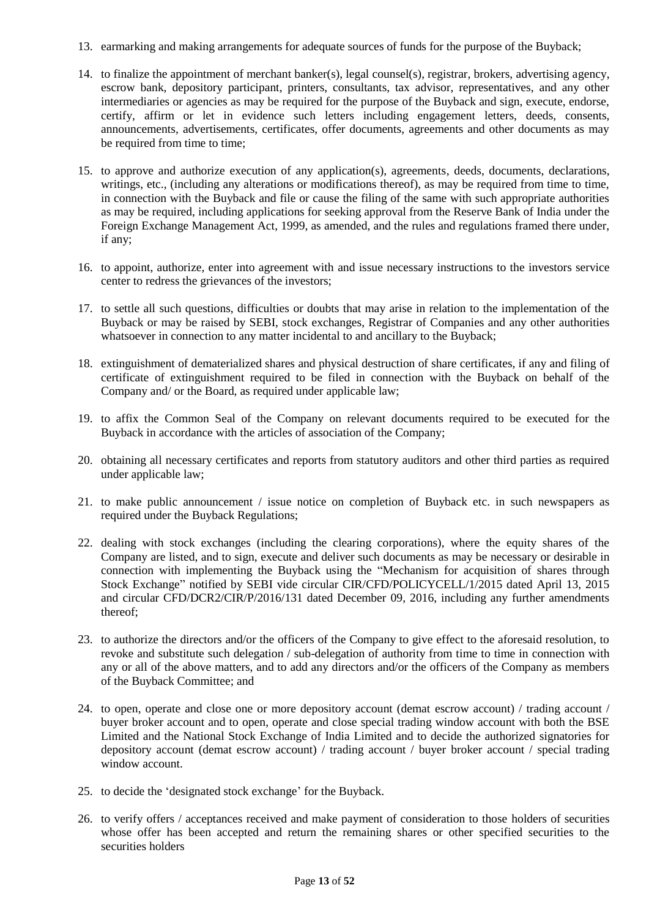13. earmarking and making arrangements for adequate sources of funds for the purpose of the Buyback;

14. to finalize the appointment of merchant banker(s), legal counsel(s), registrar, brokers, advertising agency, escrow bank, depository participant, printers, consultants, tax advisor, representatives, and any other intermediaries or agencies as may be required for the purpose of the Buyback and sign, execute, endorse, certify, affirm or let in evidence such letters including engagement letters, deeds, consents, announcements, advertisements, certificates, offer documents, agreements and other documents as may be required from time to time;

15. to approve and authorize execution of any application(s), agreements, deeds, documents, declarations, writings, etc., (including any alterations or modifications thereof), as may be required from time to time, in connection with the Buyback and file or cause the filing of the same with such appropriate authorities as may be required, including applications for seeking approval from the Reserve Bank of India under the Foreign Exchange Management Act, 1999, as amended, and the rules and regulations framed there under, if any;

16. to appoint, authorize, enter into agreement with and issue necessary instructions to the investors service center to redress the grievances of the investors;

17. to settle all such questions, difficulties or doubts that may arise in relation to the implementation of the Buyback or may be raised by SEBI, stock exchanges, Registrar of Companies and any other authorities whatsoever in connection to any matter incidental to and ancillary to the Buyback;

18. extinguishment of dematerialized shares and physical destruction of share certificates, if any and filing of certificate of extinguishment required to be filed in connection with the Buyback on behalf of the Company and/ or the Board, as required under applicable law;

19. to affix the Common Seal of the Company on relevant documents required to be executed for the Buyback in accordance with the articles of association of the Company;

20. obtaining all necessary certificates and reports from statutory auditors and other third parties as required under applicable law;

21. to make public announcement / issue notice on completion of Buyback etc. in such newspapers as required under the Buyback Regulations;

22. dealing with stock exchanges (including the clearing corporations), where the equity shares of the Company are listed, and to sign, execute and deliver such documents as may be necessary or desirable in connection with implementing the Buyback using the "Mechanism for acquisition of shares through Stock Exchange" notified by SEBI vide circular CIR/CFD/POLICYCELL/1/2015 dated April 13, 2015 and circular CFD/DCR2/CIR/P/2016/131 dated December 09, 2016, including any further amendments thereof;

23. to authorize the directors and/or the officers of the Company to give effect to the aforesaid resolution, to revoke and substitute such delegation / sub-delegation of authority from time to time in connection with any or all of the above matters, and to add any directors and/or the officers of the Company as members of the Buyback Committee; and

24. to open, operate and close one or more depository account (demat escrow account) / trading account / buyer broker account and to open, operate and close special trading window account with both the BSE Limited and the National Stock Exchange of India Limited and to decide the authorized signatories for depository account (demat escrow account) / trading account / buyer broker account / special trading window account.

25. to decide the 'designated stock exchange' for the Buyback.

26. to verify offers / acceptances received and make payment of consideration to those holders of securities whose offer has been accepted and return the remaining shares or other specified securities to the securities holders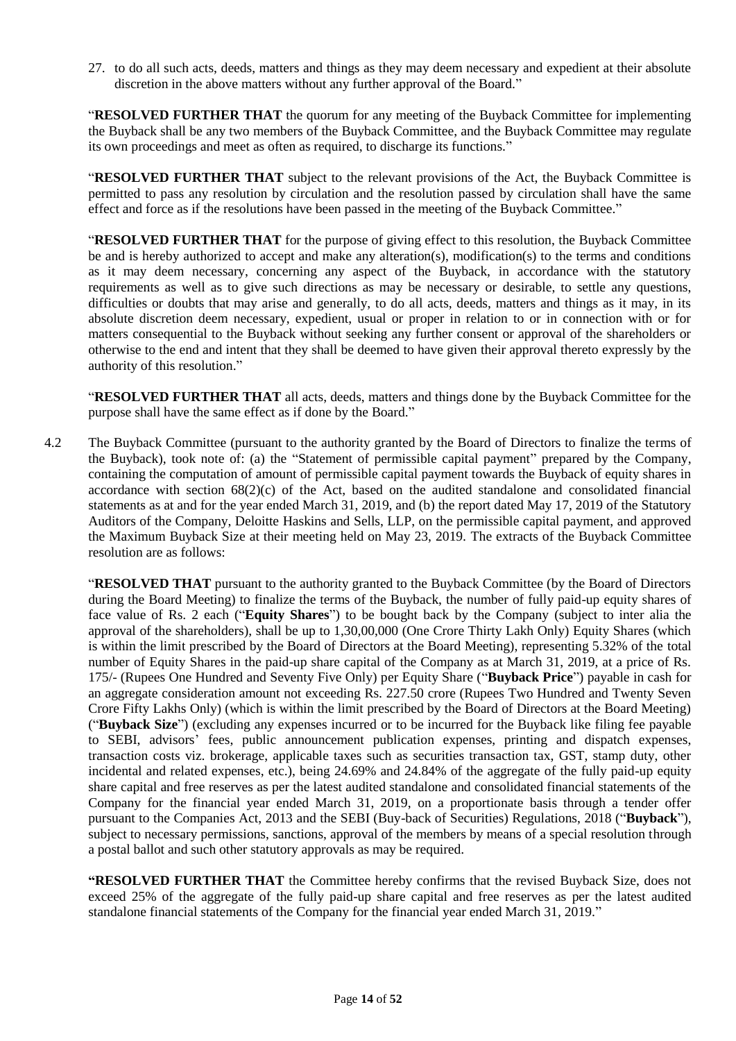27. to do all such acts, deeds, matters and things as they may deem necessary and expedient at their absolute discretion in the above matters without any further approval of the Board."

"**RESOLVED FURTHER THAT** the quorum for any meeting of the Buyback Committee for implementing the Buyback shall be any two members of the Buyback Committee, and the Buyback Committee may regulate its own proceedings and meet as often as required, to discharge its functions."

"**RESOLVED FURTHER THAT** subject to the relevant provisions of the Act, the Buyback Committee is permitted to pass any resolution by circulation and the resolution passed by circulation shall have the same effect and force as if the resolutions have been passed in the meeting of the Buyback Committee."

"**RESOLVED FURTHER THAT** for the purpose of giving effect to this resolution, the Buyback Committee be and is hereby authorized to accept and make any alteration(s), modification(s) to the terms and conditions as it may deem necessary, concerning any aspect of the Buyback, in accordance with the statutory requirements as well as to give such directions as may be necessary or desirable, to settle any questions, difficulties or doubts that may arise and generally, to do all acts, deeds, matters and things as it may, in its absolute discretion deem necessary, expedient, usual or proper in relation to or in connection with or for matters consequential to the Buyback without seeking any further consent or approval of the shareholders or otherwise to the end and intent that they shall be deemed to have given their approval thereto expressly by the authority of this resolution."

"**RESOLVED FURTHER THAT** all acts, deeds, matters and things done by the Buyback Committee for the purpose shall have the same effect as if done by the Board."

4.2 The Buyback Committee (pursuant to the authority granted by the Board of Directors to finalize the terms of the Buyback), took note of: (a) the "Statement of permissible capital payment" prepared by the Company, containing the computation of amount of permissible capital payment towards the Buyback of equity shares in accordance with section 68(2)(c) of the Act, based on the audited standalone and consolidated financial statements as at and for the year ended March 31, 2019, and (b) the report dated May 17, 2019 of the Statutory Auditors of the Company, Deloitte Haskins and Sells, LLP, on the permissible capital payment, and approved the Maximum Buyback Size at their meeting held on May 23, 2019. The extracts of the Buyback Committee resolution are as follows:

"**RESOLVED THAT** pursuant to the authority granted to the Buyback Committee (by the Board of Directors during the Board Meeting) to finalize the terms of the Buyback, the number of fully paid-up equity shares of face value of Rs. 2 each ("**Equity Shares**") to be bought back by the Company (subject to inter alia the approval of the shareholders), shall be up to 1,30,00,000 (One Crore Thirty Lakh Only) Equity Shares (which is within the limit prescribed by the Board of Directors at the Board Meeting), representing 5.32% of the total number of Equity Shares in the paid-up share capital of the Company as at March 31, 2019, at a price of Rs. 175/- (Rupees One Hundred and Seventy Five Only) per Equity Share ("**Buyback Price**") payable in cash for an aggregate consideration amount not exceeding Rs. 227.50 crore (Rupees Two Hundred and Twenty Seven Crore Fifty Lakhs Only) (which is within the limit prescribed by the Board of Directors at the Board Meeting) ("**Buyback Size**") (excluding any expenses incurred or to be incurred for the Buyback like filing fee payable to SEBI, advisors' fees, public announcement publication expenses, printing and dispatch expenses, transaction costs viz. brokerage, applicable taxes such as securities transaction tax, GST, stamp duty, other incidental and related expenses, etc.), being 24.69% and 24.84% of the aggregate of the fully paid-up equity share capital and free reserves as per the latest audited standalone and consolidated financial statements of the Company for the financial year ended March 31, 2019, on a proportionate basis through a tender offer pursuant to the Companies Act, 2013 and the SEBI (Buy-back of Securities) Regulations, 2018 ("**Buyback**"), subject to necessary permissions, sanctions, approval of the members by means of a special resolution through a postal ballot and such other statutory approvals as may be required.

"**RESOLVED FURTHER THAT** the Committee hereby confirms that the revised Buyback Size, does not exceed 25% of the aggregate of the fully paid-up share capital and free reserves as per the latest audited standalone financial statements of the Company for the financial year ended March 31, 2019."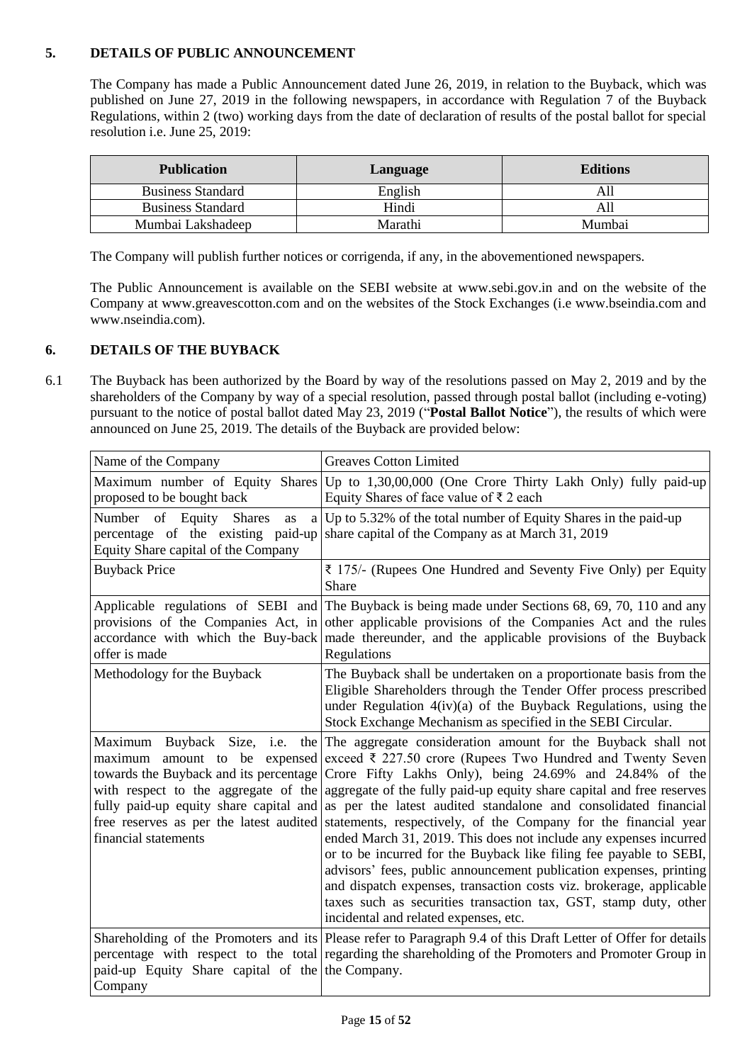## 5. DETAILS OF PUBLIC ANNOUNCEMENT

The Company has made a Public Announcement dated June 26, 2019, in relation to the Buyback, which was published on June 27, 2019 in the following newspapers, in accordance with Regulation 7 of the Buyback Regulations, within 2 (two) working days from the date of declaration of results of the postal ballot for special resolution i.e. June 25, 2019:

| Publication | Language | Editions |
|---|---|---|
| Business Standard | English | All |
| Business Standard | Hindi | All |
| Mumbai Lakshadeep | Marathi | Mumbai |

The Company will publish further notices or corrigenda, if any, in the abovementioned newspapers.

The Public Announcement is available on the SEBI website at www.sebi.gov.in and on the website of the Company at www.greavescotton.com and on the websites of the Stock Exchanges (i.e www.bseindia.com and www.nseindia.com).

## 6. DETAILS OF THE BUYBACK

6.1 The Buyback has been authorized by the Board by way of the resolutions passed on May 2, 2019 and by the shareholders of the Company by way of a special resolution, passed through postal ballot (including e-voting) pursuant to the notice of postal ballot dated May 23, 2019 ("**Postal Ballot Notice**"), the results of which were announced on June 25, 2019. The details of the Buyback are provided below:

| | |
|---|---|
| Name of the Company | Greaves Cotton Limited |
| Maximum number of Equity Shares proposed to be bought back | Up to 1,30,00,000 (One Crore Thirty Lakh Only) fully paid-up Equity Shares of face value of ₹ 2 each |
| Number of Equity Shares as a percentage of the existing paid-up Equity Share capital of the Company | Up to 5.32% of the total number of Equity Shares in the paid-up share capital of the Company as at March 31, 2019 |
| Buyback Price | ₹ 175/- (Rupees One Hundred and Seventy Five Only) per Equity Share |
| Applicable regulations of SEBI and provisions of the Companies Act, in accordance with which the Buy-back offer is made | The Buyback is being made under Sections 68, 69, 70, 110 and any other applicable provisions of the Companies Act and the rules made thereunder, and the applicable provisions of the Buyback Regulations |
| Methodology for the Buyback | The Buyback shall be undertaken on a proportionate basis from the Eligible Shareholders through the Tender Offer process prescribed under Regulation 4(iv)(a) of the Buyback Regulations, using the Stock Exchange Mechanism as specified in the SEBI Circular. |
| Maximum Buyback Size, i.e. the maximum amount to be expensed towards the Buyback and its percentage with respect to the aggregate of the fully paid-up equity share capital and free reserves as per the latest audited financial statements | The aggregate consideration amount for the Buyback shall not exceed ₹ 227.50 crore (Rupees Two Hundred and Twenty Seven Crore Fifty Lakhs Only), being 24.69% and 24.84% of the aggregate of the fully paid-up equity share capital and free reserves as per the latest audited standalone and consolidated financial statements, respectively, of the Company for the financial year ended March 31, 2019. This does not include any expenses incurred or to be incurred for the Buyback like filing fee payable to SEBI, advisors' fees, public announcement publication expenses, printing and dispatch expenses, transaction costs viz. brokerage, applicable taxes such as securities transaction tax, GST, stamp duty, other incidental and related expenses, etc. |
| Shareholding of the Promoters and its percentage with respect to the total paid-up Equity Share capital of the Company | Please refer to Paragraph 9.4 of this Draft Letter of Offer for details regarding the shareholding of the Promoters and Promoter Group in the Company. |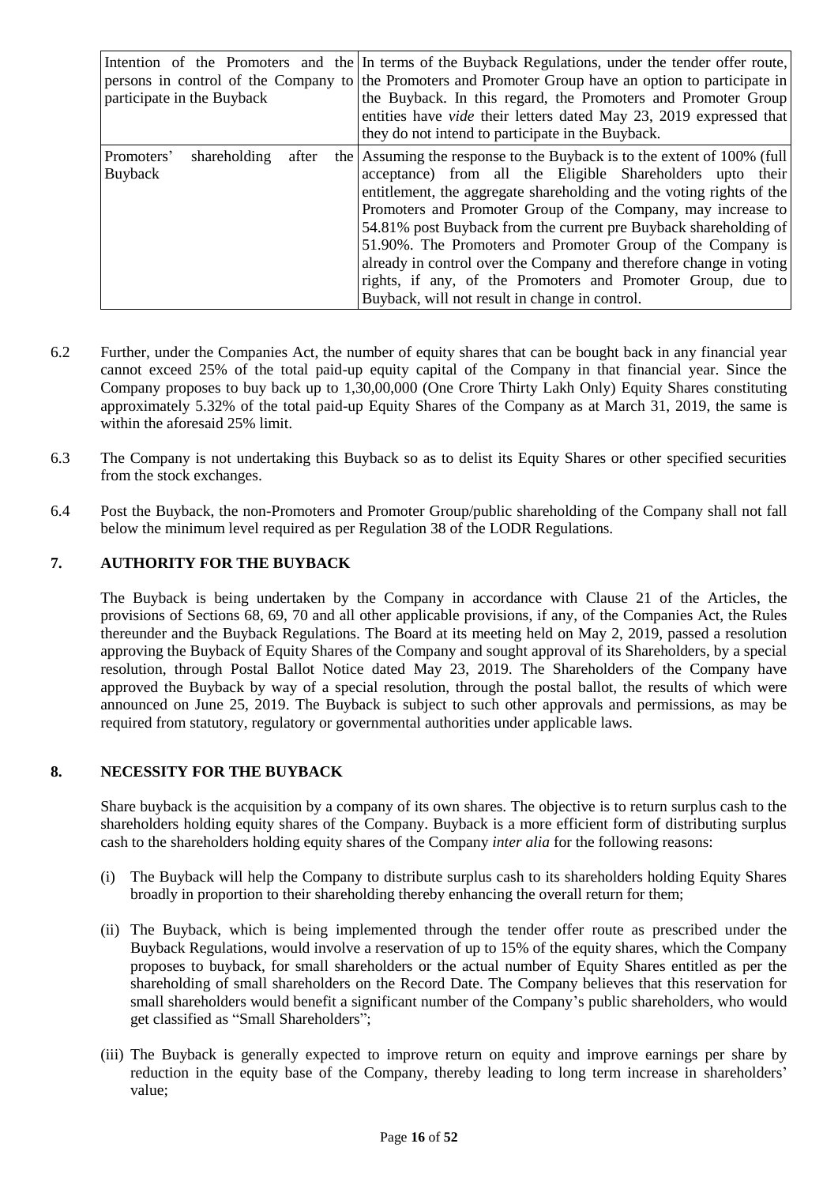| | |
|---|---|
| Intention of the Promoters and the persons in control of the Company to participate in the Buyback | In terms of the Buyback Regulations, under the tender offer route, the Promoters and Promoter Group have an option to participate in the Buyback. In this regard, the Promoters and Promoter Group entities have *vide* their letters dated May 23, 2019 expressed that they do not intend to participate in the Buyback. |
| Promoters' shareholding after the Buyback | Assuming the response to the Buyback is to the extent of 100% (full acceptance) from all the Eligible Shareholders upto their entitlement, the aggregate shareholding and the voting rights of the Promoters and Promoter Group of the Company, may increase to 54.81% post Buyback from the current pre Buyback shareholding of 51.90%. The Promoters and Promoter Group of the Company is already in control over the Company and therefore change in voting rights, if any, of the Promoters and Promoter Group, due to Buyback, will not result in change in control. |

6.2 Further, under the Companies Act, the number of equity shares that can be bought back in any financial year cannot exceed 25% of the total paid-up equity capital of the Company in that financial year. Since the Company proposes to buy back up to 1,30,00,000 (One Crore Thirty Lakh Only) Equity Shares constituting approximately 5.32% of the total paid-up Equity Shares of the Company as at March 31, 2019, the same is within the aforesaid 25% limit.

6.3 The Company is not undertaking this Buyback so as to delist its Equity Shares or other specified securities from the stock exchanges.

6.4 Post the Buyback, the non-Promoters and Promoter Group/public shareholding of the Company shall not fall below the minimum level required as per Regulation 38 of the LODR Regulations.

## 7. AUTHORITY FOR THE BUYBACK

The Buyback is being undertaken by the Company in accordance with Clause 21 of the Articles, the provisions of Sections 68, 69, 70 and all other applicable provisions, if any, of the Companies Act, the Rules thereunder and the Buyback Regulations. The Board at its meeting held on May 2, 2019, passed a resolution approving the Buyback of Equity Shares of the Company and sought approval of its Shareholders, by a special resolution, through Postal Ballot Notice dated May 23, 2019. The Shareholders of the Company have approved the Buyback by way of a special resolution, through the postal ballot, the results of which were announced on June 25, 2019. The Buyback is subject to such other approvals and permissions, as may be required from statutory, regulatory or governmental authorities under applicable laws.

## 8. NECESSITY FOR THE BUYBACK

Share buyback is the acquisition by a company of its own shares. The objective is to return surplus cash to the shareholders holding equity shares of the Company. Buyback is a more efficient form of distributing surplus cash to the shareholders holding equity shares of the Company *inter alia* for the following reasons:

(i) The Buyback will help the Company to distribute surplus cash to its shareholders holding Equity Shares broadly in proportion to their shareholding thereby enhancing the overall return for them;

(ii) The Buyback, which is being implemented through the tender offer route as prescribed under the Buyback Regulations, would involve a reservation of up to 15% of the equity shares, which the Company proposes to buyback, for small shareholders or the actual number of Equity Shares entitled as per the shareholding of small shareholders on the Record Date. The Company believes that this reservation for small shareholders would benefit a significant number of the Company's public shareholders, who would get classified as "Small Shareholders";

(iii) The Buyback is generally expected to improve return on equity and improve earnings per share by reduction in the equity base of the Company, thereby leading to long term increase in shareholders' value;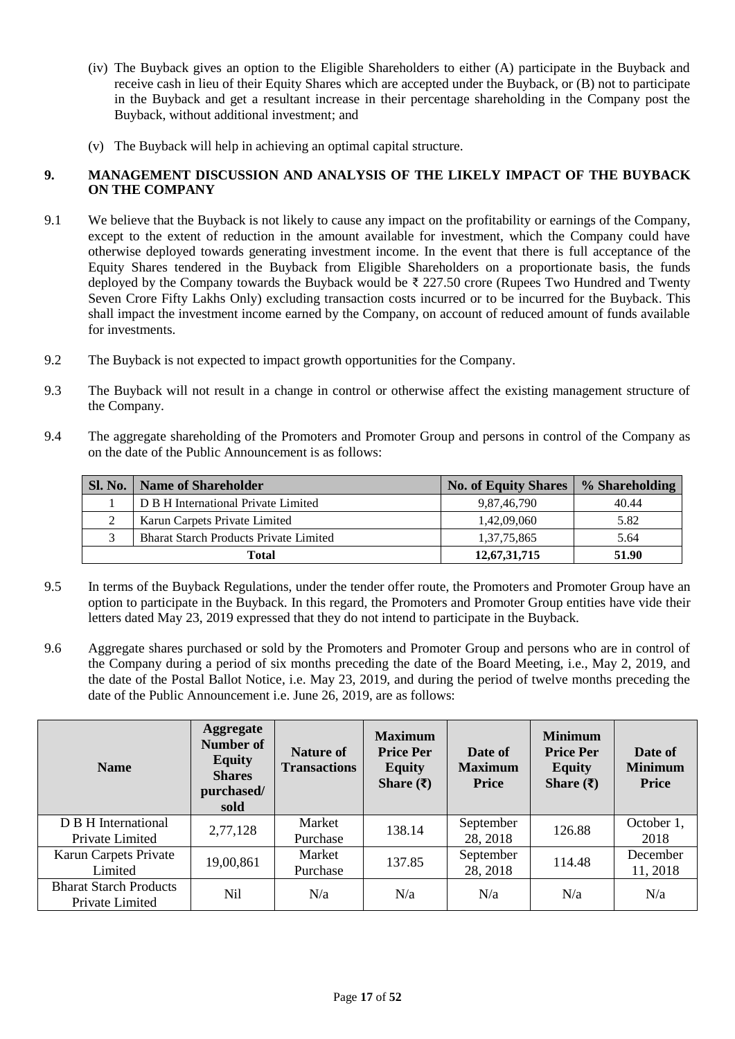(iv) The Buyback gives an option to the Eligible Shareholders to either (A) participate in the Buyback and receive cash in lieu of their Equity Shares which are accepted under the Buyback, or (B) not to participate in the Buyback and get a resultant increase in their percentage shareholding in the Company post the Buyback, without additional investment; and

(v) The Buyback will help in achieving an optimal capital structure.

## 9. MANAGEMENT DISCUSSION AND ANALYSIS OF THE LIKELY IMPACT OF THE BUYBACK ON THE COMPANY

9.1 We believe that the Buyback is not likely to cause any impact on the profitability or earnings of the Company, except to the extent of reduction in the amount available for investment, which the Company could have otherwise deployed towards generating investment income. In the event that there is full acceptance of the Equity Shares tendered in the Buyback from Eligible Shareholders on a proportionate basis, the funds deployed by the Company towards the Buyback would be ₹ 227.50 crore (Rupees Two Hundred and Twenty Seven Crore Fifty Lakhs Only) excluding transaction costs incurred or to be incurred for the Buyback. This shall impact the investment income earned by the Company, on account of reduced amount of funds available for investments.

9.2 The Buyback is not expected to impact growth opportunities for the Company.

9.3 The Buyback will not result in a change in control or otherwise affect the existing management structure of the Company.

9.4 The aggregate shareholding of the Promoters and Promoter Group and persons in control of the Company as on the date of the Public Announcement is as follows:

| Sl. No. | Name of Shareholder | No. of Equity Shares | % Shareholding |
|---|---|---|---|
| 1 | D B H International Private Limited | 9,87,46,790 | 40.44 |
| 2 | Karun Carpets Private Limited | 1,42,09,060 | 5.82 |
| 3 | Bharat Starch Products Private Limited | 1,37,75,865 | 5.64 |
| **Total** | | **12,67,31,715** | **51.90** |

9.5 In terms of the Buyback Regulations, under the tender offer route, the Promoters and Promoter Group have an option to participate in the Buyback. In this regard, the Promoters and Promoter Group entities have vide their letters dated May 23, 2019 expressed that they do not intend to participate in the Buyback.

9.6 Aggregate shares purchased or sold by the Promoters and Promoter Group and persons who are in control of the Company during a period of six months preceding the date of the Board Meeting, i.e., May 2, 2019, and the date of the Postal Ballot Notice, i.e. May 23, 2019, and during the period of twelve months preceding the date of the Public Announcement i.e. June 26, 2019, are as follows:

| Name | Aggregate Number of Equity Shares purchased/ sold | Nature of Transactions | Maximum Price Per Equity Share (₹) | Date of Maximum Price | Minimum Price Per Equity Share (₹) | Date of Minimum Price |
|---|---|---|---|---|---|---|
| D B H International Private Limited | 2,77,128 | Market Purchase | 138.14 | September 28, 2018 | 126.88 | October 1, 2018 |
| Karun Carpets Private Limited | 19,00,861 | Market Purchase | 137.85 | September 28, 2018 | 114.48 | December 11, 2018 |
| Bharat Starch Products Private Limited | Nil | N/a | N/a | N/a | N/a | N/a |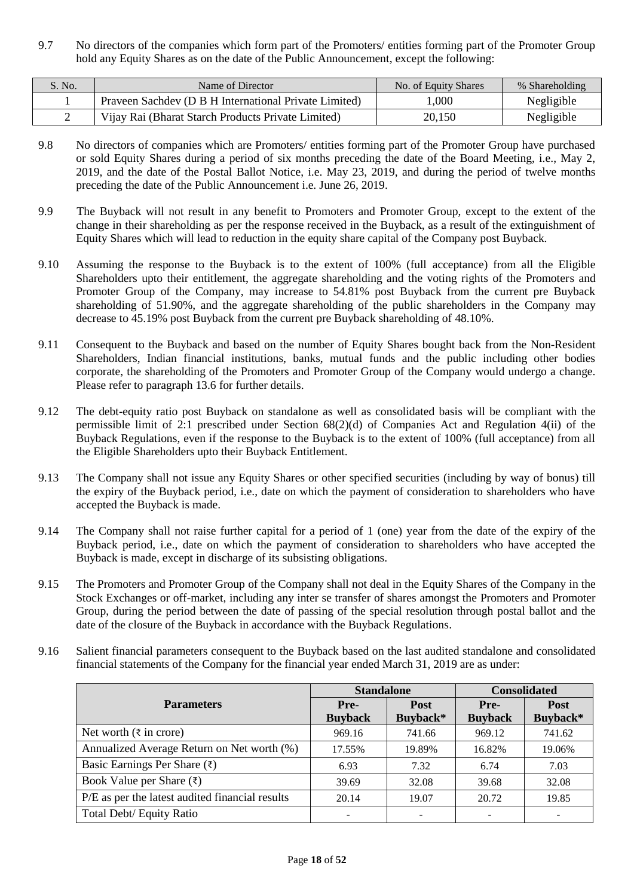9.7 No directors of the companies which form part of the Promoters/ entities forming part of the Promoter Group hold any Equity Shares as on the date of the Public Announcement, except the following:

| S. No. | Name of Director | No. of Equity Shares | % Shareholding |
|---|---|---|---|
| 1 | Praveen Sachdev (D B H International Private Limited) | 1,000 | Negligible |
| 2 | Vijay Rai (Bharat Starch Products Private Limited) | 20,150 | Negligible |

9.8 No directors of companies which are Promoters/ entities forming part of the Promoter Group have purchased or sold Equity Shares during a period of six months preceding the date of the Board Meeting, i.e., May 2, 2019, and the date of the Postal Ballot Notice, i.e. May 23, 2019, and during the period of twelve months preceding the date of the Public Announcement i.e. June 26, 2019.

9.9 The Buyback will not result in any benefit to Promoters and Promoter Group, except to the extent of the change in their shareholding as per the response received in the Buyback, as a result of the extinguishment of Equity Shares which will lead to reduction in the equity share capital of the Company post Buyback.

9.10 Assuming the response to the Buyback is to the extent of 100% (full acceptance) from all the Eligible Shareholders upto their entitlement, the aggregate shareholding and the voting rights of the Promoters and Promoter Group of the Company, may increase to 54.81% post Buyback from the current pre Buyback shareholding of 51.90%, and the aggregate shareholding of the public shareholders in the Company may decrease to 45.19% post Buyback from the current pre Buyback shareholding of 48.10%.

9.11 Consequent to the Buyback and based on the number of Equity Shares bought back from the Non-Resident Shareholders, Indian financial institutions, banks, mutual funds and the public including other bodies corporate, the shareholding of the Promoters and Promoter Group of the Company would undergo a change. Please refer to paragraph 13.6 for further details.

9.12 The debt-equity ratio post Buyback on standalone as well as consolidated basis will be compliant with the permissible limit of 2:1 prescribed under Section 68(2)(d) of Companies Act and Regulation 4(ii) of the Buyback Regulations, even if the response to the Buyback is to the extent of 100% (full acceptance) from all the Eligible Shareholders upto their Buyback Entitlement.

9.13 The Company shall not issue any Equity Shares or other specified securities (including by way of bonus) till the expiry of the Buyback period, i.e., date on which the payment of consideration to shareholders who have accepted the Buyback is made.

9.14 The Company shall not raise further capital for a period of 1 (one) year from the date of the expiry of the Buyback period, i.e., date on which the payment of consideration to shareholders who have accepted the Buyback is made, except in discharge of its subsisting obligations.

9.15 The Promoters and Promoter Group of the Company shall not deal in the Equity Shares of the Company in the Stock Exchanges or off-market, including any inter se transfer of shares amongst the Promoters and Promoter Group, during the period between the date of passing of the special resolution through postal ballot and the date of the closure of the Buyback in accordance with the Buyback Regulations.

9.16 Salient financial parameters consequent to the Buyback based on the last audited standalone and consolidated financial statements of the Company for the financial year ended March 31, 2019 are as under:

| Parameters | Standalone | | Consolidated | |
|---|---|---|---|---|
| | **Pre-Buyback** | **Post Buyback*** | **Pre-Buyback** | **Post Buyback*** |
| Net worth (₹ in crore) | 969.16 | 741.66 | 969.12 | 741.62 |
| Annualized Average Return on Net worth (%) | 17.55% | 19.89% | 16.82% | 19.06% |
| Basic Earnings Per Share (₹) | 6.93 | 7.32 | 6.74 | 7.03 |
| Book Value per Share (₹) | 39.69 | 32.08 | 39.68 | 32.08 |
| P/E as per the latest audited financial results | 20.14 | 19.07 | 20.72 | 19.85 |
| Total Debt/ Equity Ratio | - | - | - | - |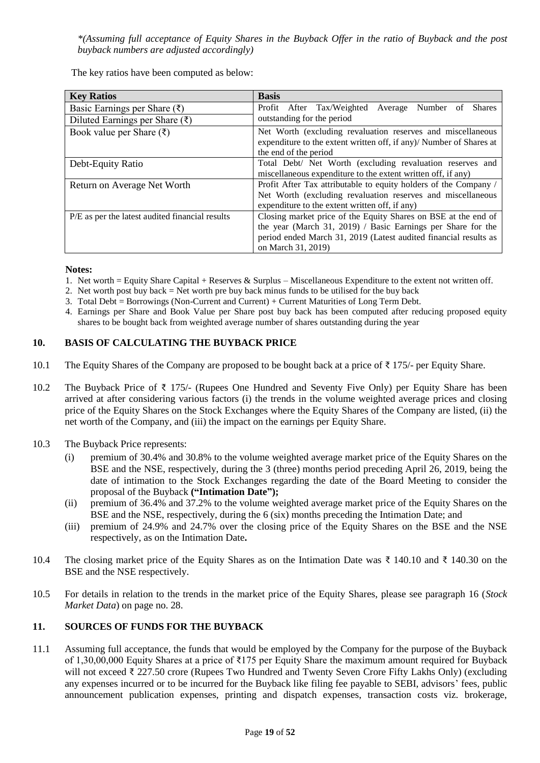*\*(Assuming full acceptance of Equity Shares in the Buyback Offer in the ratio of Buyback and the post buyback numbers are adjusted accordingly)*

The key ratios have been computed as below:

| Key Ratios | Basis |
| --- | --- |
| Basic Earnings per Share (₹) | Profit After Tax/Weighted Average Number of Shares outstanding for the period |
| Diluted Earnings per Share (₹) | |
| Book value per Share (₹) | Net Worth (excluding revaluation reserves and miscellaneous expenditure to the extent written off, if any)/ Number of Shares at the end of the period |
| Debt-Equity Ratio | Total Debt/ Net Worth (excluding revaluation reserves and miscellaneous expenditure to the extent written off, if any) |
| Return on Average Net Worth | Profit After Tax attributable to equity holders of the Company / Net Worth (excluding revaluation reserves and miscellaneous expenditure to the extent written off, if any) |
| P/E as per the latest audited financial results | Closing market price of the Equity Shares on BSE at the end of the year (March 31, 2019) / Basic Earnings per Share for the period ended March 31, 2019 (Latest audited financial results as on March 31, 2019) |

**Notes:**

1. Net worth = Equity Share Capital + Reserves & Surplus – Miscellaneous Expenditure to the extent not written off.
2. Net worth post buy back = Net worth pre buy back minus funds to be utilised for the buy back
3. Total Debt = Borrowings (Non-Current and Current) + Current Maturities of Long Term Debt.
4. Earnings per Share and Book Value per Share post buy back has been computed after reducing proposed equity shares to be bought back from weighted average number of shares outstanding during the year

## 10. BASIS OF CALCULATING THE BUYBACK PRICE

10.1 The Equity Shares of the Company are proposed to be bought back at a price of ₹ 175/- per Equity Share.

10.2 The Buyback Price of ₹ 175/- (Rupees One Hundred and Seventy Five Only) per Equity Share has been arrived at after considering various factors (i) the trends in the volume weighted average prices and closing price of the Equity Shares on the Stock Exchanges where the Equity Shares of the Company are listed, (ii) the net worth of the Company, and (iii) the impact on the earnings per Equity Share.

10.3 The Buyback Price represents:

(i) premium of 30.4% and 30.8% to the volume weighted average market price of the Equity Shares on the BSE and the NSE, respectively, during the 3 (three) months period preceding April 26, 2019, being the date of intimation to the Stock Exchanges regarding the date of the Board Meeting to consider the proposal of the Buyback **("Intimation Date");**

(ii) premium of 36.4% and 37.2% to the volume weighted average market price of the Equity Shares on the BSE and the NSE, respectively, during the 6 (six) months preceding the Intimation Date; and

(iii) premium of 24.9% and 24.7% over the closing price of the Equity Shares on the BSE and the NSE respectively, as on the Intimation Date**.**

10.4 The closing market price of the Equity Shares as on the Intimation Date was ₹ 140.10 and ₹ 140.30 on the BSE and the NSE respectively.

10.5 For details in relation to the trends in the market price of the Equity Shares, please see paragraph 16 (*Stock Market Data*) on page no. 28.

## 11. SOURCES OF FUNDS FOR THE BUYBACK

11.1 Assuming full acceptance, the funds that would be employed by the Company for the purpose of the Buyback of 1,30,00,000 Equity Shares at a price of ₹175 per Equity Share the maximum amount required for Buyback will not exceed ₹ 227.50 crore (Rupees Two Hundred and Twenty Seven Crore Fifty Lakhs Only) (excluding any expenses incurred or to be incurred for the Buyback like filing fee payable to SEBI, advisors' fees, public announcement publication expenses, printing and dispatch expenses, transaction costs viz. brokerage,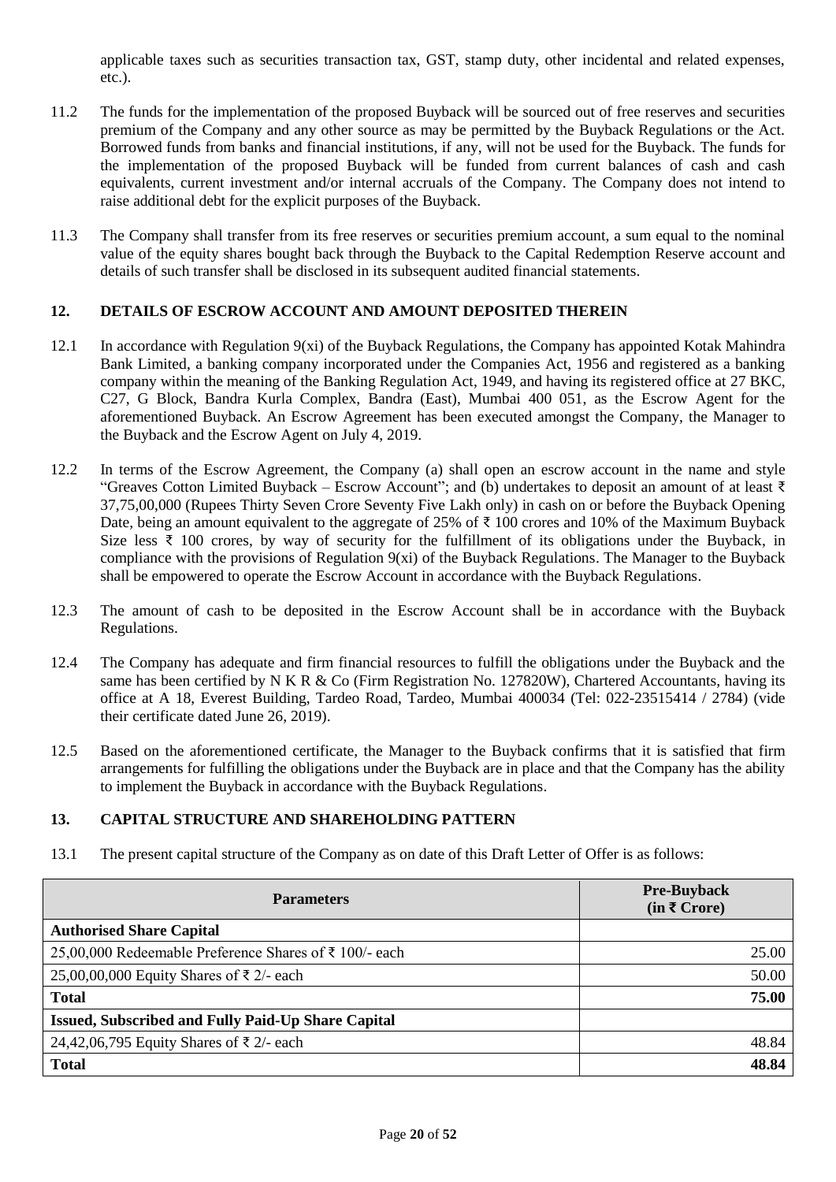applicable taxes such as securities transaction tax, GST, stamp duty, other incidental and related expenses, etc.).

11.2 The funds for the implementation of the proposed Buyback will be sourced out of free reserves and securities premium of the Company and any other source as may be permitted by the Buyback Regulations or the Act. Borrowed funds from banks and financial institutions, if any, will not be used for the Buyback. The funds for the implementation of the proposed Buyback will be funded from current balances of cash and cash equivalents, current investment and/or internal accruals of the Company. The Company does not intend to raise additional debt for the explicit purposes of the Buyback.

11.3 The Company shall transfer from its free reserves or securities premium account, a sum equal to the nominal value of the equity shares bought back through the Buyback to the Capital Redemption Reserve account and details of such transfer shall be disclosed in its subsequent audited financial statements.

## 12. DETAILS OF ESCROW ACCOUNT AND AMOUNT DEPOSITED THEREIN

12.1 In accordance with Regulation 9(xi) of the Buyback Regulations, the Company has appointed Kotak Mahindra Bank Limited, a banking company incorporated under the Companies Act, 1956 and registered as a banking company within the meaning of the Banking Regulation Act, 1949, and having its registered office at 27 BKC, C27, G Block, Bandra Kurla Complex, Bandra (East), Mumbai 400 051, as the Escrow Agent for the aforementioned Buyback. An Escrow Agreement has been executed amongst the Company, the Manager to the Buyback and the Escrow Agent on July 4, 2019.

12.2 In terms of the Escrow Agreement, the Company (a) shall open an escrow account in the name and style "Greaves Cotton Limited Buyback – Escrow Account"; and (b) undertakes to deposit an amount of at least ₹ 37,75,00,000 (Rupees Thirty Seven Crore Seventy Five Lakh only) in cash on or before the Buyback Opening Date, being an amount equivalent to the aggregate of 25% of ₹ 100 crores and 10% of the Maximum Buyback Size less ₹ 100 crores, by way of security for the fulfillment of its obligations under the Buyback, in compliance with the provisions of Regulation 9(xi) of the Buyback Regulations. The Manager to the Buyback shall be empowered to operate the Escrow Account in accordance with the Buyback Regulations.

12.3 The amount of cash to be deposited in the Escrow Account shall be in accordance with the Buyback Regulations.

12.4 The Company has adequate and firm financial resources to fulfill the obligations under the Buyback and the same has been certified by N K R & Co (Firm Registration No. 127820W), Chartered Accountants, having its office at A 18, Everest Building, Tardeo Road, Tardeo, Mumbai 400034 (Tel: 022-23515414 / 2784) (vide their certificate dated June 26, 2019).

12.5 Based on the aforementioned certificate, the Manager to the Buyback confirms that it is satisfied that firm arrangements for fulfilling the obligations under the Buyback are in place and that the Company has the ability to implement the Buyback in accordance with the Buyback Regulations.

## 13. CAPITAL STRUCTURE AND SHAREHOLDING PATTERN

13.1 The present capital structure of the Company as on date of this Draft Letter of Offer is as follows:

| Parameters | Pre-Buyback (in ₹ Crore) |
|---|---|
| **Authorised Share Capital** | |
| 25,00,000 Redeemable Preference Shares of ₹ 100/- each | 25.00 |
| 25,00,00,000 Equity Shares of ₹ 2/- each | 50.00 |
| **Total** | **75.00** |
| **Issued, Subscribed and Fully Paid-Up Share Capital** | |
| 24,42,06,795 Equity Shares of ₹ 2/- each | 48.84 |
| **Total** | **48.84** |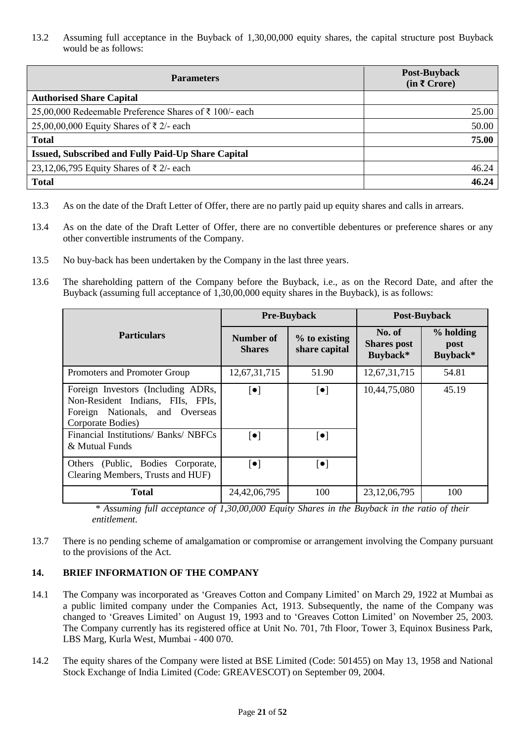13.2 Assuming full acceptance in the Buyback of 1,30,00,000 equity shares, the capital structure post Buyback would be as follows:

| Parameters | Post-Buyback (in ₹ Crore) |
|---|---|
| **Authorised Share Capital** | |
| 25,00,000 Redeemable Preference Shares of ₹ 100/- each | 25.00 |
| 25,00,00,000 Equity Shares of ₹ 2/- each | 50.00 |
| **Total** | **75.00** |
| **Issued, Subscribed and Fully Paid-Up Share Capital** | |
| 23,12,06,795 Equity Shares of ₹ 2/- each | 46.24 |
| **Total** | **46.24** |

13.3 As on the date of the Draft Letter of Offer, there are no partly paid up equity shares and calls in arrears.

13.4 As on the date of the Draft Letter of Offer, there are no convertible debentures or preference shares or any other convertible instruments of the Company.

13.5 No buy-back has been undertaken by the Company in the last three years.

13.6 The shareholding pattern of the Company before the Buyback, i.e., as on the Record Date, and after the Buyback (assuming full acceptance of 1,30,00,000 equity shares in the Buyback), is as follows:

| Particulars | Pre-Buyback | | Post-Buyback | |
|---|---|---|---|---|
| | Number of Shares | % to existing share capital | No. of Shares post Buyback* | % holding post Buyback* |
| Promoters and Promoter Group | 12,67,31,715 | 51.90 | 12,67,31,715 | 54.81 |
| Foreign Investors (Including ADRs, Non-Resident Indians, FIIs, FPIs, Foreign Nationals, and Overseas Corporate Bodies) | [●] | [●] | 10,44,75,080 | 45.19 |
| Financial Institutions/ Banks/ NBFCs & Mutual Funds | [●] | [●] | | |
| Others (Public, Bodies Corporate, Clearing Members, Trusts and HUF) | [●] | [●] | | |
| **Total** | 24,42,06,795 | 100 | 23,12,06,795 | 100 |

*\* Assuming full acceptance of 1,30,00,000 Equity Shares in the Buyback in the ratio of their entitlement.*

13.7 There is no pending scheme of amalgamation or compromise or arrangement involving the Company pursuant to the provisions of the Act.

## 14. BRIEF INFORMATION OF THE COMPANY

14.1 The Company was incorporated as 'Greaves Cotton and Company Limited' on March 29, 1922 at Mumbai as a public limited company under the Companies Act, 1913. Subsequently, the name of the Company was changed to 'Greaves Limited' on August 19, 1993 and to 'Greaves Cotton Limited' on November 25, 2003. The Company currently has its registered office at Unit No. 701, 7th Floor, Tower 3, Equinox Business Park, LBS Marg, Kurla West, Mumbai - 400 070.

14.2 The equity shares of the Company were listed at BSE Limited (Code: 501455) on May 13, 1958 and National Stock Exchange of India Limited (Code: GREAVESCOT) on September 09, 2004.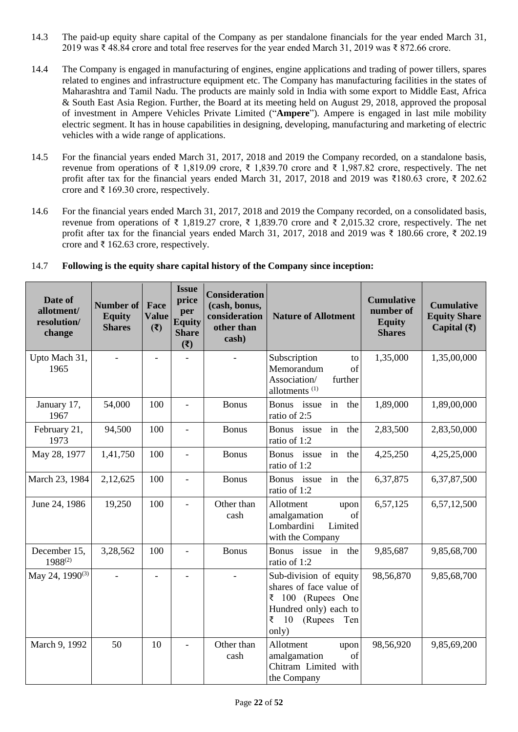14.3 The paid-up equity share capital of the Company as per standalone financials for the year ended March 31, 2019 was ₹ 48.84 crore and total free reserves for the year ended March 31, 2019 was ₹ 872.66 crore.

14.4 The Company is engaged in manufacturing of engines, engine applications and trading of power tillers, spares related to engines and infrastructure equipment etc. The Company has manufacturing facilities in the states of Maharashtra and Tamil Nadu. The products are mainly sold in India with some export to Middle East, Africa & South East Asia Region. Further, the Board at its meeting held on August 29, 2018, approved the proposal of investment in Ampere Vehicles Private Limited ("**Ampere**"). Ampere is engaged in last mile mobility electric segment. It has in house capabilities in designing, developing, manufacturing and marketing of electric vehicles with a wide range of applications.

14.5 For the financial years ended March 31, 2017, 2018 and 2019 the Company recorded, on a standalone basis, revenue from operations of ₹ 1,819.09 crore, ₹ 1,839.70 crore and ₹ 1,987.82 crore, respectively. The net profit after tax for the financial years ended March 31, 2017, 2018 and 2019 was ₹180.63 crore, ₹ 202.62 crore and ₹ 169.30 crore, respectively.

14.6 For the financial years ended March 31, 2017, 2018 and 2019 the Company recorded, on a consolidated basis, revenue from operations of ₹ 1,819.27 crore, ₹ 1,839.70 crore and ₹ 2,015.32 crore, respectively. The net profit after tax for the financial years ended March 31, 2017, 2018 and 2019 was ₹ 180.66 crore, ₹ 202.19 crore and ₹ 162.63 crore, respectively.

14.7 **Following is the equity share capital history of the Company since inception:**

| Date of allotment/ resolution/ change | Number of Equity Shares | Face Value (₹) | Issue price per Equity Share (₹) | Consideration (cash, bonus, consideration other than cash) | Nature of Allotment | Cumulative number of Equity Shares | Cumulative Equity Share Capital (₹) |
|---|---|---|---|---|---|---|---|
| Upto Mach 31, 1965 | - | - | - | - | Subscription to Memorandum of Association/ further allotments [(1)] | 1,35,000 | 1,35,00,000 |
| January 17, 1967 | 54,000 | 100 | - | Bonus | Bonus issue in the ratio of 2:5 | 1,89,000 | 1,89,00,000 |
| February 21, 1973 | 94,500 | 100 | - | Bonus | Bonus issue in the ratio of 1:2 | 2,83,500 | 2,83,50,000 |
| May 28, 1977 | 1,41,750 | 100 | - | Bonus | Bonus issue in the ratio of 1:2 | 4,25,250 | 4,25,25,000 |
| March 23, 1984 | 2,12,625 | 100 | - | Bonus | Bonus issue in the ratio of 1:2 | 6,37,875 | 6,37,87,500 |
| June 24, 1986 | 19,250 | 100 | - | Other than cash | Allotment upon amalgamation of Lombardini Limited with the Company | 6,57,125 | 6,57,12,500 |
| December 15, 1988[(2)] | 3,28,562 | 100 | - | Bonus | Bonus issue in the ratio of 1:2 | 9,85,687 | 9,85,68,700 |
| May 24, 1990[(3)] | - | - | - | - | Sub-division of equity shares of face value of ₹ 100 (Rupees One Hundred only) each to ₹ 10 (Rupees Ten only) | 98,56,870 | 9,85,68,700 |
| March 9, 1992 | 50 | 10 | - | Other than cash | Allotment upon amalgamation of Chitram Limited with the Company | 98,56,920 | 9,85,69,200 |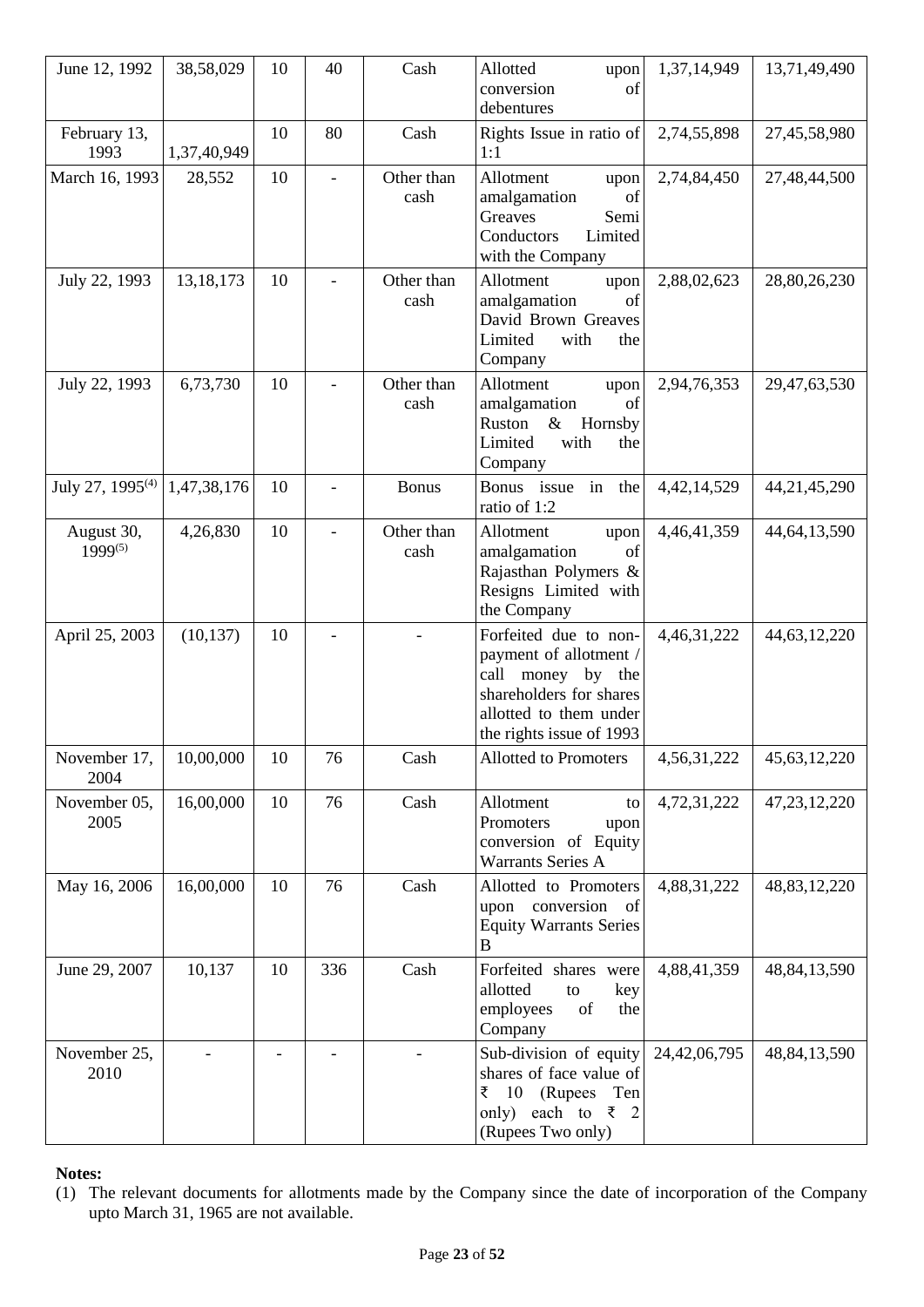| June 12, 1992 | 38,58,029 | 10 | 40 | Cash | Allotted upon conversion of debentures | 1,37,14,949 | 13,71,49,490 |
|---|---|---|---|---|---|---|---|
| February 13, 1993 | 1,37,40,949 | 10 | 80 | Cash | Rights Issue in ratio of 1:1 | 2,74,55,898 | 27,45,58,980 |
| March 16, 1993 | 28,552 | 10 | - | Other than cash | Allotment upon amalgamation of Greaves Semi Conductors Limited with the Company | 2,74,84,450 | 27,48,44,500 |
| July 22, 1993 | 13,18,173 | 10 | - | Other than cash | Allotment upon amalgamation of David Brown Greaves Limited with the Company | 2,88,02,623 | 28,80,26,230 |
| July 22, 1993 | 6,73,730 | 10 | - | Other than cash | Allotment upon amalgamation of Ruston & Hornsby Limited with the Company | 2,94,76,353 | 29,47,63,530 |
| July 27, 1995(4) | 1,47,38,176 | 10 | - | Bonus | Bonus issue in the ratio of 1:2 | 4,42,14,529 | 44,21,45,290 |
| August 30, 1999(5) | 4,26,830 | 10 | - | Other than cash | Allotment upon amalgamation of Rajasthan Polymers & Resigns Limited with the Company | 4,46,41,359 | 44,64,13,590 |
| April 25, 2003 | (10,137) | 10 | - | - | Forfeited due to non-payment of allotment / call money by the shareholders for shares allotted to them under the rights issue of 1993 | 4,46,31,222 | 44,63,12,220 |
| November 17, 2004 | 10,00,000 | 10 | 76 | Cash | Allotted to Promoters | 4,56,31,222 | 45,63,12,220 |
| November 05, 2005 | 16,00,000 | 10 | 76 | Cash | Allotment to Promoters upon conversion of Equity Warrants Series A | 4,72,31,222 | 47,23,12,220 |
| May 16, 2006 | 16,00,000 | 10 | 76 | Cash | Allotted to Promoters upon conversion of Equity Warrants Series B | 4,88,31,222 | 48,83,12,220 |
| June 29, 2007 | 10,137 | 10 | 336 | Cash | Forfeited shares were allotted to key employees of the Company | 4,88,41,359 | 48,84,13,590 |
| November 25, 2010 | - | - | - | - | Sub-division of equity shares of face value of ₹ 10 (Rupees Ten only) each to ₹ 2 (Rupees Two only) | 24,42,06,795 | 48,84,13,590 |

**Notes:**

(1) The relevant documents for allotments made by the Company since the date of incorporation of the Company upto March 31, 1965 are not available.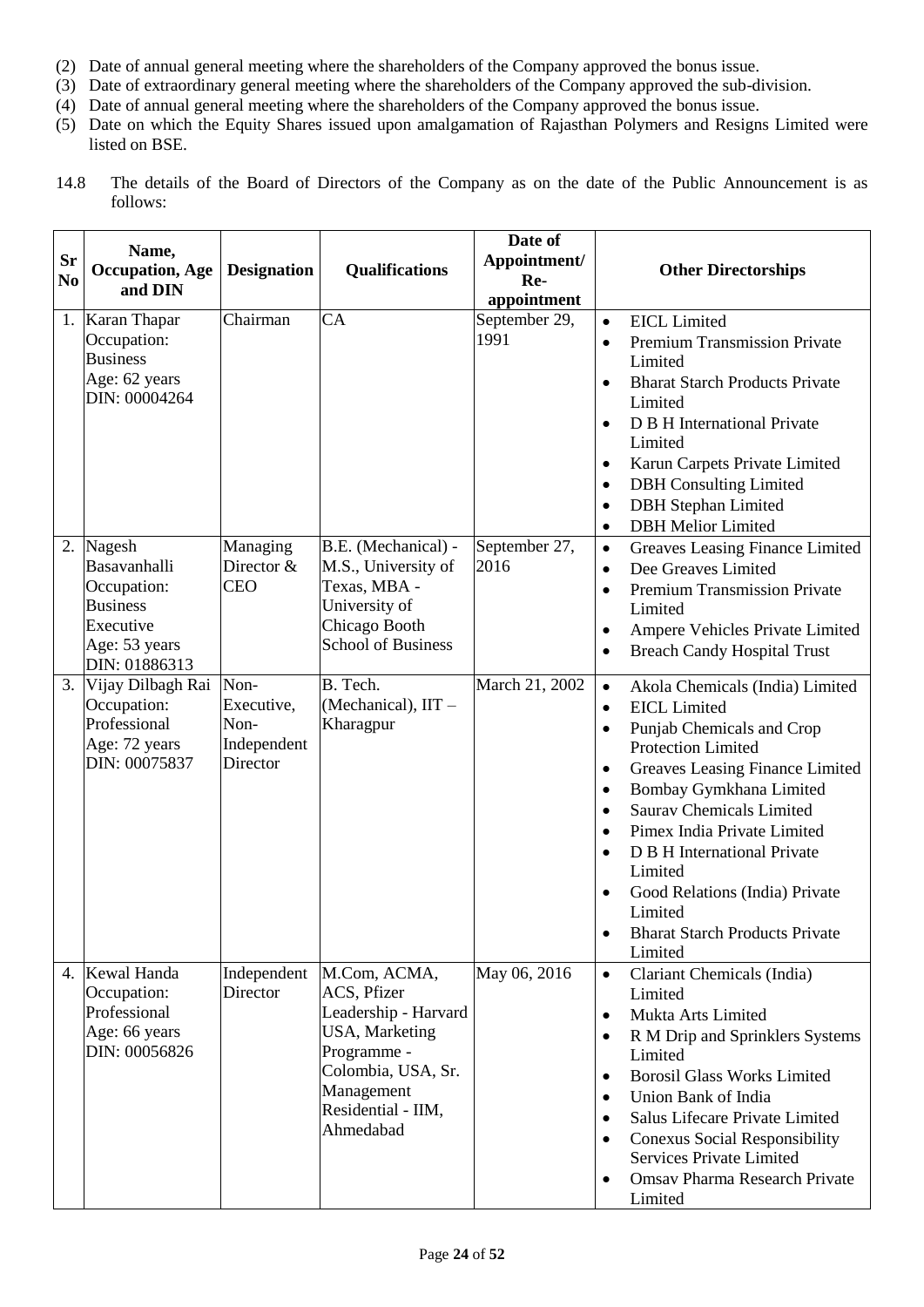(2) Date of annual general meeting where the shareholders of the Company approved the bonus issue.
(3) Date of extraordinary general meeting where the shareholders of the Company approved the sub-division.
(4) Date of annual general meeting where the shareholders of the Company approved the bonus issue.
(5) Date on which the Equity Shares issued upon amalgamation of Rajasthan Polymers and Resigns Limited were listed on BSE.

14.8 The details of the Board of Directors of the Company as on the date of the Public Announcement is as follows:

| Sr No | Name, Occupation, Age and DIN | Designation | Qualifications | Date of Appointment/ Re-appointment | Other Directorships |
|---|---|---|---|---|---|
| 1. | Karan Thapar<br>Occupation: Business<br>Age: 62 years<br>DIN: 00004264 | Chairman | CA | September 29, 1991 | • EICL Limited<br>• Premium Transmission Private Limited<br>• Bharat Starch Products Private Limited<br>• D B H International Private Limited<br>• Karun Carpets Private Limited<br>• DBH Consulting Limited<br>• DBH Stephan Limited<br>• DBH Melior Limited |
| 2. | Nagesh Basavanhalli<br>Occupation: Business Executive<br>Age: 53 years<br>DIN: 01886313 | Managing Director & CEO | B.E. (Mechanical) - M.S., University of Texas, MBA - University of Chicago Booth School of Business | September 27, 2016 | • Greaves Leasing Finance Limited<br>• Dee Greaves Limited<br>• Premium Transmission Private Limited<br>• Ampere Vehicles Private Limited<br>• Breach Candy Hospital Trust |
| 3. | Vijay Dilbagh Rai<br>Occupation: Professional<br>Age: 72 years<br>DIN: 00075837 | Non-Executive, Non-Independent Director | B. Tech. (Mechanical), IIT – Kharagpur | March 21, 2002 | • Akola Chemicals (India) Limited<br>• EICL Limited<br>• Punjab Chemicals and Crop Protection Limited<br>• Greaves Leasing Finance Limited<br>• Bombay Gymkhana Limited<br>• Saurav Chemicals Limited<br>• Pimex India Private Limited<br>• D B H International Private Limited<br>• Good Relations (India) Private Limited<br>• Bharat Starch Products Private Limited |
| 4. | Kewal Handa<br>Occupation: Professional<br>Age: 66 years<br>DIN: 00056826 | Independent Director | M.Com, ACMA, ACS, Pfizer Leadership - Harvard USA, Marketing Programme - Colombia, USA, Sr. Management Residential - IIM, Ahmedabad | May 06, 2016 | • Clariant Chemicals (India) Limited<br>• Mukta Arts Limited<br>• R M Drip and Sprinklers Systems Limited<br>• Borosil Glass Works Limited<br>• Union Bank of India<br>• Salus Lifecare Private Limited<br>• Conexus Social Responsibility Services Private Limited<br>• Omsav Pharma Research Private Limited |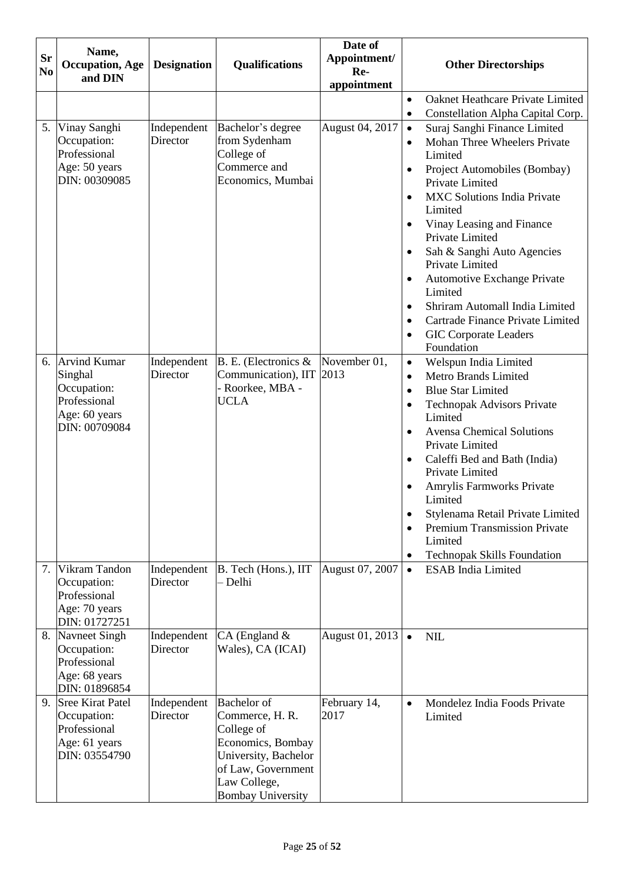| Sr No | Name, Occupation, Age and DIN | Designation | Qualifications | Date of Appointment/ Re-appointment | Other Directorships |
|---|---|---|---|---|---|
| | | | | | • Oaknet Heathcare Private Limited<br>• Constellation Alpha Capital Corp. |
| 5. | Vinay Sanghi<br>Occupation: Professional<br>Age: 50 years<br>DIN: 00309085 | Independent Director | Bachelor's degree from Sydenham College of Commerce and Economics, Mumbai | August 04, 2017 | • Suraj Sanghi Finance Limited<br>• Mohan Three Wheelers Private Limited<br>• Project Automobiles (Bombay) Private Limited<br>• MXC Solutions India Private Limited<br>• Vinay Leasing and Finance Private Limited<br>• Sah & Sanghi Auto Agencies Private Limited<br>• Automotive Exchange Private Limited<br>• Shriram Automall India Limited<br>• Cartrade Finance Private Limited<br>• GIC Corporate Leaders Foundation |
| 6. | Arvind Kumar Singhal<br>Occupation: Professional<br>Age: 60 years<br>DIN: 00709084 | Independent Director | B. E. (Electronics & Communication), IIT - Roorkee, MBA - UCLA | November 01, 2013 | • Welspun India Limited<br>• Metro Brands Limited<br>• Blue Star Limited<br>• Technopak Advisors Private Limited<br>• Avensa Chemical Solutions Private Limited<br>• Caleffi Bed and Bath (India) Private Limited<br>• Amrylis Farmworks Private Limited<br>• Stylenama Retail Private Limited<br>• Premium Transmission Private Limited<br>• Technopak Skills Foundation |
| 7. | Vikram Tandon<br>Occupation: Professional<br>Age: 70 years<br>DIN: 01727251 | Independent Director | B. Tech (Hons.), IIT – Delhi | August 07, 2007 | • ESAB India Limited |
| 8. | Navneet Singh<br>Occupation: Professional<br>Age: 68 years<br>DIN: 01896854 | Independent Director | CA (England & Wales), CA (ICAI) | August 01, 2013 | • NIL |
| 9. | Sree Kirat Patel<br>Occupation: Professional<br>Age: 61 years<br>DIN: 03554790 | Independent Director | Bachelor of Commerce, H. R. College of Economics, Bombay University, Bachelor of Law, Government Law College, Bombay University | February 14, 2017 | • Mondelez India Foods Private Limited |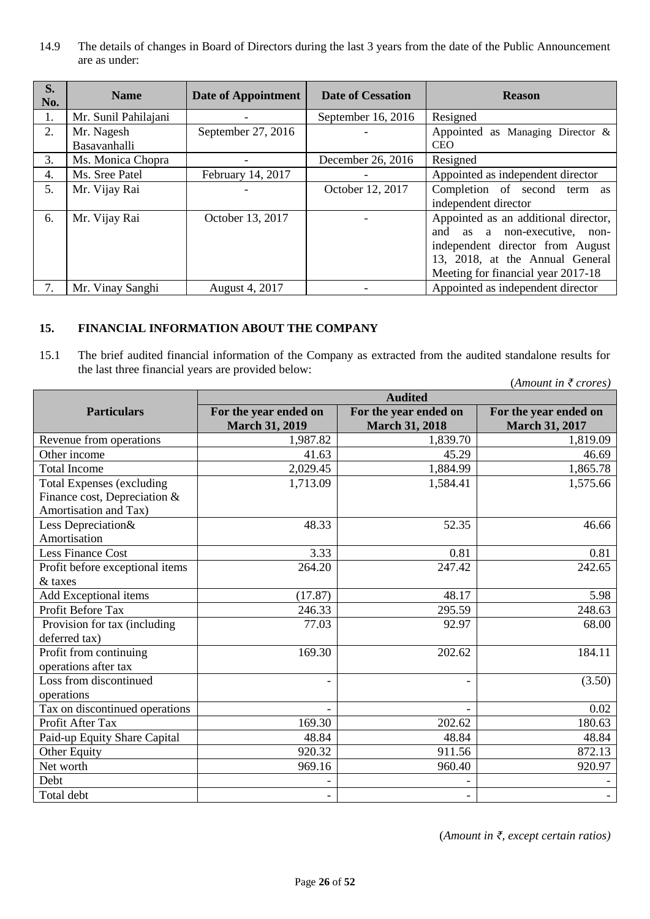14.9 The details of changes in Board of Directors during the last 3 years from the date of the Public Announcement are as under:

| S. No. | Name | Date of Appointment | Date of Cessation | Reason |
|---|---|---|---|---|
| 1. | Mr. Sunil Pahilajani | - | September 16, 2016 | Resigned |
| 2. | Mr. Nagesh Basavanhalli | September 27, 2016 | - | Appointed as Managing Director & CEO |
| 3. | Ms. Monica Chopra | - | December 26, 2016 | Resigned |
| 4. | Ms. Sree Patel | February 14, 2017 | - | Appointed as independent director |
| 5. | Mr. Vijay Rai | - | October 12, 2017 | Completion of second term as independent director |
| 6. | Mr. Vijay Rai | October 13, 2017 | - | Appointed as an additional director, and as a non-executive, non-independent director from August 13, 2018, at the Annual General Meeting for financial year 2017-18 |
| 7. | Mr. Vinay Sanghi | August 4, 2017 | - | Appointed as independent director |

## 15. FINANCIAL INFORMATION ABOUT THE COMPANY

15.1 The brief audited financial information of the Company as extracted from the audited standalone results for the last three financial years are provided below:

(*Amount in ₹ crores)*

| Particulars | Audited | | |
|---|---|---|---|
| | **For the year ended on March 31, 2019** | **For the year ended on March 31, 2018** | **For the year ended on March 31, 2017** |
| Revenue from operations | 1,987.82 | 1,839.70 | 1,819.09 |
| Other income | 41.63 | 45.29 | 46.69 |
| Total Income | 2,029.45 | 1,884.99 | 1,865.78 |
| Total Expenses (excluding Finance cost, Depreciation & Amortisation and Tax) | 1,713.09 | 1,584.41 | 1,575.66 |
| Less Depreciation& Amortisation | 48.33 | 52.35 | 46.66 |
| Less Finance Cost | 3.33 | 0.81 | 0.81 |
| Profit before exceptional items & taxes | 264.20 | 247.42 | 242.65 |
| Add Exceptional items | (17.87) | 48.17 | 5.98 |
| Profit Before Tax | 246.33 | 295.59 | 248.63 |
| Provision for tax (including deferred tax) | 77.03 | 92.97 | 68.00 |
| Profit from continuing operations after tax | 169.30 | 202.62 | 184.11 |
| Loss from discontinued operations | - | - | (3.50) |
| Tax on discontinued operations | - | - | 0.02 |
| Profit After Tax | 169.30 | 202.62 | 180.63 |
| Paid-up Equity Share Capital | 48.84 | 48.84 | 48.84 |
| Other Equity | 920.32 | 911.56 | 872.13 |
| Net worth | 969.16 | 960.40 | 920.97 |
| Debt | - | - | - |
| Total debt | - | - | - |

(*Amount in ₹, except certain ratios)*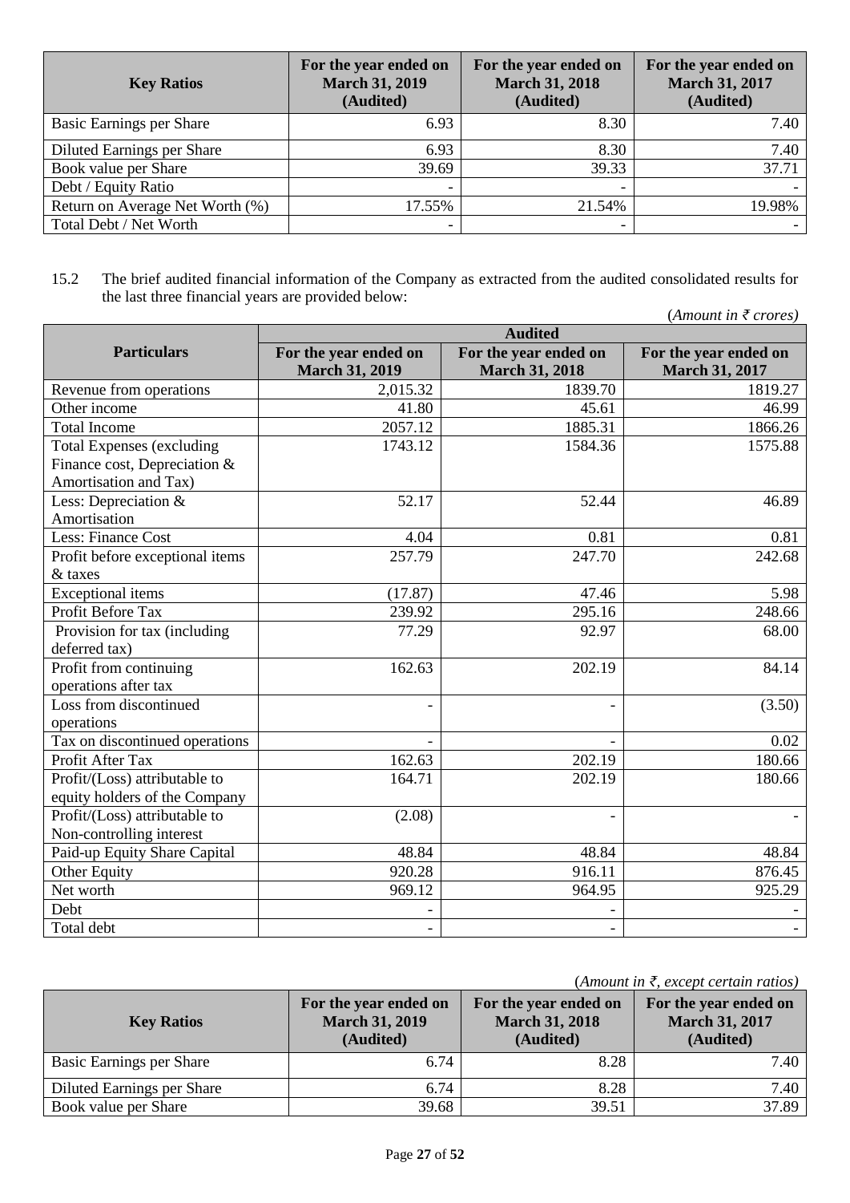| Key Ratios | For the year ended on March 31, 2019 (Audited) | For the year ended on March 31, 2018 (Audited) | For the year ended on March 31, 2017 (Audited) |
|---|---|---|---|
| Basic Earnings per Share | 6.93 | 8.30 | 7.40 |
| Diluted Earnings per Share | 6.93 | 8.30 | 7.40 |
| Book value per Share | 39.69 | 39.33 | 37.71 |
| Debt / Equity Ratio | - | - | - |
| Return on Average Net Worth (%) | 17.55% | 21.54% | 19.98% |
| Total Debt / Net Worth | - | - | - |

15.2 The brief audited financial information of the Company as extracted from the audited consolidated results for the last three financial years are provided below:

(*Amount in ₹ crores*)

| Particulars | Audited | | |
|---|---|---|---|
| | For the year ended on March 31, 2019 | For the year ended on March 31, 2018 | For the year ended on March 31, 2017 |
| Revenue from operations | 2,015.32 | 1839.70 | 1819.27 |
| Other income | 41.80 | 45.61 | 46.99 |
| Total Income | 2057.12 | 1885.31 | 1866.26 |
| Total Expenses (excluding Finance cost, Depreciation & Amortisation and Tax) | 1743.12 | 1584.36 | 1575.88 |
| Less: Depreciation & Amortisation | 52.17 | 52.44 | 46.89 |
| Less: Finance Cost | 4.04 | 0.81 | 0.81 |
| Profit before exceptional items & taxes | 257.79 | 247.70 | 242.68 |
| Exceptional items | (17.87) | 47.46 | 5.98 |
| Profit Before Tax | 239.92 | 295.16 | 248.66 |
| Provision for tax (including deferred tax) | 77.29 | 92.97 | 68.00 |
| Profit from continuing operations after tax | 162.63 | 202.19 | 84.14 |
| Loss from discontinued operations | - | - | (3.50) |
| Tax on discontinued operations | - | - | 0.02 |
| Profit After Tax | 162.63 | 202.19 | 180.66 |
| Profit/(Loss) attributable to equity holders of the Company | 164.71 | 202.19 | 180.66 |
| Profit/(Loss) attributable to Non-controlling interest | (2.08) | - | - |
| Paid-up Equity Share Capital | 48.84 | 48.84 | 48.84 |
| Other Equity | 920.28 | 916.11 | 876.45 |
| Net worth | 969.12 | 964.95 | 925.29 |
| Debt | - | - | - |
| Total debt | - | - | - |

(*Amount in ₹, except certain ratios*)

| Key Ratios | For the year ended on March 31, 2019 (Audited) | For the year ended on March 31, 2018 (Audited) | For the year ended on March 31, 2017 (Audited) |
|---|---|---|---|
| Basic Earnings per Share | 6.74 | 8.28 | 7.40 |
| Diluted Earnings per Share | 6.74 | 8.28 | 7.40 |
| Book value per Share | 39.68 | 39.51 | 37.89 |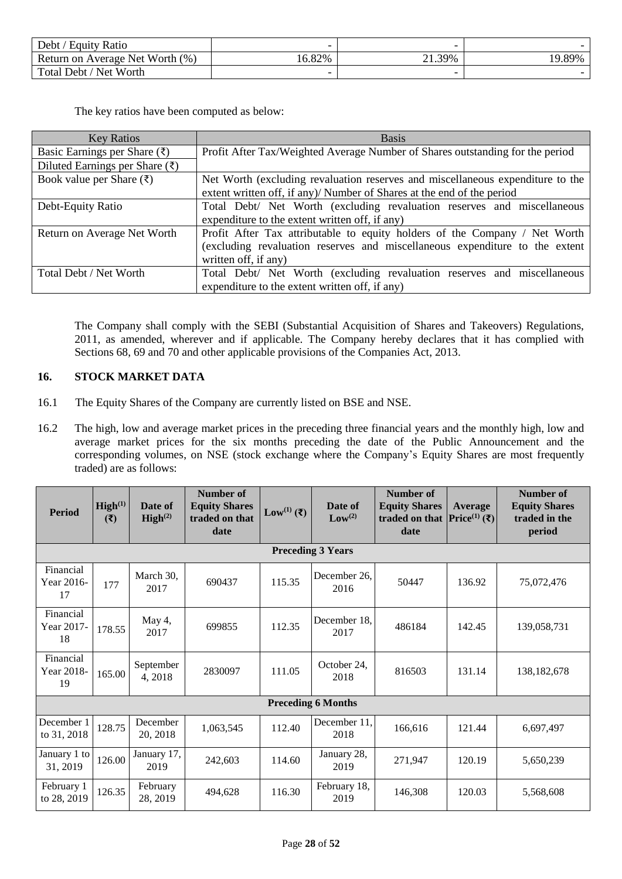| Debt / Equity Ratio | - | - | - |
|---|---|---|---|
| Return on Average Net Worth (%) | 16.82% | 21.39% | 19.89% |
| Total Debt / Net Worth | - | - | - |

The key ratios have been computed as below:

| Key Ratios | Basis |
|---|---|
| Basic Earnings per Share (₹) | Profit After Tax/Weighted Average Number of Shares outstanding for the period |
| Diluted Earnings per Share (₹) | |
| Book value per Share (₹) | Net Worth (excluding revaluation reserves and miscellaneous expenditure to the extent written off, if any)/ Number of Shares at the end of the period |
| Debt-Equity Ratio | Total Debt/ Net Worth (excluding revaluation reserves and miscellaneous expenditure to the extent written off, if any) |
| Return on Average Net Worth | Profit After Tax attributable to equity holders of the Company / Net Worth (excluding revaluation reserves and miscellaneous expenditure to the extent written off, if any) |
| Total Debt / Net Worth | Total Debt/ Net Worth (excluding revaluation reserves and miscellaneous expenditure to the extent written off, if any) |

The Company shall comply with the SEBI (Substantial Acquisition of Shares and Takeovers) Regulations, 2011, as amended, wherever and if applicable. The Company hereby declares that it has complied with Sections 68, 69 and 70 and other applicable provisions of the Companies Act, 2013.

## 16. STOCK MARKET DATA

16.1 The Equity Shares of the Company are currently listed on BSE and NSE.

16.2 The high, low and average market prices in the preceding three financial years and the monthly high, low and average market prices for the six months preceding the date of the Public Announcement and the corresponding volumes, on NSE (stock exchange where the Company's Equity Shares are most frequently traded) are as follows:

| Period | High(1) (₹) | Date of High(2) | Number of Equity Shares traded on that date | Low(1) (₹) | Date of Low(2) | Number of Equity Shares traded on that date | Average Price(1) (₹) | Number of Equity Shares traded in the period |
|---|---|---|---|---|---|---|---|---|
| **Preceding 3 Years** | | | | | | | | |
| Financial Year 2016-17 | 177 | March 30, 2017 | 690437 | 115.35 | December 26, 2016 | 50447 | 136.92 | 75,072,476 |
| Financial Year 2017-18 | 178.55 | May 4, 2017 | 699855 | 112.35 | December 18, 2017 | 486184 | 142.45 | 139,058,731 |
| Financial Year 2018-19 | 165.00 | September 4, 2018 | 2830097 | 111.05 | October 24, 2018 | 816503 | 131.14 | 138,182,678 |
| **Preceding 6 Months** | | | | | | | | |
| December 1 to 31, 2018 | 128.75 | December 20, 2018 | 1,063,545 | 112.40 | December 11, 2018 | 166,616 | 121.44 | 6,697,497 |
| January 1 to 31, 2019 | 126.00 | January 17, 2019 | 242,603 | 114.60 | January 28, 2019 | 271,947 | 120.19 | 5,650,239 |
| February 1 to 28, 2019 | 126.35 | February 28, 2019 | 494,628 | 116.30 | February 18, 2019 | 146,308 | 120.03 | 5,568,608 |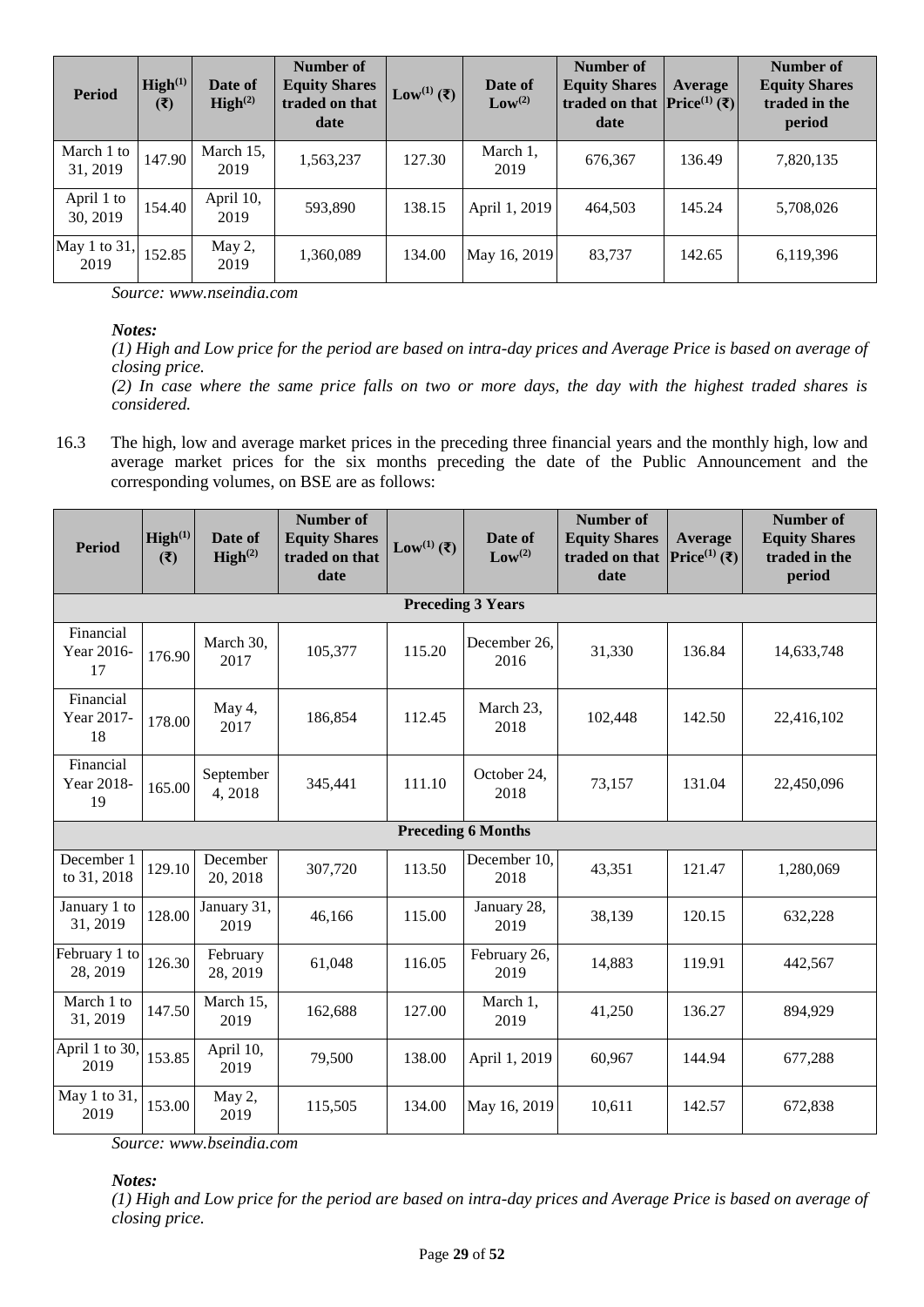| Period | High(1) (₹) | Date of High(2) | Number of Equity Shares traded on that date | Low(1) (₹) | Date of Low(2) | Number of Equity Shares traded on that date | Average Price(1) (₹) | Number of Equity Shares traded in the period |
|---|---|---|---|---|---|---|---|---|
| March 1 to 31, 2019 | 147.90 | March 15, 2019 | 1,563,237 | 127.30 | March 1, 2019 | 676,367 | 136.49 | 7,820,135 |
| April 1 to 30, 2019 | 154.40 | April 10, 2019 | 593,890 | 138.15 | April 1, 2019 | 464,503 | 145.24 | 5,708,026 |
| May 1 to 31, 2019 | 152.85 | May 2, 2019 | 1,360,089 | 134.00 | May 16, 2019 | 83,737 | 142.65 | 6,119,396 |

*Source: www.nseindia.com*

***Notes:***

*(1) High and Low price for the period are based on intra-day prices and Average Price is based on average of closing price.*

*(2) In case where the same price falls on two or more days, the day with the highest traded shares is considered.*

16.3 The high, low and average market prices in the preceding three financial years and the monthly high, low and average market prices for the six months preceding the date of the Public Announcement and the corresponding volumes, on BSE are as follows:

| Period | High(1) (₹) | Date of High(2) | Number of Equity Shares traded on that date | Low(1) (₹) | Date of Low(2) | Number of Equity Shares traded on that date | Average Price(1) (₹) | Number of Equity Shares traded in the period |
|---|---|---|---|---|---|---|---|---|
| **Preceding 3 Years** | | | | | | | | |
| Financial Year 2016-17 | 176.90 | March 30, 2017 | 105,377 | 115.20 | December 26, 2016 | 31,330 | 136.84 | 14,633,748 |
| Financial Year 2017-18 | 178.00 | May 4, 2017 | 186,854 | 112.45 | March 23, 2018 | 102,448 | 142.50 | 22,416,102 |
| Financial Year 2018-19 | 165.00 | September 4, 2018 | 345,441 | 111.10 | October 24, 2018 | 73,157 | 131.04 | 22,450,096 |
| **Preceding 6 Months** | | | | | | | | |
| December 1 to 31, 2018 | 129.10 | December 20, 2018 | 307,720 | 113.50 | December 10, 2018 | 43,351 | 121.47 | 1,280,069 |
| January 1 to 31, 2019 | 128.00 | January 31, 2019 | 46,166 | 115.00 | January 28, 2019 | 38,139 | 120.15 | 632,228 |
| February 1 to 28, 2019 | 126.30 | February 28, 2019 | 61,048 | 116.05 | February 26, 2019 | 14,883 | 119.91 | 442,567 |
| March 1 to 31, 2019 | 147.50 | March 15, 2019 | 162,688 | 127.00 | March 1, 2019 | 41,250 | 136.27 | 894,929 |
| April 1 to 30, 2019 | 153.85 | April 10, 2019 | 79,500 | 138.00 | April 1, 2019 | 60,967 | 144.94 | 677,288 |
| May 1 to 31, 2019 | 153.00 | May 2, 2019 | 115,505 | 134.00 | May 16, 2019 | 10,611 | 142.57 | 672,838 |

*Source: www.bseindia.com*

***Notes:***

*(1) High and Low price for the period are based on intra-day prices and Average Price is based on average of closing price.*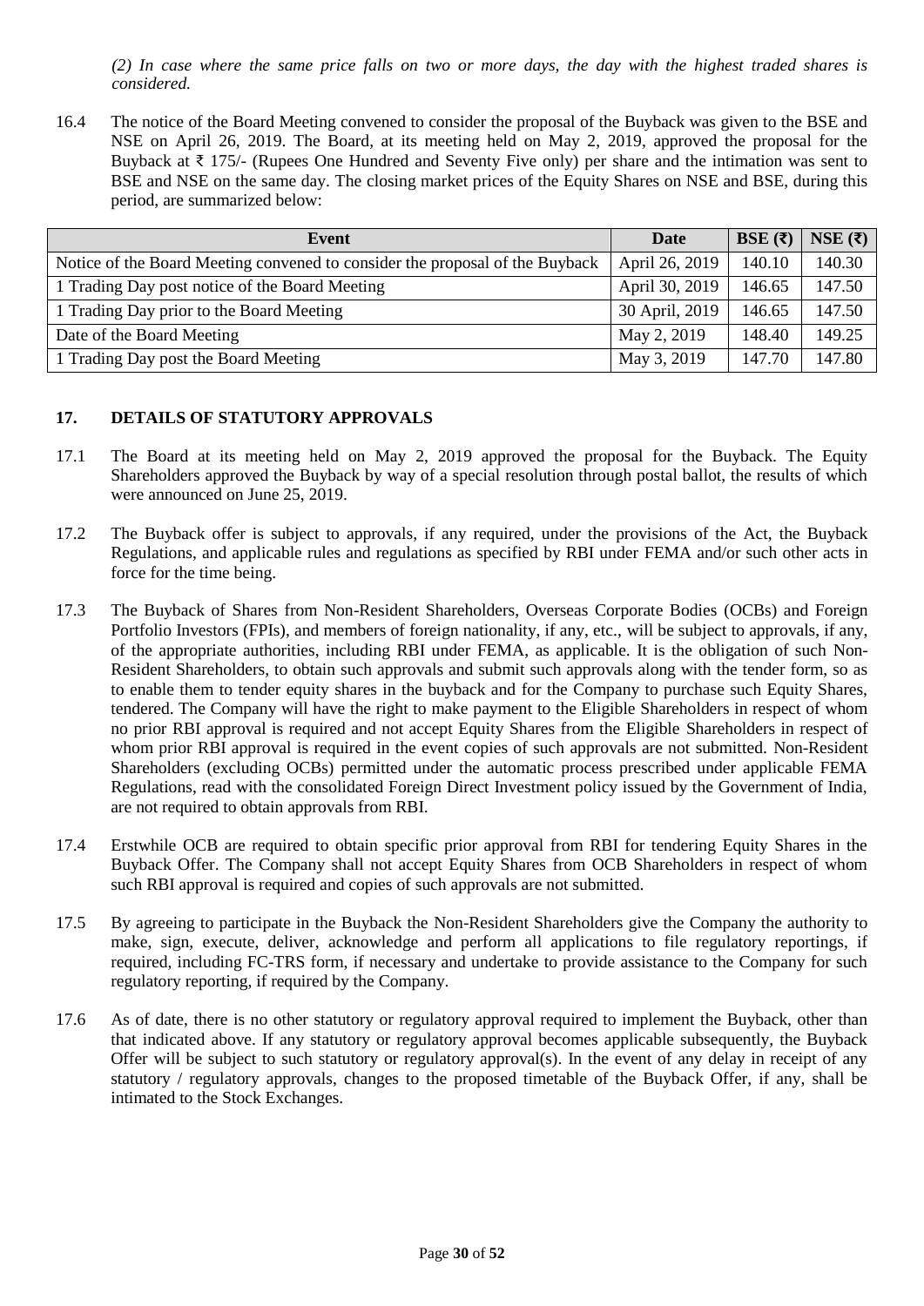*(2) In case where the same price falls on two or more days, the day with the highest traded shares is considered.*

16.4 The notice of the Board Meeting convened to consider the proposal of the Buyback was given to the BSE and NSE on April 26, 2019. The Board, at its meeting held on May 2, 2019, approved the proposal for the Buyback at ₹ 175/- (Rupees One Hundred and Seventy Five only) per share and the intimation was sent to BSE and NSE on the same day. The closing market prices of the Equity Shares on NSE and BSE, during this period, are summarized below:

| Event | Date | BSE (₹) | NSE (₹) |
|---|---|---|---|
| Notice of the Board Meeting convened to consider the proposal of the Buyback | April 26, 2019 | 140.10 | 140.30 |
| 1 Trading Day post notice of the Board Meeting | April 30, 2019 | 146.65 | 147.50 |
| 1 Trading Day prior to the Board Meeting | 30 April, 2019 | 146.65 | 147.50 |
| Date of the Board Meeting | May 2, 2019 | 148.40 | 149.25 |
| 1 Trading Day post the Board Meeting | May 3, 2019 | 147.70 | 147.80 |

## 17. DETAILS OF STATUTORY APPROVALS

17.1 The Board at its meeting held on May 2, 2019 approved the proposal for the Buyback. The Equity Shareholders approved the Buyback by way of a special resolution through postal ballot, the results of which were announced on June 25, 2019.

17.2 The Buyback offer is subject to approvals, if any required, under the provisions of the Act, the Buyback Regulations, and applicable rules and regulations as specified by RBI under FEMA and/or such other acts in force for the time being.

17.3 The Buyback of Shares from Non-Resident Shareholders, Overseas Corporate Bodies (OCBs) and Foreign Portfolio Investors (FPIs), and members of foreign nationality, if any, etc., will be subject to approvals, if any, of the appropriate authorities, including RBI under FEMA, as applicable. It is the obligation of such Non-Resident Shareholders, to obtain such approvals and submit such approvals along with the tender form, so as to enable them to tender equity shares in the buyback and for the Company to purchase such Equity Shares, tendered. The Company will have the right to make payment to the Eligible Shareholders in respect of whom no prior RBI approval is required and not accept Equity Shares from the Eligible Shareholders in respect of whom prior RBI approval is required in the event copies of such approvals are not submitted. Non-Resident Shareholders (excluding OCBs) permitted under the automatic process prescribed under applicable FEMA Regulations, read with the consolidated Foreign Direct Investment policy issued by the Government of India, are not required to obtain approvals from RBI.

17.4 Erstwhile OCB are required to obtain specific prior approval from RBI for tendering Equity Shares in the Buyback Offer. The Company shall not accept Equity Shares from OCB Shareholders in respect of whom such RBI approval is required and copies of such approvals are not submitted.

17.5 By agreeing to participate in the Buyback the Non-Resident Shareholders give the Company the authority to make, sign, execute, deliver, acknowledge and perform all applications to file regulatory reportings, if required, including FC-TRS form, if necessary and undertake to provide assistance to the Company for such regulatory reporting, if required by the Company.

17.6 As of date, there is no other statutory or regulatory approval required to implement the Buyback, other than that indicated above. If any statutory or regulatory approval becomes applicable subsequently, the Buyback Offer will be subject to such statutory or regulatory approval(s). In the event of any delay in receipt of any statutory / regulatory approvals, changes to the proposed timetable of the Buyback Offer, if any, shall be intimated to the Stock Exchanges.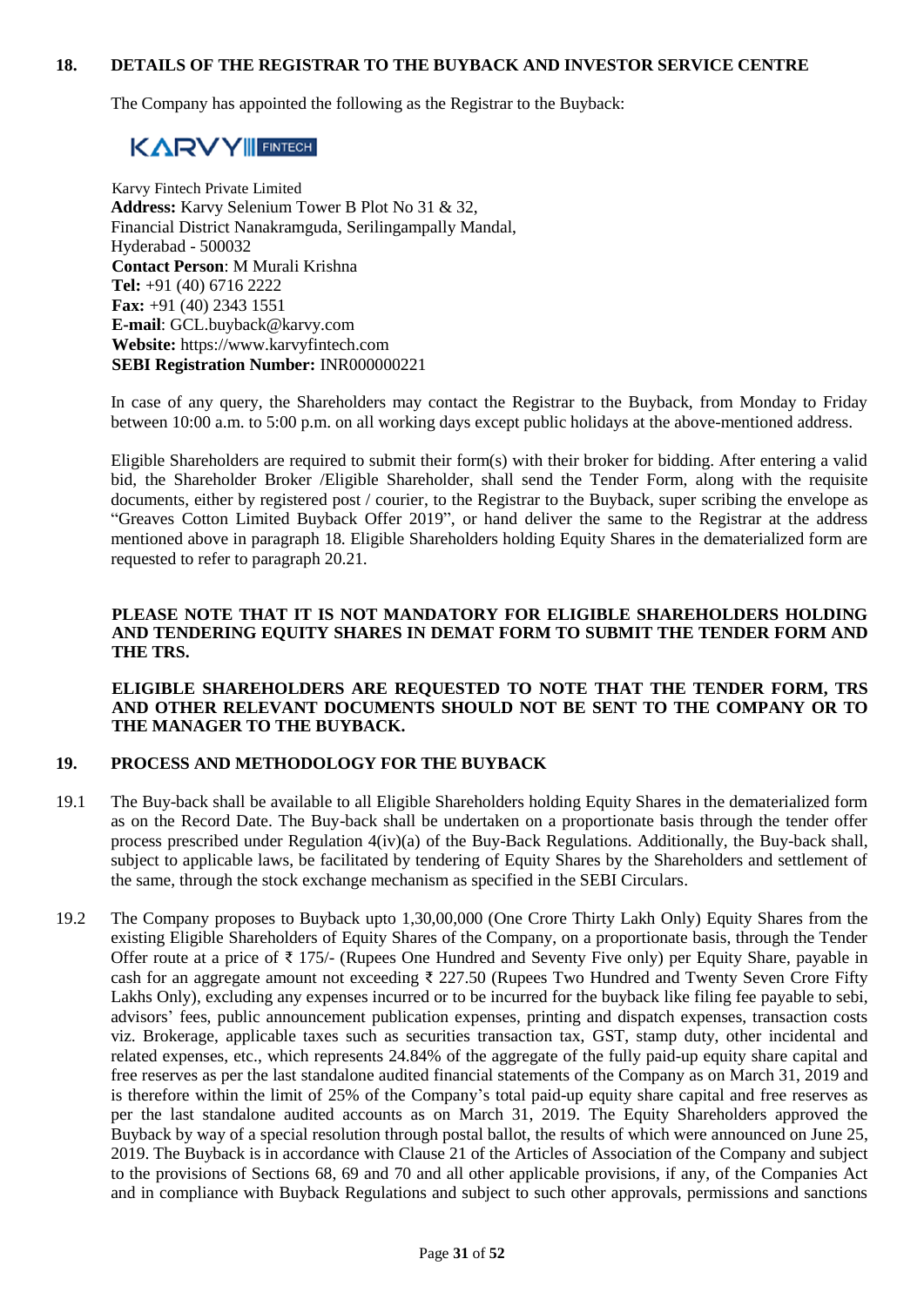## 18. DETAILS OF THE REGISTRAR TO THE BUYBACK AND INVESTOR SERVICE CENTRE

The Company has appointed the following as the Registrar to the Buyback:

KARVY FINTECH

Karvy Fintech Private Limited
**Address:** Karvy Selenium Tower B Plot No 31 & 32,
Financial District Nanakramguda, Serilingampally Mandal,
Hyderabad - 500032
**Contact Person**: M Murali Krishna
**Tel:** +91 (40) 6716 2222
**Fax:** +91 (40) 2343 1551
**E-mail**: GCL.buyback@karvy.com
**Website:** https://www.karvyfintech.com
**SEBI Registration Number:** INR000000221

In case of any query, the Shareholders may contact the Registrar to the Buyback, from Monday to Friday between 10:00 a.m. to 5:00 p.m. on all working days except public holidays at the above-mentioned address.

Eligible Shareholders are required to submit their form(s) with their broker for bidding. After entering a valid bid, the Shareholder Broker /Eligible Shareholder, shall send the Tender Form, along with the requisite documents, either by registered post / courier, to the Registrar to the Buyback, super scribing the envelope as "Greaves Cotton Limited Buyback Offer 2019", or hand deliver the same to the Registrar at the address mentioned above in paragraph 18. Eligible Shareholders holding Equity Shares in the dematerialized form are requested to refer to paragraph 20.21.

**PLEASE NOTE THAT IT IS NOT MANDATORY FOR ELIGIBLE SHAREHOLDERS HOLDING AND TENDERING EQUITY SHARES IN DEMAT FORM TO SUBMIT THE TENDER FORM AND THE TRS.**

**ELIGIBLE SHAREHOLDERS ARE REQUESTED TO NOTE THAT THE TENDER FORM, TRS AND OTHER RELEVANT DOCUMENTS SHOULD NOT BE SENT TO THE COMPANY OR TO THE MANAGER TO THE BUYBACK.**

## 19. PROCESS AND METHODOLOGY FOR THE BUYBACK

19.1 The Buy-back shall be available to all Eligible Shareholders holding Equity Shares in the dematerialized form as on the Record Date. The Buy-back shall be undertaken on a proportionate basis through the tender offer process prescribed under Regulation 4(iv)(a) of the Buy-Back Regulations. Additionally, the Buy-back shall, subject to applicable laws, be facilitated by tendering of Equity Shares by the Shareholders and settlement of the same, through the stock exchange mechanism as specified in the SEBI Circulars.

19.2 The Company proposes to Buyback upto 1,30,00,000 (One Crore Thirty Lakh Only) Equity Shares from the existing Eligible Shareholders of Equity Shares of the Company, on a proportionate basis, through the Tender Offer route at a price of ₹ 175/- (Rupees One Hundred and Seventy Five only) per Equity Share, payable in cash for an aggregate amount not exceeding ₹ 227.50 (Rupees Two Hundred and Twenty Seven Crore Fifty Lakhs Only), excluding any expenses incurred or to be incurred for the buyback like filing fee payable to sebi, advisors' fees, public announcement publication expenses, printing and dispatch expenses, transaction costs viz. Brokerage, applicable taxes such as securities transaction tax, GST, stamp duty, other incidental and related expenses, etc., which represents 24.84% of the aggregate of the fully paid-up equity share capital and free reserves as per the last standalone audited financial statements of the Company as on March 31, 2019 and is therefore within the limit of 25% of the Company's total paid-up equity share capital and free reserves as per the last standalone audited accounts as on March 31, 2019. The Equity Shareholders approved the Buyback by way of a special resolution through postal ballot, the results of which were announced on June 25, 2019. The Buyback is in accordance with Clause 21 of the Articles of Association of the Company and subject to the provisions of Sections 68, 69 and 70 and all other applicable provisions, if any, of the Companies Act and in compliance with Buyback Regulations and subject to such other approvals, permissions and sanctions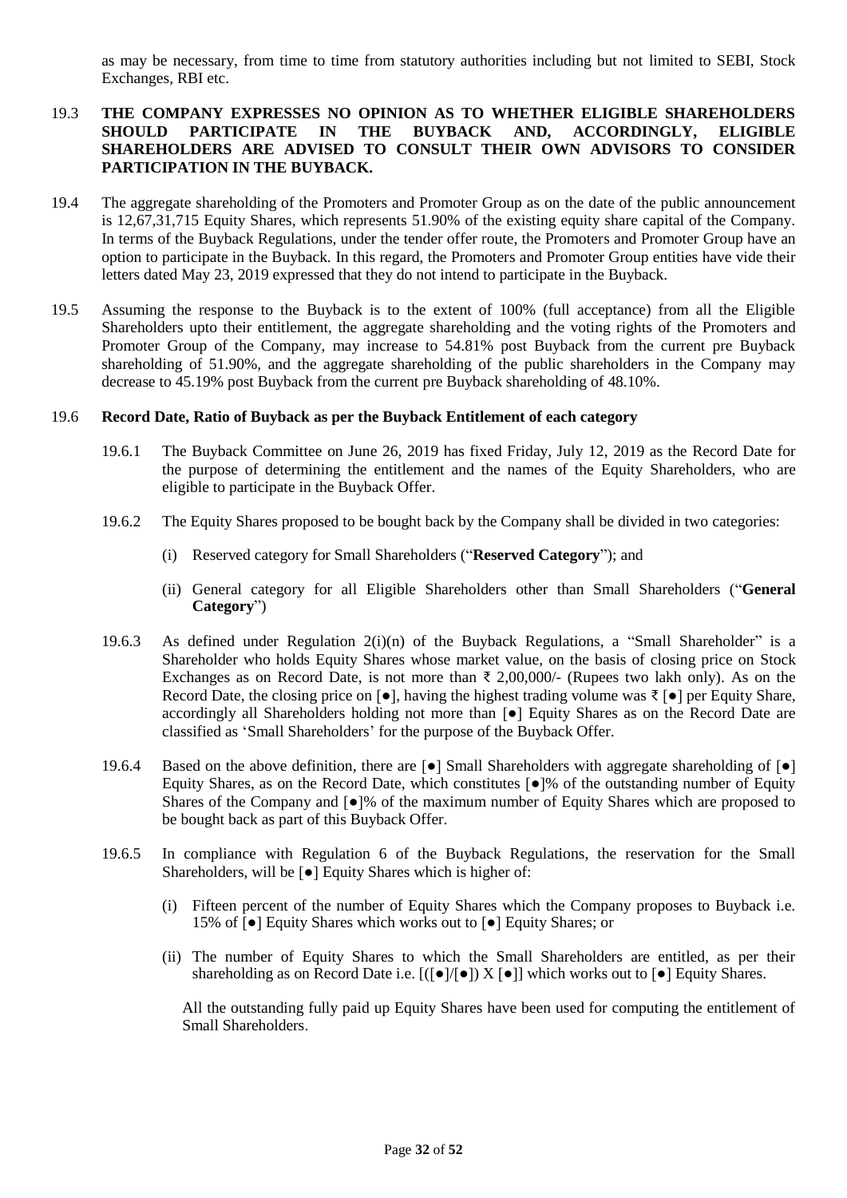as may be necessary, from time to time from statutory authorities including but not limited to SEBI, Stock Exchanges, RBI etc.

19.3 **THE COMPANY EXPRESSES NO OPINION AS TO WHETHER ELIGIBLE SHAREHOLDERS SHOULD PARTICIPATE IN THE BUYBACK AND, ACCORDINGLY, ELIGIBLE SHAREHOLDERS ARE ADVISED TO CONSULT THEIR OWN ADVISORS TO CONSIDER PARTICIPATION IN THE BUYBACK.**

19.4 The aggregate shareholding of the Promoters and Promoter Group as on the date of the public announcement is 12,67,31,715 Equity Shares, which represents 51.90% of the existing equity share capital of the Company. In terms of the Buyback Regulations, under the tender offer route, the Promoters and Promoter Group have an option to participate in the Buyback. In this regard, the Promoters and Promoter Group entities have vide their letters dated May 23, 2019 expressed that they do not intend to participate in the Buyback.

19.5 Assuming the response to the Buyback is to the extent of 100% (full acceptance) from all the Eligible Shareholders upto their entitlement, the aggregate shareholding and the voting rights of the Promoters and Promoter Group of the Company, may increase to 54.81% post Buyback from the current pre Buyback shareholding of 51.90%, and the aggregate shareholding of the public shareholders in the Company may decrease to 45.19% post Buyback from the current pre Buyback shareholding of 48.10%.

19.6 **Record Date, Ratio of Buyback as per the Buyback Entitlement of each category**

19.6.1 The Buyback Committee on June 26, 2019 has fixed Friday, July 12, 2019 as the Record Date for the purpose of determining the entitlement and the names of the Equity Shareholders, who are eligible to participate in the Buyback Offer.

19.6.2 The Equity Shares proposed to be bought back by the Company shall be divided in two categories:

(i) Reserved category for Small Shareholders ("**Reserved Category**"); and

(ii) General category for all Eligible Shareholders other than Small Shareholders ("**General Category**")

19.6.3 As defined under Regulation 2(i)(n) of the Buyback Regulations, a "Small Shareholder" is a Shareholder who holds Equity Shares whose market value, on the basis of closing price on Stock Exchanges as on Record Date, is not more than ₹ 2,00,000/- (Rupees two lakh only). As on the Record Date, the closing price on [●], having the highest trading volume was ₹ [●] per Equity Share, accordingly all Shareholders holding not more than [●] Equity Shares as on the Record Date are classified as 'Small Shareholders' for the purpose of the Buyback Offer.

19.6.4 Based on the above definition, there are [●] Small Shareholders with aggregate shareholding of [●] Equity Shares, as on the Record Date, which constitutes [●]% of the outstanding number of Equity Shares of the Company and [●]% of the maximum number of Equity Shares which are proposed to be bought back as part of this Buyback Offer.

19.6.5 In compliance with Regulation 6 of the Buyback Regulations, the reservation for the Small Shareholders, will be [●] Equity Shares which is higher of:

(i) Fifteen percent of the number of Equity Shares which the Company proposes to Buyback i.e. 15% of [●] Equity Shares which works out to [●] Equity Shares; or

(ii) The number of Equity Shares to which the Small Shareholders are entitled, as per their shareholding as on Record Date i.e. [([●]/[●]) X [●]] which works out to [●] Equity Shares.

All the outstanding fully paid up Equity Shares have been used for computing the entitlement of Small Shareholders.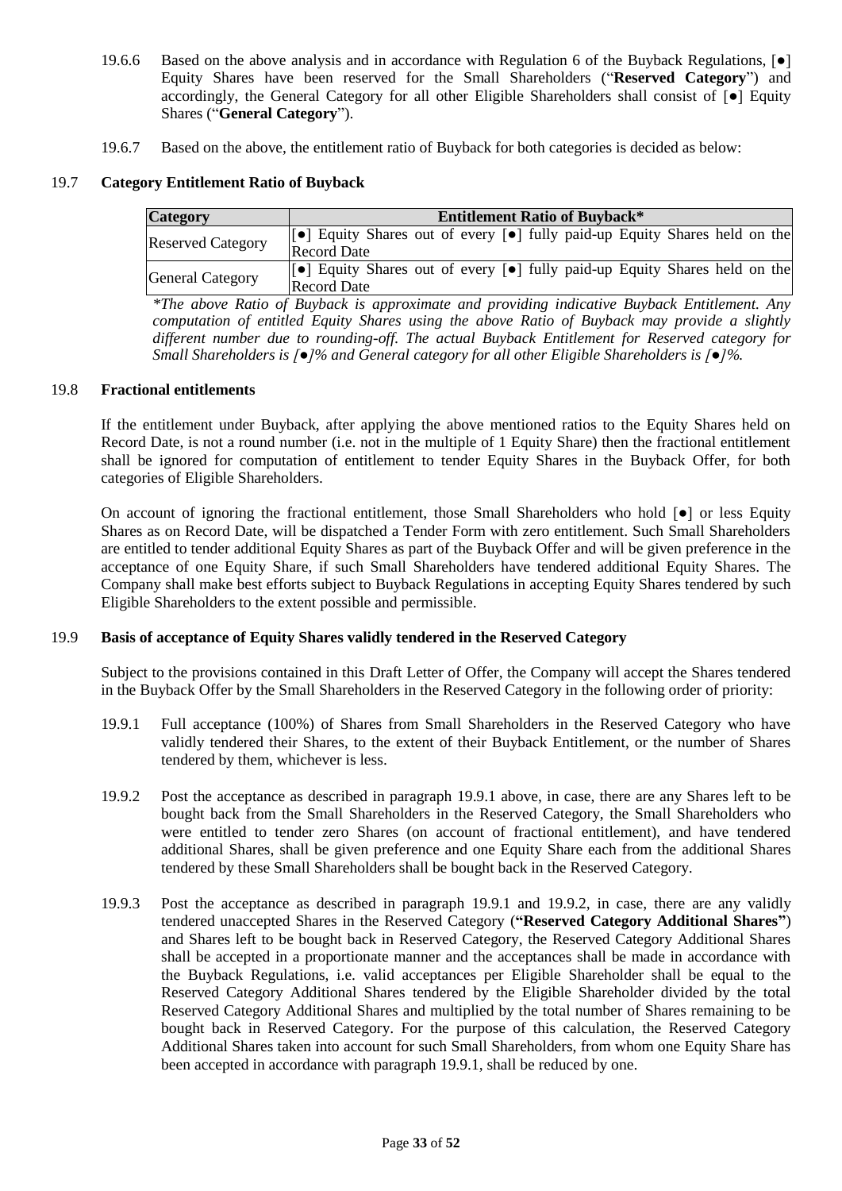19.6.6 Based on the above analysis and in accordance with Regulation 6 of the Buyback Regulations, [●] Equity Shares have been reserved for the Small Shareholders ("**Reserved Category**") and accordingly, the General Category for all other Eligible Shareholders shall consist of [●] Equity Shares ("**General Category**").

19.6.7 Based on the above, the entitlement ratio of Buyback for both categories is decided as below:

## 19.7 Category Entitlement Ratio of Buyback

| Category | Entitlement Ratio of Buyback* |
|---|---|
| Reserved Category | [●] Equity Shares out of every [●] fully paid-up Equity Shares held on the Record Date |
| General Category | [●] Equity Shares out of every [●] fully paid-up Equity Shares held on the Record Date |

*\*The above Ratio of Buyback is approximate and providing indicative Buyback Entitlement. Any computation of entitled Equity Shares using the above Ratio of Buyback may provide a slightly different number due to rounding-off. The actual Buyback Entitlement for Reserved category for Small Shareholders is [●]% and General category for all other Eligible Shareholders is [●]%.*

## 19.8 Fractional entitlements

If the entitlement under Buyback, after applying the above mentioned ratios to the Equity Shares held on Record Date, is not a round number (i.e. not in the multiple of 1 Equity Share) then the fractional entitlement shall be ignored for computation of entitlement to tender Equity Shares in the Buyback Offer, for both categories of Eligible Shareholders.

On account of ignoring the fractional entitlement, those Small Shareholders who hold [●] or less Equity Shares as on Record Date, will be dispatched a Tender Form with zero entitlement. Such Small Shareholders are entitled to tender additional Equity Shares as part of the Buyback Offer and will be given preference in the acceptance of one Equity Share, if such Small Shareholders have tendered additional Equity Shares. The Company shall make best efforts subject to Buyback Regulations in accepting Equity Shares tendered by such Eligible Shareholders to the extent possible and permissible.

## 19.9 Basis of acceptance of Equity Shares validly tendered in the Reserved Category

Subject to the provisions contained in this Draft Letter of Offer, the Company will accept the Shares tendered in the Buyback Offer by the Small Shareholders in the Reserved Category in the following order of priority:

19.9.1 Full acceptance (100%) of Shares from Small Shareholders in the Reserved Category who have validly tendered their Shares, to the extent of their Buyback Entitlement, or the number of Shares tendered by them, whichever is less.

19.9.2 Post the acceptance as described in paragraph 19.9.1 above, in case, there are any Shares left to be bought back from the Small Shareholders in the Reserved Category, the Small Shareholders who were entitled to tender zero Shares (on account of fractional entitlement), and have tendered additional Shares, shall be given preference and one Equity Share each from the additional Shares tendered by these Small Shareholders shall be bought back in the Reserved Category.

19.9.3 Post the acceptance as described in paragraph 19.9.1 and 19.9.2, in case, there are any validly tendered unaccepted Shares in the Reserved Category (**"Reserved Category Additional Shares"**) and Shares left to be bought back in Reserved Category, the Reserved Category Additional Shares shall be accepted in a proportionate manner and the acceptances shall be made in accordance with the Buyback Regulations, i.e. valid acceptances per Eligible Shareholder shall be equal to the Reserved Category Additional Shares tendered by the Eligible Shareholder divided by the total Reserved Category Additional Shares and multiplied by the total number of Shares remaining to be bought back in Reserved Category. For the purpose of this calculation, the Reserved Category Additional Shares taken into account for such Small Shareholders, from whom one Equity Share has been accepted in accordance with paragraph 19.9.1, shall be reduced by one.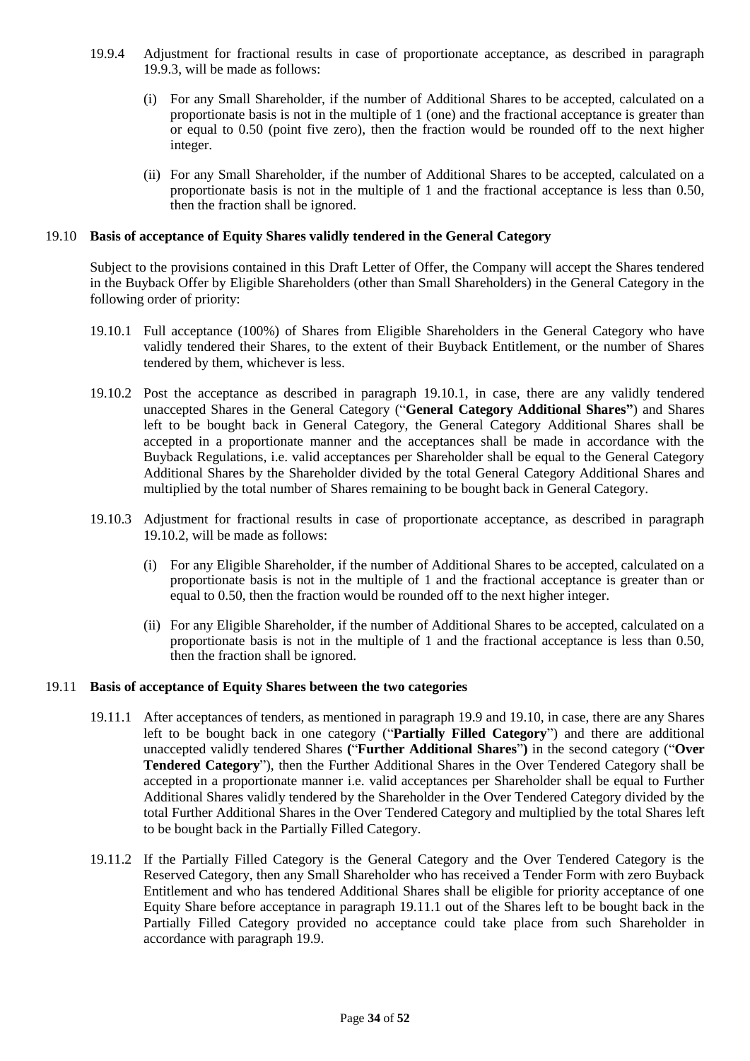19.9.4 Adjustment for fractional results in case of proportionate acceptance, as described in paragraph 19.9.3, will be made as follows:

(i) For any Small Shareholder, if the number of Additional Shares to be accepted, calculated on a proportionate basis is not in the multiple of 1 (one) and the fractional acceptance is greater than or equal to 0.50 (point five zero), then the fraction would be rounded off to the next higher integer.

(ii) For any Small Shareholder, if the number of Additional Shares to be accepted, calculated on a proportionate basis is not in the multiple of 1 and the fractional acceptance is less than 0.50, then the fraction shall be ignored.

19.10 **Basis of acceptance of Equity Shares validly tendered in the General Category**

Subject to the provisions contained in this Draft Letter of Offer, the Company will accept the Shares tendered in the Buyback Offer by Eligible Shareholders (other than Small Shareholders) in the General Category in the following order of priority:

19.10.1 Full acceptance (100%) of Shares from Eligible Shareholders in the General Category who have validly tendered their Shares, to the extent of their Buyback Entitlement, or the number of Shares tendered by them, whichever is less.

19.10.2 Post the acceptance as described in paragraph 19.10.1, in case, there are any validly tendered unaccepted Shares in the General Category ("**General Category Additional Shares"**) and Shares left to be bought back in General Category, the General Category Additional Shares shall be accepted in a proportionate manner and the acceptances shall be made in accordance with the Buyback Regulations, i.e. valid acceptances per Shareholder shall be equal to the General Category Additional Shares by the Shareholder divided by the total General Category Additional Shares and multiplied by the total number of Shares remaining to be bought back in General Category.

19.10.3 Adjustment for fractional results in case of proportionate acceptance, as described in paragraph 19.10.2, will be made as follows:

(i) For any Eligible Shareholder, if the number of Additional Shares to be accepted, calculated on a proportionate basis is not in the multiple of 1 and the fractional acceptance is greater than or equal to 0.50, then the fraction would be rounded off to the next higher integer.

(ii) For any Eligible Shareholder, if the number of Additional Shares to be accepted, calculated on a proportionate basis is not in the multiple of 1 and the fractional acceptance is less than 0.50, then the fraction shall be ignored.

19.11 **Basis of acceptance of Equity Shares between the two categories**

19.11.1 After acceptances of tenders, as mentioned in paragraph 19.9 and 19.10, in case, there are any Shares left to be bought back in one category ("**Partially Filled Category**") and there are additional unaccepted validly tendered Shares ("**Further Additional Shares**") in the second category ("**Over Tendered Category**"), then the Further Additional Shares in the Over Tendered Category shall be accepted in a proportionate manner i.e. valid acceptances per Shareholder shall be equal to Further Additional Shares validly tendered by the Shareholder in the Over Tendered Category divided by the total Further Additional Shares in the Over Tendered Category and multiplied by the total Shares left to be bought back in the Partially Filled Category.

19.11.2 If the Partially Filled Category is the General Category and the Over Tendered Category is the Reserved Category, then any Small Shareholder who has received a Tender Form with zero Buyback Entitlement and who has tendered Additional Shares shall be eligible for priority acceptance of one Equity Share before acceptance in paragraph 19.11.1 out of the Shares left to be bought back in the Partially Filled Category provided no acceptance could take place from such Shareholder in accordance with paragraph 19.9.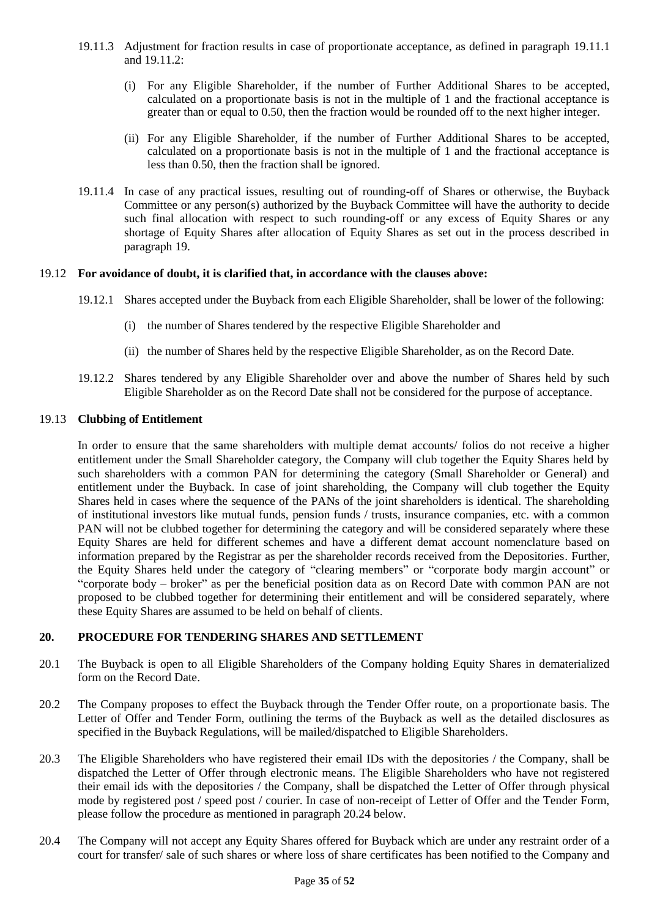19.11.3 Adjustment for fraction results in case of proportionate acceptance, as defined in paragraph 19.11.1 and 19.11.2:

(i) For any Eligible Shareholder, if the number of Further Additional Shares to be accepted, calculated on a proportionate basis is not in the multiple of 1 and the fractional acceptance is greater than or equal to 0.50, then the fraction would be rounded off to the next higher integer.

(ii) For any Eligible Shareholder, if the number of Further Additional Shares to be accepted, calculated on a proportionate basis is not in the multiple of 1 and the fractional acceptance is less than 0.50, then the fraction shall be ignored.

19.11.4 In case of any practical issues, resulting out of rounding-off of Shares or otherwise, the Buyback Committee or any person(s) authorized by the Buyback Committee will have the authority to decide such final allocation with respect to such rounding-off or any excess of Equity Shares or any shortage of Equity Shares after allocation of Equity Shares as set out in the process described in paragraph 19.

19.12 **For avoidance of doubt, it is clarified that, in accordance with the clauses above:**

19.12.1 Shares accepted under the Buyback from each Eligible Shareholder, shall be lower of the following:

(i) the number of Shares tendered by the respective Eligible Shareholder and

(ii) the number of Shares held by the respective Eligible Shareholder, as on the Record Date.

19.12.2 Shares tendered by any Eligible Shareholder over and above the number of Shares held by such Eligible Shareholder as on the Record Date shall not be considered for the purpose of acceptance.

19.13 **Clubbing of Entitlement**

In order to ensure that the same shareholders with multiple demat accounts/ folios do not receive a higher entitlement under the Small Shareholder category, the Company will club together the Equity Shares held by such shareholders with a common PAN for determining the category (Small Shareholder or General) and entitlement under the Buyback. In case of joint shareholding, the Company will club together the Equity Shares held in cases where the sequence of the PANs of the joint shareholders is identical. The shareholding of institutional investors like mutual funds, pension funds / trusts, insurance companies, etc. with a common PAN will not be clubbed together for determining the category and will be considered separately where these Equity Shares are held for different schemes and have a different demat account nomenclature based on information prepared by the Registrar as per the shareholder records received from the Depositories. Further, the Equity Shares held under the category of "clearing members" or "corporate body margin account" or "corporate body – broker" as per the beneficial position data as on Record Date with common PAN are not proposed to be clubbed together for determining their entitlement and will be considered separately, where these Equity Shares are assumed to be held on behalf of clients.

## 20. PROCEDURE FOR TENDERING SHARES AND SETTLEMENT

20.1 The Buyback is open to all Eligible Shareholders of the Company holding Equity Shares in dematerialized form on the Record Date.

20.2 The Company proposes to effect the Buyback through the Tender Offer route, on a proportionate basis. The Letter of Offer and Tender Form, outlining the terms of the Buyback as well as the detailed disclosures as specified in the Buyback Regulations, will be mailed/dispatched to Eligible Shareholders.

20.3 The Eligible Shareholders who have registered their email IDs with the depositories / the Company, shall be dispatched the Letter of Offer through electronic means. The Eligible Shareholders who have not registered their email ids with the depositories / the Company, shall be dispatched the Letter of Offer through physical mode by registered post / speed post / courier. In case of non-receipt of Letter of Offer and the Tender Form, please follow the procedure as mentioned in paragraph 20.24 below.

20.4 The Company will not accept any Equity Shares offered for Buyback which are under any restraint order of a court for transfer/ sale of such shares or where loss of share certificates has been notified to the Company and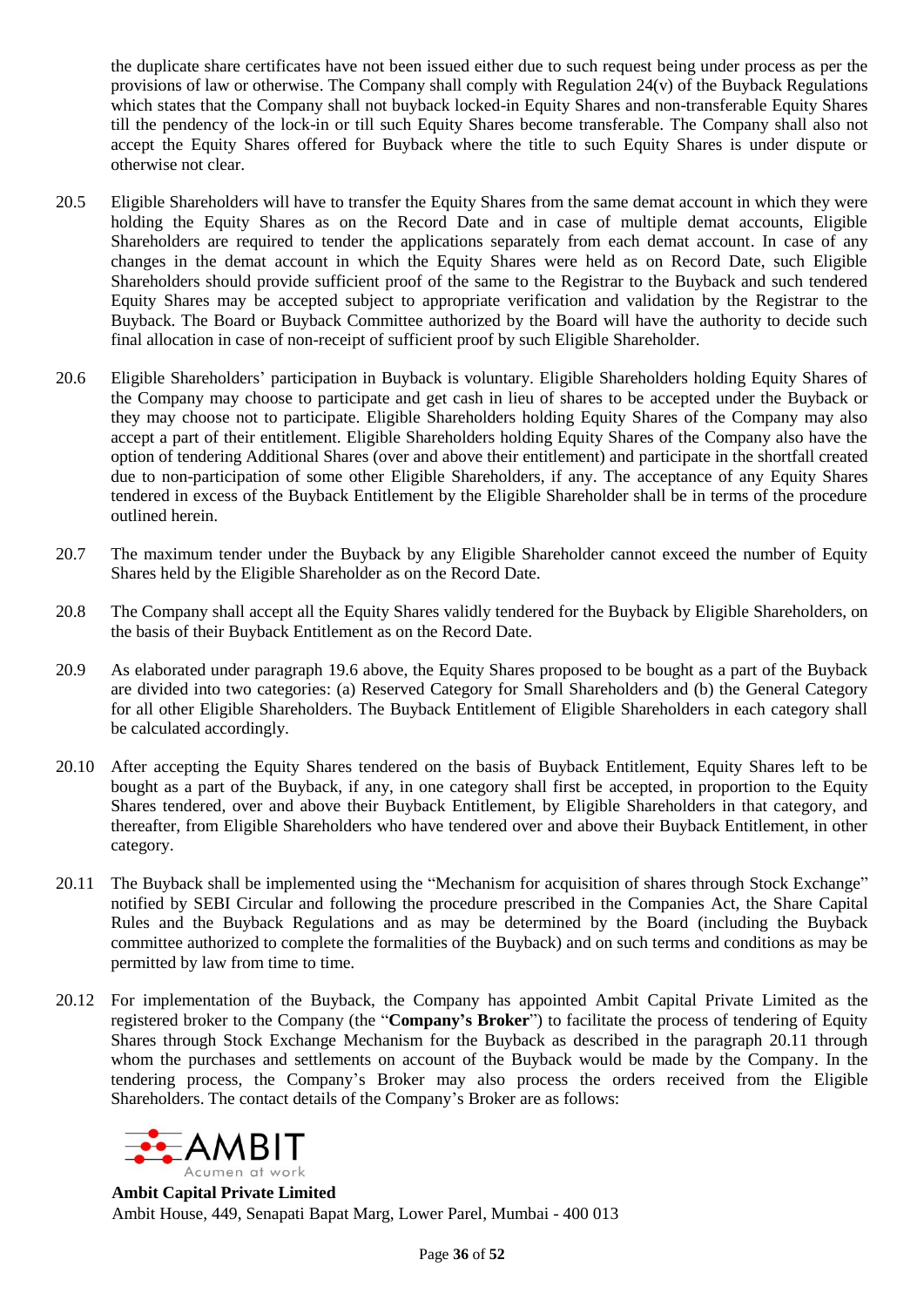the duplicate share certificates have not been issued either due to such request being under process as per the provisions of law or otherwise. The Company shall comply with Regulation 24(v) of the Buyback Regulations which states that the Company shall not buyback locked-in Equity Shares and non-transferable Equity Shares till the pendency of the lock-in or till such Equity Shares become transferable. The Company shall also not accept the Equity Shares offered for Buyback where the title to such Equity Shares is under dispute or otherwise not clear.

20.5 Eligible Shareholders will have to transfer the Equity Shares from the same demat account in which they were holding the Equity Shares as on the Record Date and in case of multiple demat accounts, Eligible Shareholders are required to tender the applications separately from each demat account. In case of any changes in the demat account in which the Equity Shares were held as on Record Date, such Eligible Shareholders should provide sufficient proof of the same to the Registrar to the Buyback and such tendered Equity Shares may be accepted subject to appropriate verification and validation by the Registrar to the Buyback. The Board or Buyback Committee authorized by the Board will have the authority to decide such final allocation in case of non-receipt of sufficient proof by such Eligible Shareholder.

20.6 Eligible Shareholders' participation in Buyback is voluntary. Eligible Shareholders holding Equity Shares of the Company may choose to participate and get cash in lieu of shares to be accepted under the Buyback or they may choose not to participate. Eligible Shareholders holding Equity Shares of the Company may also accept a part of their entitlement. Eligible Shareholders holding Equity Shares of the Company also have the option of tendering Additional Shares (over and above their entitlement) and participate in the shortfall created due to non-participation of some other Eligible Shareholders, if any. The acceptance of any Equity Shares tendered in excess of the Buyback Entitlement by the Eligible Shareholder shall be in terms of the procedure outlined herein.

20.7 The maximum tender under the Buyback by any Eligible Shareholder cannot exceed the number of Equity Shares held by the Eligible Shareholder as on the Record Date.

20.8 The Company shall accept all the Equity Shares validly tendered for the Buyback by Eligible Shareholders, on the basis of their Buyback Entitlement as on the Record Date.

20.9 As elaborated under paragraph 19.6 above, the Equity Shares proposed to be bought as a part of the Buyback are divided into two categories: (a) Reserved Category for Small Shareholders and (b) the General Category for all other Eligible Shareholders. The Buyback Entitlement of Eligible Shareholders in each category shall be calculated accordingly.

20.10 After accepting the Equity Shares tendered on the basis of Buyback Entitlement, Equity Shares left to be bought as a part of the Buyback, if any, in one category shall first be accepted, in proportion to the Equity Shares tendered, over and above their Buyback Entitlement, by Eligible Shareholders in that category, and thereafter, from Eligible Shareholders who have tendered over and above their Buyback Entitlement, in other category.

20.11 The Buyback shall be implemented using the "Mechanism for acquisition of shares through Stock Exchange" notified by SEBI Circular and following the procedure prescribed in the Companies Act, the Share Capital Rules and the Buyback Regulations and as may be determined by the Board (including the Buyback committee authorized to complete the formalities of the Buyback) and on such terms and conditions as may be permitted by law from time to time.

20.12 For implementation of the Buyback, the Company has appointed Ambit Capital Private Limited as the registered broker to the Company (the "**Company's Broker**") to facilitate the process of tendering of Equity Shares through Stock Exchange Mechanism for the Buyback as described in the paragraph 20.11 through whom the purchases and settlements on account of the Buyback would be made by the Company. In the tendering process, the Company's Broker may also process the orders received from the Eligible Shareholders. The contact details of the Company's Broker are as follows:

AMBIT
Acumen at work

**Ambit Capital Private Limited**
Ambit House, 449, Senapati Bapat Marg, Lower Parel, Mumbai - 400 013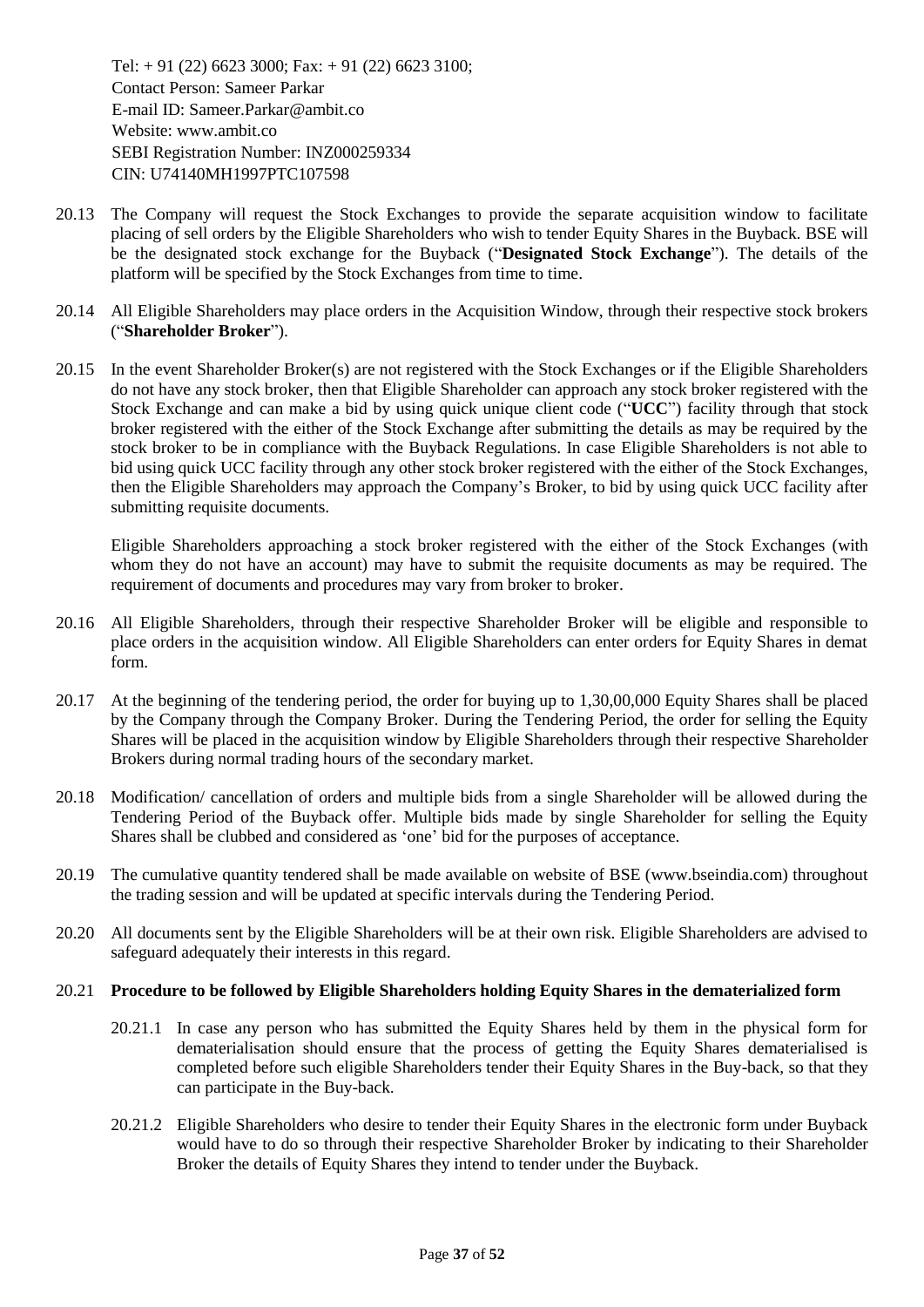Tel: + 91 (22) 6623 3000; Fax: + 91 (22) 6623 3100;
Contact Person: Sameer Parkar
E-mail ID: Sameer.Parkar@ambit.co
Website: www.ambit.co
SEBI Registration Number: INZ000259334
CIN: U74140MH1997PTC107598

20.13 The Company will request the Stock Exchanges to provide the separate acquisition window to facilitate placing of sell orders by the Eligible Shareholders who wish to tender Equity Shares in the Buyback. BSE will be the designated stock exchange for the Buyback ("**Designated Stock Exchange**"). The details of the platform will be specified by the Stock Exchanges from time to time.

20.14 All Eligible Shareholders may place orders in the Acquisition Window, through their respective stock brokers ("**Shareholder Broker**").

20.15 In the event Shareholder Broker(s) are not registered with the Stock Exchanges or if the Eligible Shareholders do not have any stock broker, then that Eligible Shareholder can approach any stock broker registered with the Stock Exchange and can make a bid by using quick unique client code ("**UCC**") facility through that stock broker registered with the either of the Stock Exchange after submitting the details as may be required by the stock broker to be in compliance with the Buyback Regulations. In case Eligible Shareholders is not able to bid using quick UCC facility through any other stock broker registered with the either of the Stock Exchanges, then the Eligible Shareholders may approach the Company's Broker, to bid by using quick UCC facility after submitting requisite documents.

Eligible Shareholders approaching a stock broker registered with the either of the Stock Exchanges (with whom they do not have an account) may have to submit the requisite documents as may be required. The requirement of documents and procedures may vary from broker to broker.

20.16 All Eligible Shareholders, through their respective Shareholder Broker will be eligible and responsible to place orders in the acquisition window. All Eligible Shareholders can enter orders for Equity Shares in demat form.

20.17 At the beginning of the tendering period, the order for buying up to 1,30,00,000 Equity Shares shall be placed by the Company through the Company Broker. During the Tendering Period, the order for selling the Equity Shares will be placed in the acquisition window by Eligible Shareholders through their respective Shareholder Brokers during normal trading hours of the secondary market.

20.18 Modification/ cancellation of orders and multiple bids from a single Shareholder will be allowed during the Tendering Period of the Buyback offer. Multiple bids made by single Shareholder for selling the Equity Shares shall be clubbed and considered as 'one' bid for the purposes of acceptance.

20.19 The cumulative quantity tendered shall be made available on website of BSE (www.bseindia.com) throughout the trading session and will be updated at specific intervals during the Tendering Period.

20.20 All documents sent by the Eligible Shareholders will be at their own risk. Eligible Shareholders are advised to safeguard adequately their interests in this regard.

20.21 **Procedure to be followed by Eligible Shareholders holding Equity Shares in the dematerialized form**

20.21.1 In case any person who has submitted the Equity Shares held by them in the physical form for dematerialisation should ensure that the process of getting the Equity Shares dematerialised is completed before such eligible Shareholders tender their Equity Shares in the Buy-back, so that they can participate in the Buy-back.

20.21.2 Eligible Shareholders who desire to tender their Equity Shares in the electronic form under Buyback would have to do so through their respective Shareholder Broker by indicating to their Shareholder Broker the details of Equity Shares they intend to tender under the Buyback.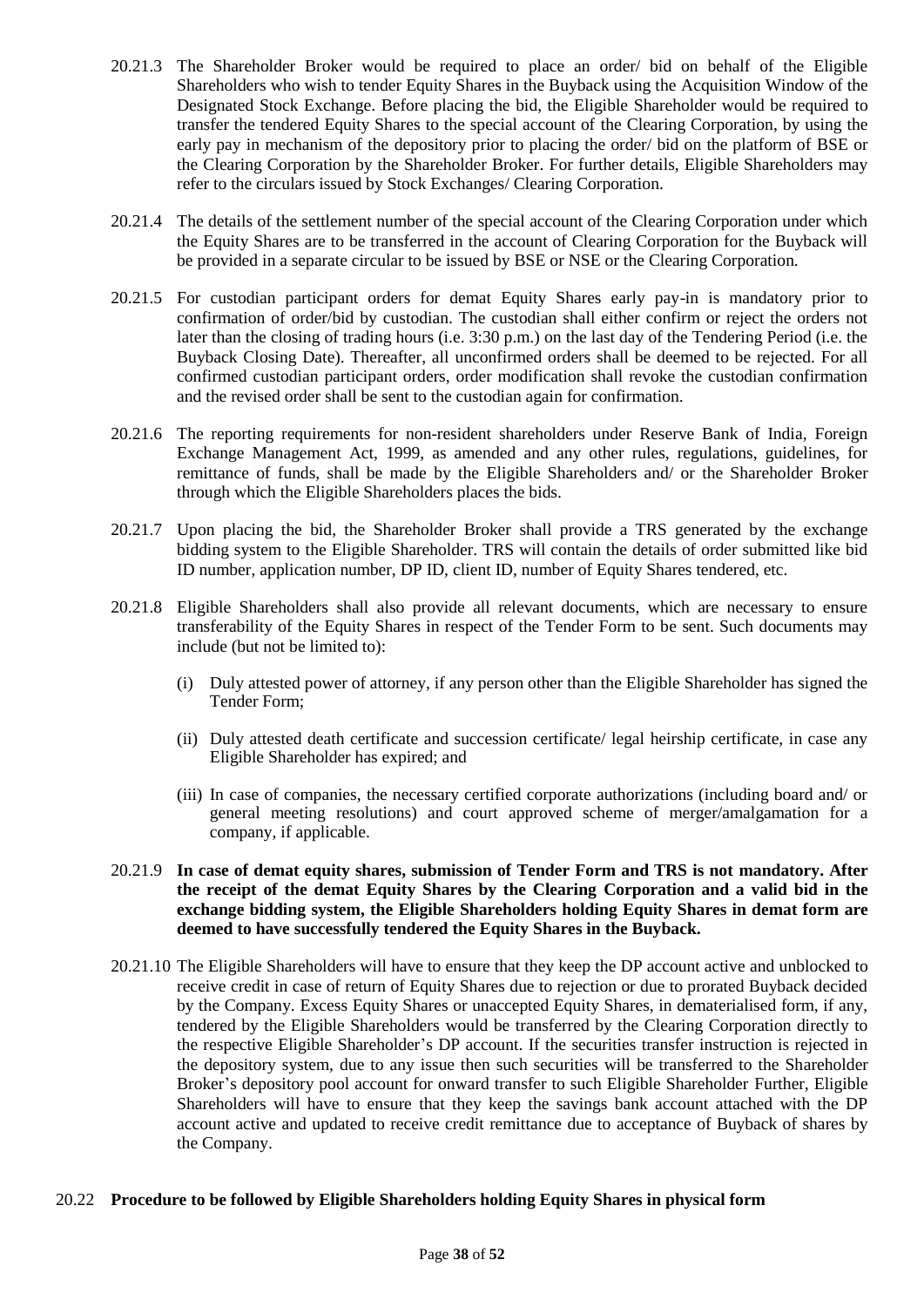20.21.3 The Shareholder Broker would be required to place an order/ bid on behalf of the Eligible Shareholders who wish to tender Equity Shares in the Buyback using the Acquisition Window of the Designated Stock Exchange. Before placing the bid, the Eligible Shareholder would be required to transfer the tendered Equity Shares to the special account of the Clearing Corporation, by using the early pay in mechanism of the depository prior to placing the order/ bid on the platform of BSE or the Clearing Corporation by the Shareholder Broker. For further details, Eligible Shareholders may refer to the circulars issued by Stock Exchanges/ Clearing Corporation.

20.21.4 The details of the settlement number of the special account of the Clearing Corporation under which the Equity Shares are to be transferred in the account of Clearing Corporation for the Buyback will be provided in a separate circular to be issued by BSE or NSE or the Clearing Corporation.

20.21.5 For custodian participant orders for demat Equity Shares early pay-in is mandatory prior to confirmation of order/bid by custodian. The custodian shall either confirm or reject the orders not later than the closing of trading hours (i.e. 3:30 p.m.) on the last day of the Tendering Period (i.e. the Buyback Closing Date). Thereafter, all unconfirmed orders shall be deemed to be rejected. For all confirmed custodian participant orders, order modification shall revoke the custodian confirmation and the revised order shall be sent to the custodian again for confirmation.

20.21.6 The reporting requirements for non-resident shareholders under Reserve Bank of India, Foreign Exchange Management Act, 1999, as amended and any other rules, regulations, guidelines, for remittance of funds, shall be made by the Eligible Shareholders and/ or the Shareholder Broker through which the Eligible Shareholders places the bids.

20.21.7 Upon placing the bid, the Shareholder Broker shall provide a TRS generated by the exchange bidding system to the Eligible Shareholder. TRS will contain the details of order submitted like bid ID number, application number, DP ID, client ID, number of Equity Shares tendered, etc.

20.21.8 Eligible Shareholders shall also provide all relevant documents, which are necessary to ensure transferability of the Equity Shares in respect of the Tender Form to be sent. Such documents may include (but not be limited to):

(i) Duly attested power of attorney, if any person other than the Eligible Shareholder has signed the Tender Form;

(ii) Duly attested death certificate and succession certificate/ legal heirship certificate, in case any Eligible Shareholder has expired; and

(iii) In case of companies, the necessary certified corporate authorizations (including board and/ or general meeting resolutions) and court approved scheme of merger/amalgamation for a company, if applicable.

20.21.9 **In case of demat equity shares, submission of Tender Form and TRS is not mandatory. After the receipt of the demat Equity Shares by the Clearing Corporation and a valid bid in the exchange bidding system, the Eligible Shareholders holding Equity Shares in demat form are deemed to have successfully tendered the Equity Shares in the Buyback.**

20.21.10 The Eligible Shareholders will have to ensure that they keep the DP account active and unblocked to receive credit in case of return of Equity Shares due to rejection or due to prorated Buyback decided by the Company. Excess Equity Shares or unaccepted Equity Shares, in dematerialised form, if any, tendered by the Eligible Shareholders would be transferred by the Clearing Corporation directly to the respective Eligible Shareholder's DP account. If the securities transfer instruction is rejected in the depository system, due to any issue then such securities will be transferred to the Shareholder Broker's depository pool account for onward transfer to such Eligible Shareholder Further, Eligible Shareholders will have to ensure that they keep the savings bank account attached with the DP account active and updated to receive credit remittance due to acceptance of Buyback of shares by the Company.

20.22 **Procedure to be followed by Eligible Shareholders holding Equity Shares in physical form**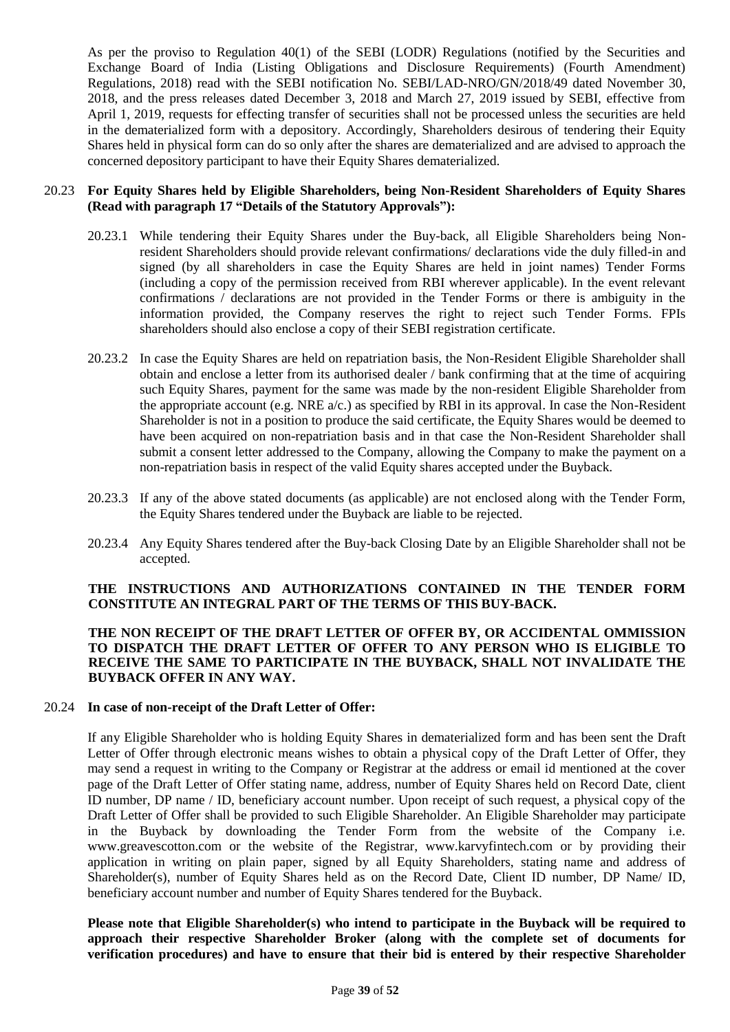As per the proviso to Regulation 40(1) of the SEBI (LODR) Regulations (notified by the Securities and Exchange Board of India (Listing Obligations and Disclosure Requirements) (Fourth Amendment) Regulations, 2018) read with the SEBI notification No. SEBI/LAD-NRO/GN/2018/49 dated November 30, 2018, and the press releases dated December 3, 2018 and March 27, 2019 issued by SEBI, effective from April 1, 2019, requests for effecting transfer of securities shall not be processed unless the securities are held in the dematerialized form with a depository. Accordingly, Shareholders desirous of tendering their Equity Shares held in physical form can do so only after the shares are dematerialized and are advised to approach the concerned depository participant to have their Equity Shares dematerialized.

20.23 **For Equity Shares held by Eligible Shareholders, being Non-Resident Shareholders of Equity Shares (Read with paragraph 17 "Details of the Statutory Approvals"):**

20.23.1 While tendering their Equity Shares under the Buy-back, all Eligible Shareholders being Non-resident Shareholders should provide relevant confirmations/ declarations vide the duly filled-in and signed (by all shareholders in case the Equity Shares are held in joint names) Tender Forms (including a copy of the permission received from RBI wherever applicable). In the event relevant confirmations / declarations are not provided in the Tender Forms or there is ambiguity in the information provided, the Company reserves the right to reject such Tender Forms. FPIs shareholders should also enclose a copy of their SEBI registration certificate.

20.23.2 In case the Equity Shares are held on repatriation basis, the Non-Resident Eligible Shareholder shall obtain and enclose a letter from its authorised dealer / bank confirming that at the time of acquiring such Equity Shares, payment for the same was made by the non-resident Eligible Shareholder from the appropriate account (e.g. NRE a/c.) as specified by RBI in its approval. In case the Non-Resident Shareholder is not in a position to produce the said certificate, the Equity Shares would be deemed to have been acquired on non-repatriation basis and in that case the Non-Resident Shareholder shall submit a consent letter addressed to the Company, allowing the Company to make the payment on a non-repatriation basis in respect of the valid Equity shares accepted under the Buyback.

20.23.3 If any of the above stated documents (as applicable) are not enclosed along with the Tender Form, the Equity Shares tendered under the Buyback are liable to be rejected.

20.23.4 Any Equity Shares tendered after the Buy-back Closing Date by an Eligible Shareholder shall not be accepted.

**THE INSTRUCTIONS AND AUTHORIZATIONS CONTAINED IN THE TENDER FORM CONSTITUTE AN INTEGRAL PART OF THE TERMS OF THIS BUY-BACK.**

**THE NON RECEIPT OF THE DRAFT LETTER OF OFFER BY, OR ACCIDENTAL OMMISSION TO DISPATCH THE DRAFT LETTER OF OFFER TO ANY PERSON WHO IS ELIGIBLE TO RECEIVE THE SAME TO PARTICIPATE IN THE BUYBACK, SHALL NOT INVALIDATE THE BUYBACK OFFER IN ANY WAY.**

20.24 **In case of non-receipt of the Draft Letter of Offer:**

If any Eligible Shareholder who is holding Equity Shares in dematerialized form and has been sent the Draft Letter of Offer through electronic means wishes to obtain a physical copy of the Draft Letter of Offer, they may send a request in writing to the Company or Registrar at the address or email id mentioned at the cover page of the Draft Letter of Offer stating name, address, number of Equity Shares held on Record Date, client ID number, DP name / ID, beneficiary account number. Upon receipt of such request, a physical copy of the Draft Letter of Offer shall be provided to such Eligible Shareholder. An Eligible Shareholder may participate in the Buyback by downloading the Tender Form from the website of the Company i.e. www.greavescotton.com or the website of the Registrar, www.karvyfintech.com or by providing their application in writing on plain paper, signed by all Equity Shareholders, stating name and address of Shareholder(s), number of Equity Shares held as on the Record Date, Client ID number, DP Name/ ID, beneficiary account number and number of Equity Shares tendered for the Buyback.

**Please note that Eligible Shareholder(s) who intend to participate in the Buyback will be required to approach their respective Shareholder Broker (along with the complete set of documents for verification procedures) and have to ensure that their bid is entered by their respective Shareholder**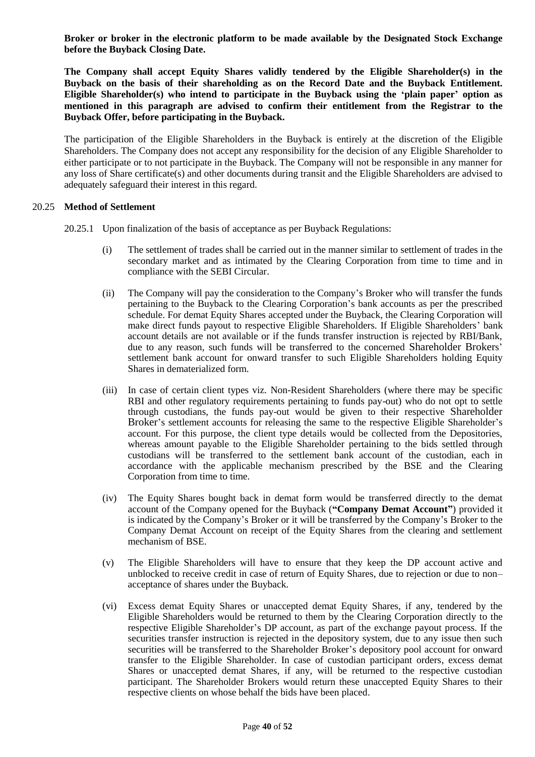**Broker or broker in the electronic platform to be made available by the Designated Stock Exchange before the Buyback Closing Date.**

**The Company shall accept Equity Shares validly tendered by the Eligible Shareholder(s) in the Buyback on the basis of their shareholding as on the Record Date and the Buyback Entitlement. Eligible Shareholder(s) who intend to participate in the Buyback using the 'plain paper' option as mentioned in this paragraph are advised to confirm their entitlement from the Registrar to the Buyback Offer, before participating in the Buyback.**

The participation of the Eligible Shareholders in the Buyback is entirely at the discretion of the Eligible Shareholders. The Company does not accept any responsibility for the decision of any Eligible Shareholder to either participate or to not participate in the Buyback. The Company will not be responsible in any manner for any loss of Share certificate(s) and other documents during transit and the Eligible Shareholders are advised to adequately safeguard their interest in this regard.

20.25 **Method of Settlement**

20.25.1 Upon finalization of the basis of acceptance as per Buyback Regulations:

(i) The settlement of trades shall be carried out in the manner similar to settlement of trades in the secondary market and as intimated by the Clearing Corporation from time to time and in compliance with the SEBI Circular.

(ii) The Company will pay the consideration to the Company's Broker who will transfer the funds pertaining to the Buyback to the Clearing Corporation's bank accounts as per the prescribed schedule. For demat Equity Shares accepted under the Buyback, the Clearing Corporation will make direct funds payout to respective Eligible Shareholders. If Eligible Shareholders' bank account details are not available or if the funds transfer instruction is rejected by RBI/Bank, due to any reason, such funds will be transferred to the concerned Shareholder Brokers' settlement bank account for onward transfer to such Eligible Shareholders holding Equity Shares in dematerialized form.

(iii) In case of certain client types viz. Non-Resident Shareholders (where there may be specific RBI and other regulatory requirements pertaining to funds pay-out) who do not opt to settle through custodians, the funds pay-out would be given to their respective Shareholder Broker's settlement accounts for releasing the same to the respective Eligible Shareholder's account. For this purpose, the client type details would be collected from the Depositories, whereas amount payable to the Eligible Shareholder pertaining to the bids settled through custodians will be transferred to the settlement bank account of the custodian, each in accordance with the applicable mechanism prescribed by the BSE and the Clearing Corporation from time to time.

(iv) The Equity Shares bought back in demat form would be transferred directly to the demat account of the Company opened for the Buyback (**"Company Demat Account"**) provided it is indicated by the Company's Broker or it will be transferred by the Company's Broker to the Company Demat Account on receipt of the Equity Shares from the clearing and settlement mechanism of BSE.

(v) The Eligible Shareholders will have to ensure that they keep the DP account active and unblocked to receive credit in case of return of Equity Shares, due to rejection or due to non–acceptance of shares under the Buyback.

(vi) Excess demat Equity Shares or unaccepted demat Equity Shares, if any, tendered by the Eligible Shareholders would be returned to them by the Clearing Corporation directly to the respective Eligible Shareholder's DP account, as part of the exchange payout process. If the securities transfer instruction is rejected in the depository system, due to any issue then such securities will be transferred to the Shareholder Broker's depository pool account for onward transfer to the Eligible Shareholder. In case of custodian participant orders, excess demat Shares or unaccepted demat Shares, if any, will be returned to the respective custodian participant. The Shareholder Brokers would return these unaccepted Equity Shares to their respective clients on whose behalf the bids have been placed.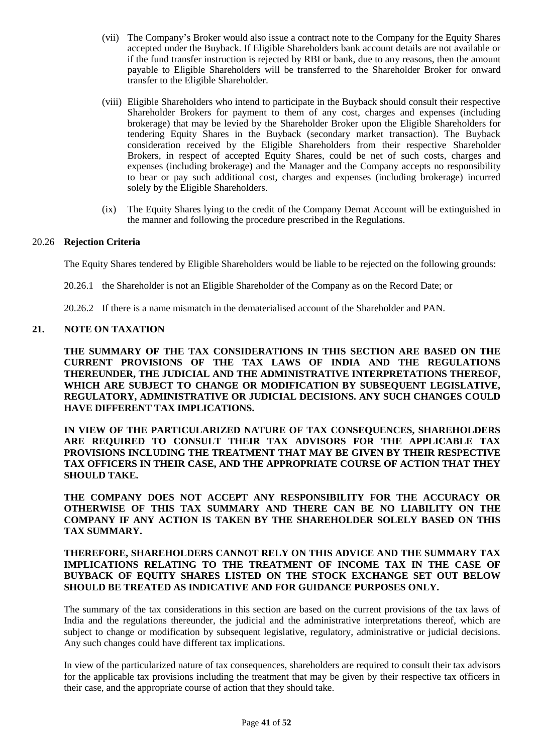(vii) The Company's Broker would also issue a contract note to the Company for the Equity Shares accepted under the Buyback. If Eligible Shareholders bank account details are not available or if the fund transfer instruction is rejected by RBI or bank, due to any reasons, then the amount payable to Eligible Shareholders will be transferred to the Shareholder Broker for onward transfer to the Eligible Shareholder.

(viii) Eligible Shareholders who intend to participate in the Buyback should consult their respective Shareholder Brokers for payment to them of any cost, charges and expenses (including brokerage) that may be levied by the Shareholder Broker upon the Eligible Shareholders for tendering Equity Shares in the Buyback (secondary market transaction). The Buyback consideration received by the Eligible Shareholders from their respective Shareholder Brokers, in respect of accepted Equity Shares, could be net of such costs, charges and expenses (including brokerage) and the Manager and the Company accepts no responsibility to bear or pay such additional cost, charges and expenses (including brokerage) incurred solely by the Eligible Shareholders.

(ix) The Equity Shares lying to the credit of the Company Demat Account will be extinguished in the manner and following the procedure prescribed in the Regulations.

20.26 **Rejection Criteria**

The Equity Shares tendered by Eligible Shareholders would be liable to be rejected on the following grounds:

20.26.1 the Shareholder is not an Eligible Shareholder of the Company as on the Record Date; or

20.26.2 If there is a name mismatch in the dematerialised account of the Shareholder and PAN.

## 21. NOTE ON TAXATION

**THE SUMMARY OF THE TAX CONSIDERATIONS IN THIS SECTION ARE BASED ON THE CURRENT PROVISIONS OF THE TAX LAWS OF INDIA AND THE REGULATIONS THEREUNDER, THE JUDICIAL AND THE ADMINISTRATIVE INTERPRETATIONS THEREOF, WHICH ARE SUBJECT TO CHANGE OR MODIFICATION BY SUBSEQUENT LEGISLATIVE, REGULATORY, ADMINISTRATIVE OR JUDICIAL DECISIONS. ANY SUCH CHANGES COULD HAVE DIFFERENT TAX IMPLICATIONS.**

**IN VIEW OF THE PARTICULARIZED NATURE OF TAX CONSEQUENCES, SHAREHOLDERS ARE REQUIRED TO CONSULT THEIR TAX ADVISORS FOR THE APPLICABLE TAX PROVISIONS INCLUDING THE TREATMENT THAT MAY BE GIVEN BY THEIR RESPECTIVE TAX OFFICERS IN THEIR CASE, AND THE APPROPRIATE COURSE OF ACTION THAT THEY SHOULD TAKE.**

**THE COMPANY DOES NOT ACCEPT ANY RESPONSIBILITY FOR THE ACCURACY OR OTHERWISE OF THIS TAX SUMMARY AND THERE CAN BE NO LIABILITY ON THE COMPANY IF ANY ACTION IS TAKEN BY THE SHAREHOLDER SOLELY BASED ON THIS TAX SUMMARY.**

**THEREFORE, SHAREHOLDERS CANNOT RELY ON THIS ADVICE AND THE SUMMARY TAX IMPLICATIONS RELATING TO THE TREATMENT OF INCOME TAX IN THE CASE OF BUYBACK OF EQUITY SHARES LISTED ON THE STOCK EXCHANGE SET OUT BELOW SHOULD BE TREATED AS INDICATIVE AND FOR GUIDANCE PURPOSES ONLY.**

The summary of the tax considerations in this section are based on the current provisions of the tax laws of India and the regulations thereunder, the judicial and the administrative interpretations thereof, which are subject to change or modification by subsequent legislative, regulatory, administrative or judicial decisions. Any such changes could have different tax implications.

In view of the particularized nature of tax consequences, shareholders are required to consult their tax advisors for the applicable tax provisions including the treatment that may be given by their respective tax officers in their case, and the appropriate course of action that they should take.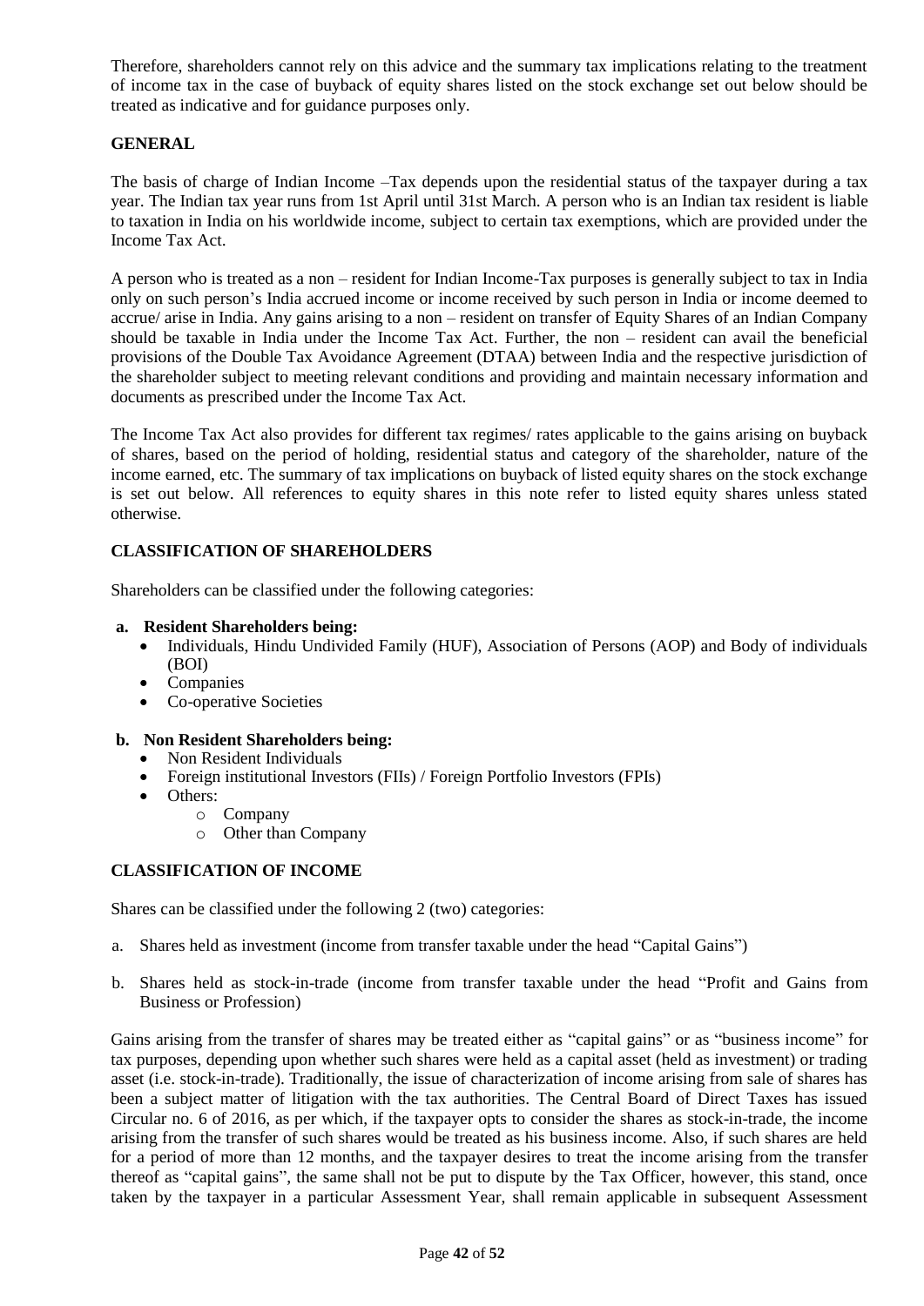Therefore, shareholders cannot rely on this advice and the summary tax implications relating to the treatment of income tax in the case of buyback of equity shares listed on the stock exchange set out below should be treated as indicative and for guidance purposes only.

**GENERAL**

The basis of charge of Indian Income –Tax depends upon the residential status of the taxpayer during a tax year. The Indian tax year runs from 1st April until 31st March. A person who is an Indian tax resident is liable to taxation in India on his worldwide income, subject to certain tax exemptions, which are provided under the Income Tax Act.

A person who is treated as a non – resident for Indian Income-Tax purposes is generally subject to tax in India only on such person's India accrued income or income received by such person in India or income deemed to accrue/ arise in India. Any gains arising to a non – resident on transfer of Equity Shares of an Indian Company should be taxable in India under the Income Tax Act. Further, the non – resident can avail the beneficial provisions of the Double Tax Avoidance Agreement (DTAA) between India and the respective jurisdiction of the shareholder subject to meeting relevant conditions and providing and maintain necessary information and documents as prescribed under the Income Tax Act.

The Income Tax Act also provides for different tax regimes/ rates applicable to the gains arising on buyback of shares, based on the period of holding, residential status and category of the shareholder, nature of the income earned, etc. The summary of tax implications on buyback of listed equity shares on the stock exchange is set out below. All references to equity shares in this note refer to listed equity shares unless stated otherwise.

**CLASSIFICATION OF SHAREHOLDERS**

Shareholders can be classified under the following categories:

**a. Resident Shareholders being:**

- Individuals, Hindu Undivided Family (HUF), Association of Persons (AOP) and Body of individuals (BOI)
- Companies
- Co-operative Societies

**b. Non Resident Shareholders being:**

- Non Resident Individuals
- Foreign institutional Investors (FIIs) / Foreign Portfolio Investors (FPIs)
- Others:
  - Company
  - Other than Company

**CLASSIFICATION OF INCOME**

Shares can be classified under the following 2 (two) categories:

a. Shares held as investment (income from transfer taxable under the head "Capital Gains")

b. Shares held as stock-in-trade (income from transfer taxable under the head "Profit and Gains from Business or Profession)

Gains arising from the transfer of shares may be treated either as "capital gains" or as "business income" for tax purposes, depending upon whether such shares were held as a capital asset (held as investment) or trading asset (i.e. stock-in-trade). Traditionally, the issue of characterization of income arising from sale of shares has been a subject matter of litigation with the tax authorities. The Central Board of Direct Taxes has issued Circular no. 6 of 2016, as per which, if the taxpayer opts to consider the shares as stock-in-trade, the income arising from the transfer of such shares would be treated as his business income. Also, if such shares are held for a period of more than 12 months, and the taxpayer desires to treat the income arising from the transfer thereof as "capital gains", the same shall not be put to dispute by the Tax Officer, however, this stand, once taken by the taxpayer in a particular Assessment Year, shall remain applicable in subsequent Assessment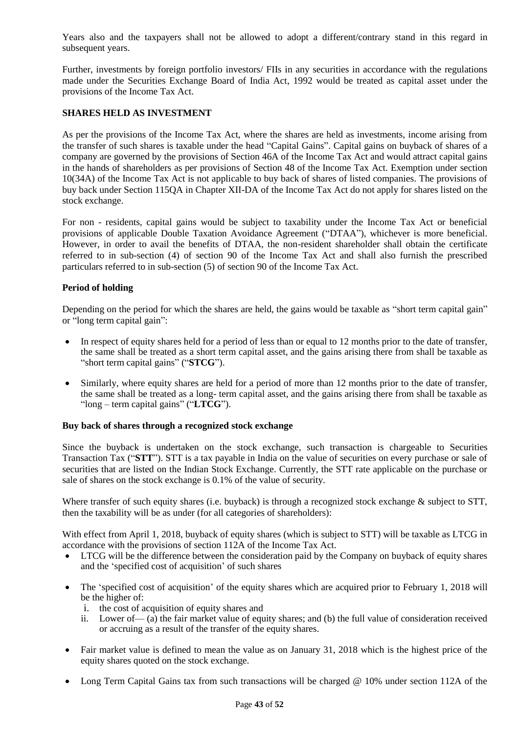Years also and the taxpayers shall not be allowed to adopt a different/contrary stand in this regard in subsequent years.

Further, investments by foreign portfolio investors/ FIIs in any securities in accordance with the regulations made under the Securities Exchange Board of India Act, 1992 would be treated as capital asset under the provisions of the Income Tax Act.

**SHARES HELD AS INVESTMENT**

As per the provisions of the Income Tax Act, where the shares are held as investments, income arising from the transfer of such shares is taxable under the head "Capital Gains". Capital gains on buyback of shares of a company are governed by the provisions of Section 46A of the Income Tax Act and would attract capital gains in the hands of shareholders as per provisions of Section 48 of the Income Tax Act. Exemption under section 10(34A) of the Income Tax Act is not applicable to buy back of shares of listed companies. The provisions of buy back under Section 115QA in Chapter XII-DA of the Income Tax Act do not apply for shares listed on the stock exchange.

For non - residents, capital gains would be subject to taxability under the Income Tax Act or beneficial provisions of applicable Double Taxation Avoidance Agreement ("DTAA"), whichever is more beneficial. However, in order to avail the benefits of DTAA, the non-resident shareholder shall obtain the certificate referred to in sub-section (4) of section 90 of the Income Tax Act and shall also furnish the prescribed particulars referred to in sub-section (5) of section 90 of the Income Tax Act.

**Period of holding**

Depending on the period for which the shares are held, the gains would be taxable as "short term capital gain" or "long term capital gain":

- In respect of equity shares held for a period of less than or equal to 12 months prior to the date of transfer, the same shall be treated as a short term capital asset, and the gains arising there from shall be taxable as "short term capital gains" ("**STCG**").

- Similarly, where equity shares are held for a period of more than 12 months prior to the date of transfer, the same shall be treated as a long- term capital asset, and the gains arising there from shall be taxable as "long – term capital gains" ("**LTCG**").

**Buy back of shares through a recognized stock exchange**

Since the buyback is undertaken on the stock exchange, such transaction is chargeable to Securities Transaction Tax ("**STT**"). STT is a tax payable in India on the value of securities on every purchase or sale of securities that are listed on the Indian Stock Exchange. Currently, the STT rate applicable on the purchase or sale of shares on the stock exchange is 0.1% of the value of security.

Where transfer of such equity shares (i.e. buyback) is through a recognized stock exchange & subject to STT, then the taxability will be as under (for all categories of shareholders):

With effect from April 1, 2018, buyback of equity shares (which is subject to STT) will be taxable as LTCG in accordance with the provisions of section 112A of the Income Tax Act.

- LTCG will be the difference between the consideration paid by the Company on buyback of equity shares and the 'specified cost of acquisition' of such shares

- The 'specified cost of acquisition' of the equity shares which are acquired prior to February 1, 2018 will be the higher of:
  i. the cost of acquisition of equity shares and
  ii. Lower of— (a) the fair market value of equity shares; and (b) the full value of consideration received or accruing as a result of the transfer of the equity shares.

- Fair market value is defined to mean the value as on January 31, 2018 which is the highest price of the equity shares quoted on the stock exchange.

- Long Term Capital Gains tax from such transactions will be charged @ 10% under section 112A of the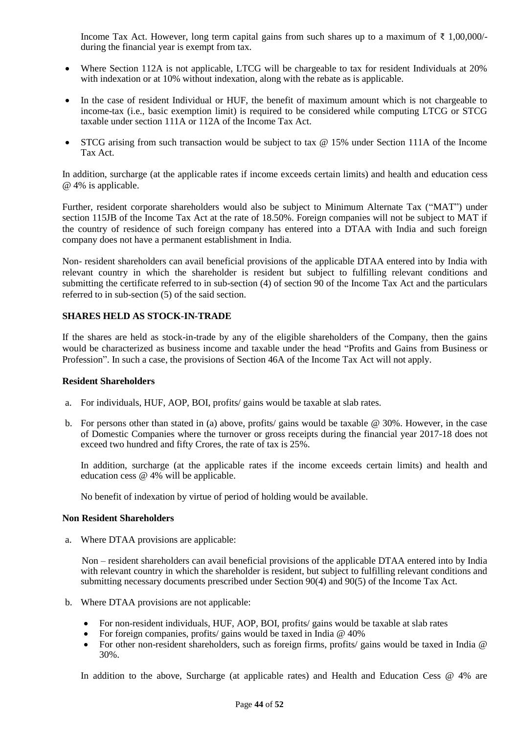Income Tax Act. However, long term capital gains from such shares up to a maximum of ₹ 1,00,000/- during the financial year is exempt from tax.

- Where Section 112A is not applicable, LTCG will be chargeable to tax for resident Individuals at 20% with indexation or at 10% without indexation, along with the rebate as is applicable.
- In the case of resident Individual or HUF, the benefit of maximum amount which is not chargeable to income-tax (i.e., basic exemption limit) is required to be considered while computing LTCG or STCG taxable under section 111A or 112A of the Income Tax Act.
- STCG arising from such transaction would be subject to tax @ 15% under Section 111A of the Income Tax Act.

In addition, surcharge (at the applicable rates if income exceeds certain limits) and health and education cess @ 4% is applicable.

Further, resident corporate shareholders would also be subject to Minimum Alternate Tax ("MAT") under section 115JB of the Income Tax Act at the rate of 18.50%. Foreign companies will not be subject to MAT if the country of residence of such foreign company has entered into a DTAA with India and such foreign company does not have a permanent establishment in India.

Non- resident shareholders can avail beneficial provisions of the applicable DTAA entered into by India with relevant country in which the shareholder is resident but subject to fulfilling relevant conditions and submitting the certificate referred to in sub-section (4) of section 90 of the Income Tax Act and the particulars referred to in sub-section (5) of the said section.

**SHARES HELD AS STOCK-IN-TRADE**

If the shares are held as stock-in-trade by any of the eligible shareholders of the Company, then the gains would be characterized as business income and taxable under the head "Profits and Gains from Business or Profession". In such a case, the provisions of Section 46A of the Income Tax Act will not apply.

**Resident Shareholders**

a. For individuals, HUF, AOP, BOI, profits/ gains would be taxable at slab rates.

b. For persons other than stated in (a) above, profits/ gains would be taxable @ 30%. However, in the case of Domestic Companies where the turnover or gross receipts during the financial year 2017-18 does not exceed two hundred and fifty Crores, the rate of tax is 25%.

   In addition, surcharge (at the applicable rates if the income exceeds certain limits) and health and education cess @ 4% will be applicable.

   No benefit of indexation by virtue of period of holding would be available.

**Non Resident Shareholders**

a. Where DTAA provisions are applicable:

   Non – resident shareholders can avail beneficial provisions of the applicable DTAA entered into by India with relevant country in which the shareholder is resident, but subject to fulfilling relevant conditions and submitting necessary documents prescribed under Section 90(4) and 90(5) of the Income Tax Act.

b. Where DTAA provisions are not applicable:

   - For non-resident individuals, HUF, AOP, BOI, profits/ gains would be taxable at slab rates
   - For foreign companies, profits/ gains would be taxed in India @ 40%
   - For other non-resident shareholders, such as foreign firms, profits/ gains would be taxed in India @ 30%.

   In addition to the above, Surcharge (at applicable rates) and Health and Education Cess @ 4% are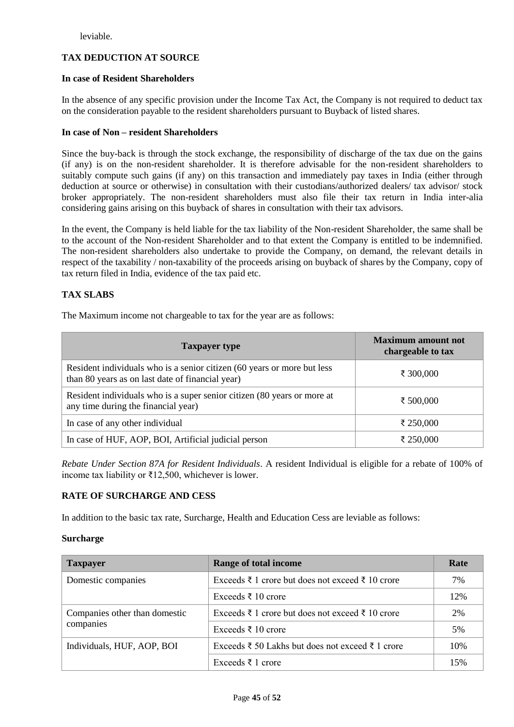leviable.

**TAX DEDUCTION AT SOURCE**

**In case of Resident Shareholders**

In the absence of any specific provision under the Income Tax Act, the Company is not required to deduct tax on the consideration payable to the resident shareholders pursuant to Buyback of listed shares.

**In case of Non – resident Shareholders**

Since the buy-back is through the stock exchange, the responsibility of discharge of the tax due on the gains (if any) is on the non-resident shareholder. It is therefore advisable for the non-resident shareholders to suitably compute such gains (if any) on this transaction and immediately pay taxes in India (either through deduction at source or otherwise) in consultation with their custodians/authorized dealers/ tax advisor/ stock broker appropriately. The non-resident shareholders must also file their tax return in India inter-alia considering gains arising on this buyback of shares in consultation with their tax advisors.

In the event, the Company is held liable for the tax liability of the Non-resident Shareholder, the same shall be to the account of the Non-resident Shareholder and to that extent the Company is entitled to be indemnified. The non-resident shareholders also undertake to provide the Company, on demand, the relevant details in respect of the taxability / non-taxability of the proceeds arising on buyback of shares by the Company, copy of tax return filed in India, evidence of the tax paid etc.

**TAX SLABS**

The Maximum income not chargeable to tax for the year are as follows:

| Taxpayer type | Maximum amount not chargeable to tax |
|---|---|
| Resident individuals who is a senior citizen (60 years or more but less than 80 years as on last date of financial year) | ₹ 300,000 |
| Resident individuals who is a super senior citizen (80 years or more at any time during the financial year) | ₹ 500,000 |
| In case of any other individual | ₹ 250,000 |
| In case of HUF, AOP, BOI, Artificial judicial person | ₹ 250,000 |

*Rebate Under Section 87A for Resident Individuals*. A resident Individual is eligible for a rebate of 100% of income tax liability or ₹12,500, whichever is lower.

**RATE OF SURCHARGE AND CESS**

In addition to the basic tax rate, Surcharge, Health and Education Cess are leviable as follows:

**Surcharge**

| Taxpayer | Range of total income | Rate |
|---|---|---|
| Domestic companies | Exceeds ₹ 1 crore but does not exceed ₹ 10 crore | 7% |
| | Exceeds ₹ 10 crore | 12% |
| Companies other than domestic companies | Exceeds ₹ 1 crore but does not exceed ₹ 10 crore | 2% |
| | Exceeds ₹ 10 crore | 5% |
| Individuals, HUF, AOP, BOI | Exceeds ₹ 50 Lakhs but does not exceed ₹ 1 crore | 10% |
| | Exceeds ₹ 1 crore | 15% |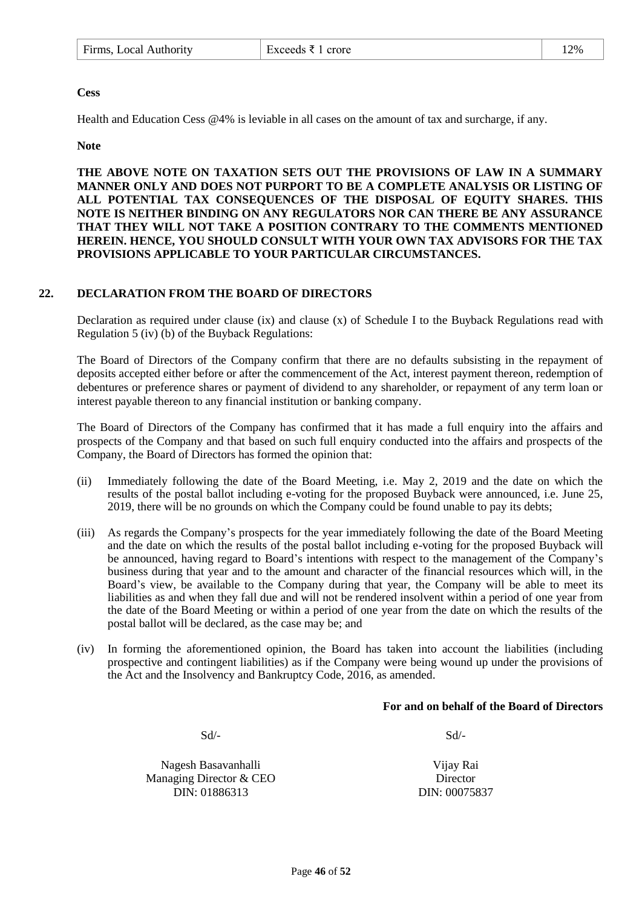| Firms, Local Authority | Exceeds ₹ 1 crore | 12% |
|---|---|---|

**Cess**

Health and Education Cess @4% is leviable in all cases on the amount of tax and surcharge, if any.

**Note**

**THE ABOVE NOTE ON TAXATION SETS OUT THE PROVISIONS OF LAW IN A SUMMARY MANNER ONLY AND DOES NOT PURPORT TO BE A COMPLETE ANALYSIS OR LISTING OF ALL POTENTIAL TAX CONSEQUENCES OF THE DISPOSAL OF EQUITY SHARES. THIS NOTE IS NEITHER BINDING ON ANY REGULATORS NOR CAN THERE BE ANY ASSURANCE THAT THEY WILL NOT TAKE A POSITION CONTRARY TO THE COMMENTS MENTIONED HEREIN. HENCE, YOU SHOULD CONSULT WITH YOUR OWN TAX ADVISORS FOR THE TAX PROVISIONS APPLICABLE TO YOUR PARTICULAR CIRCUMSTANCES.**

## 22. DECLARATION FROM THE BOARD OF DIRECTORS

Declaration as required under clause (ix) and clause (x) of Schedule I to the Buyback Regulations read with Regulation 5 (iv) (b) of the Buyback Regulations:

The Board of Directors of the Company confirm that there are no defaults subsisting in the repayment of deposits accepted either before or after the commencement of the Act, interest payment thereon, redemption of debentures or preference shares or payment of dividend to any shareholder, or repayment of any term loan or interest payable thereon to any financial institution or banking company.

The Board of Directors of the Company has confirmed that it has made a full enquiry into the affairs and prospects of the Company and that based on such full enquiry conducted into the affairs and prospects of the Company, the Board of Directors has formed the opinion that:

(ii) Immediately following the date of the Board Meeting, i.e. May 2, 2019 and the date on which the results of the postal ballot including e-voting for the proposed Buyback were announced, i.e. June 25, 2019, there will be no grounds on which the Company could be found unable to pay its debts;

(iii) As regards the Company's prospects for the year immediately following the date of the Board Meeting and the date on which the results of the postal ballot including e-voting for the proposed Buyback will be announced, having regard to Board's intentions with respect to the management of the Company's business during that year and to the amount and character of the financial resources which will, in the Board's view, be available to the Company during that year, the Company will be able to meet its liabilities as and when they fall due and will not be rendered insolvent within a period of one year from the date of the Board Meeting or within a period of one year from the date on which the results of the postal ballot will be declared, as the case may be; and

(iv) In forming the aforementioned opinion, the Board has taken into account the liabilities (including prospective and contingent liabilities) as if the Company were being wound up under the provisions of the Act and the Insolvency and Bankruptcy Code, 2016, as amended.

**For and on behalf of the Board of Directors**

| Sd/- | Sd/- |
|---|---|
| Nagesh Basavanhalli | Vijay Rai |
| Managing Director & CEO | Director |
| DIN: 01886313 | DIN: 00075837 |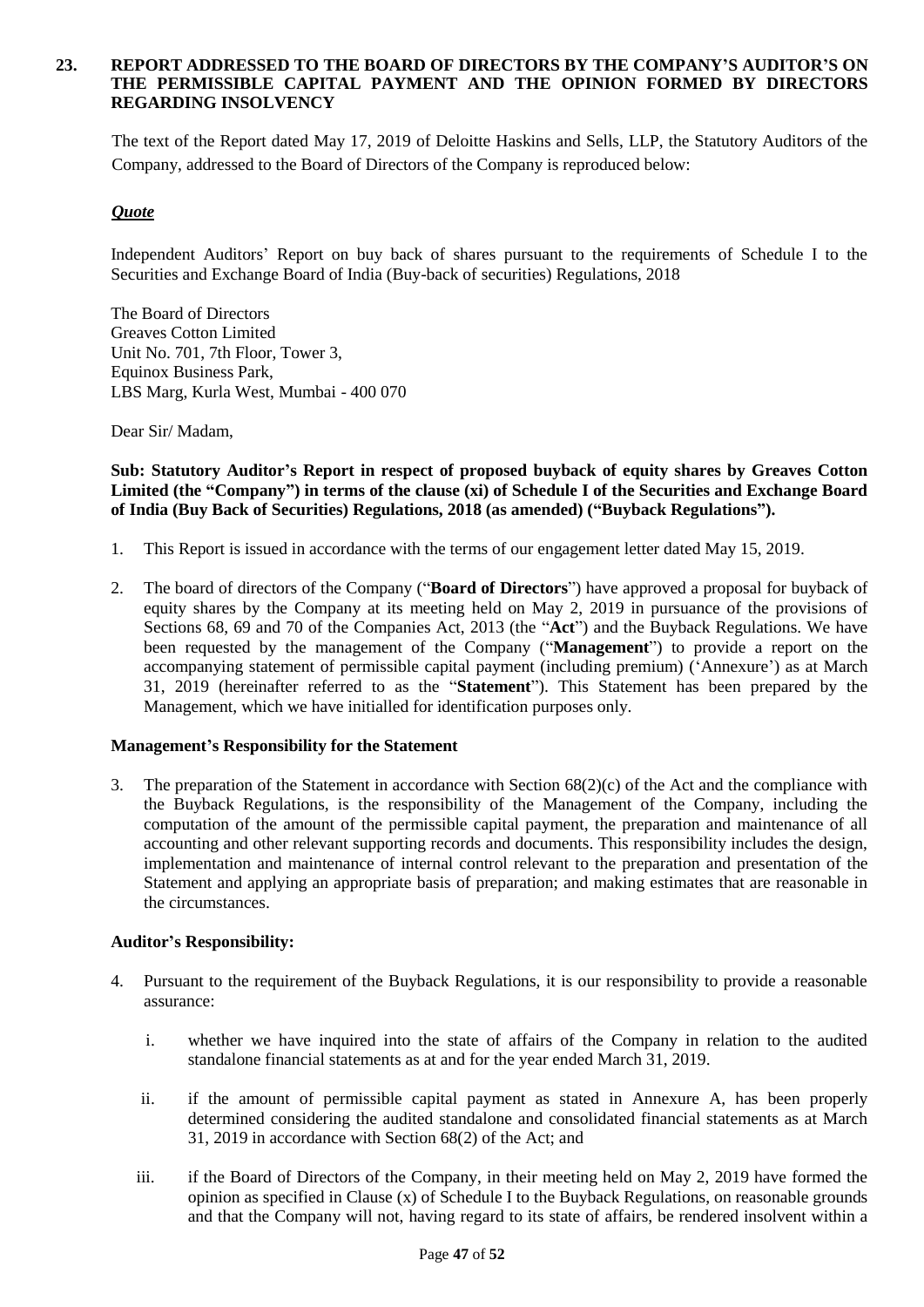## 23. REPORT ADDRESSED TO THE BOARD OF DIRECTORS BY THE COMPANY'S AUDITOR'S ON THE PERMISSIBLE CAPITAL PAYMENT AND THE OPINION FORMED BY DIRECTORS REGARDING INSOLVENCY

The text of the Report dated May 17, 2019 of Deloitte Haskins and Sells, LLP, the Statutory Auditors of the Company, addressed to the Board of Directors of the Company is reproduced below:

***Quote***

Independent Auditors' Report on buy back of shares pursuant to the requirements of Schedule I to the Securities and Exchange Board of India (Buy-back of securities) Regulations, 2018

The Board of Directors
Greaves Cotton Limited
Unit No. 701, 7th Floor, Tower 3,
Equinox Business Park,
LBS Marg, Kurla West, Mumbai - 400 070

Dear Sir/ Madam,

**Sub: Statutory Auditor's Report in respect of proposed buyback of equity shares by Greaves Cotton Limited (the "Company") in terms of the clause (xi) of Schedule I of the Securities and Exchange Board of India (Buy Back of Securities) Regulations, 2018 (as amended) ("Buyback Regulations").**

1. This Report is issued in accordance with the terms of our engagement letter dated May 15, 2019.

2. The board of directors of the Company ("**Board of Directors**") have approved a proposal for buyback of equity shares by the Company at its meeting held on May 2, 2019 in pursuance of the provisions of Sections 68, 69 and 70 of the Companies Act, 2013 (the "**Act**") and the Buyback Regulations. We have been requested by the management of the Company ("**Management**") to provide a report on the accompanying statement of permissible capital payment (including premium) ('Annexure') as at March 31, 2019 (hereinafter referred to as the "**Statement**"). This Statement has been prepared by the Management, which we have initialled for identification purposes only.

**Management's Responsibility for the Statement**

3. The preparation of the Statement in accordance with Section 68(2)(c) of the Act and the compliance with the Buyback Regulations, is the responsibility of the Management of the Company, including the computation of the amount of the permissible capital payment, the preparation and maintenance of all accounting and other relevant supporting records and documents. This responsibility includes the design, implementation and maintenance of internal control relevant to the preparation and presentation of the Statement and applying an appropriate basis of preparation; and making estimates that are reasonable in the circumstances.

**Auditor's Responsibility:**

4. Pursuant to the requirement of the Buyback Regulations, it is our responsibility to provide a reasonable assurance:

   i. whether we have inquired into the state of affairs of the Company in relation to the audited standalone financial statements as at and for the year ended March 31, 2019.

   ii. if the amount of permissible capital payment as stated in Annexure A, has been properly determined considering the audited standalone and consolidated financial statements as at March 31, 2019 in accordance with Section 68(2) of the Act; and

   iii. if the Board of Directors of the Company, in their meeting held on May 2, 2019 have formed the opinion as specified in Clause (x) of Schedule I to the Buyback Regulations, on reasonable grounds and that the Company will not, having regard to its state of affairs, be rendered insolvent within a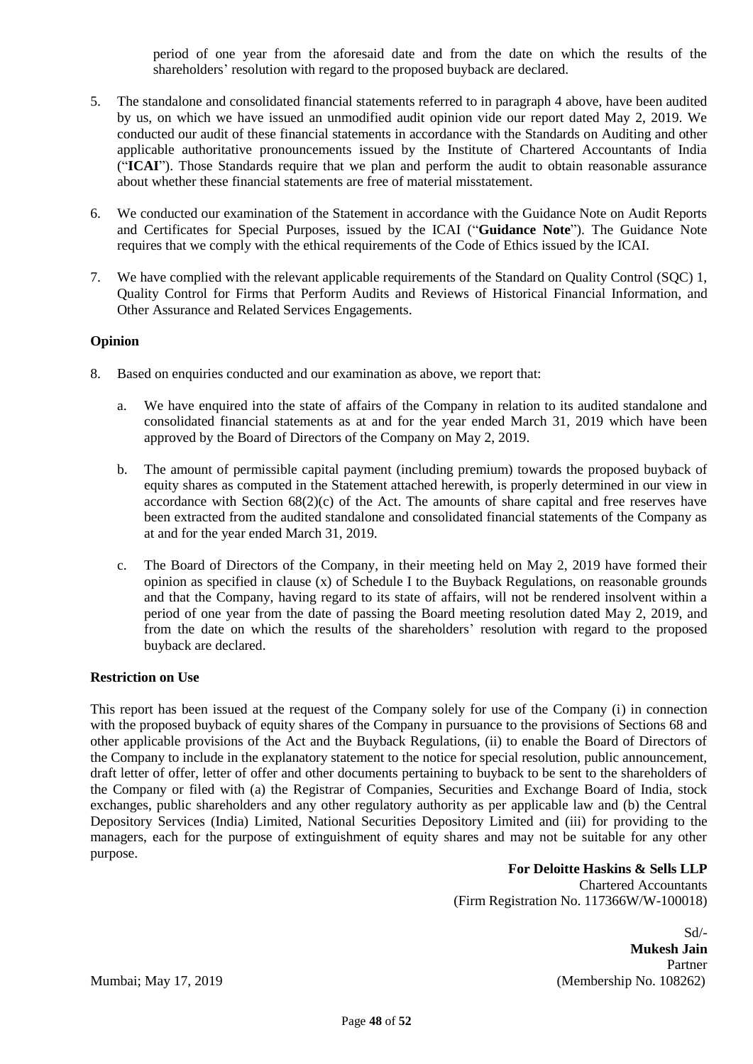period of one year from the aforesaid date and from the date on which the results of the shareholders' resolution with regard to the proposed buyback are declared.

5. The standalone and consolidated financial statements referred to in paragraph 4 above, have been audited by us, on which we have issued an unmodified audit opinion vide our report dated May 2, 2019. We conducted our audit of these financial statements in accordance with the Standards on Auditing and other applicable authoritative pronouncements issued by the Institute of Chartered Accountants of India ("**ICAI**"). Those Standards require that we plan and perform the audit to obtain reasonable assurance about whether these financial statements are free of material misstatement.

6. We conducted our examination of the Statement in accordance with the Guidance Note on Audit Reports and Certificates for Special Purposes, issued by the ICAI ("**Guidance Note**"). The Guidance Note requires that we comply with the ethical requirements of the Code of Ethics issued by the ICAI.

7. We have complied with the relevant applicable requirements of the Standard on Quality Control (SQC) 1, Quality Control for Firms that Perform Audits and Reviews of Historical Financial Information, and Other Assurance and Related Services Engagements.

**Opinion**

8. Based on enquiries conducted and our examination as above, we report that:

   a. We have enquired into the state of affairs of the Company in relation to its audited standalone and consolidated financial statements as at and for the year ended March 31, 2019 which have been approved by the Board of Directors of the Company on May 2, 2019.

   b. The amount of permissible capital payment (including premium) towards the proposed buyback of equity shares as computed in the Statement attached herewith, is properly determined in our view in accordance with Section 68(2)(c) of the Act. The amounts of share capital and free reserves have been extracted from the audited standalone and consolidated financial statements of the Company as at and for the year ended March 31, 2019.

   c. The Board of Directors of the Company, in their meeting held on May 2, 2019 have formed their opinion as specified in clause (x) of Schedule I to the Buyback Regulations, on reasonable grounds and that the Company, having regard to its state of affairs, will not be rendered insolvent within a period of one year from the date of passing the Board meeting resolution dated May 2, 2019, and from the date on which the results of the shareholders' resolution with regard to the proposed buyback are declared.

**Restriction on Use**

This report has been issued at the request of the Company solely for use of the Company (i) in connection with the proposed buyback of equity shares of the Company in pursuance to the provisions of Sections 68 and other applicable provisions of the Act and the Buyback Regulations, (ii) to enable the Board of Directors of the Company to include in the explanatory statement to the notice for special resolution, public announcement, draft letter of offer, letter of offer and other documents pertaining to buyback to be sent to the shareholders of the Company or filed with (a) the Registrar of Companies, Securities and Exchange Board of India, stock exchanges, public shareholders and any other regulatory authority as per applicable law and (b) the Central Depository Services (India) Limited, National Securities Depository Limited and (iii) for providing to the managers, each for the purpose of extinguishment of equity shares and may not be suitable for any other purpose.

**For Deloitte Haskins & Sells LLP**
Chartered Accountants
(Firm Registration No. 117366W/W-100018)

Sd/-
**Mukesh Jain**
Partner
(Membership No. 108262)

Mumbai; May 17, 2019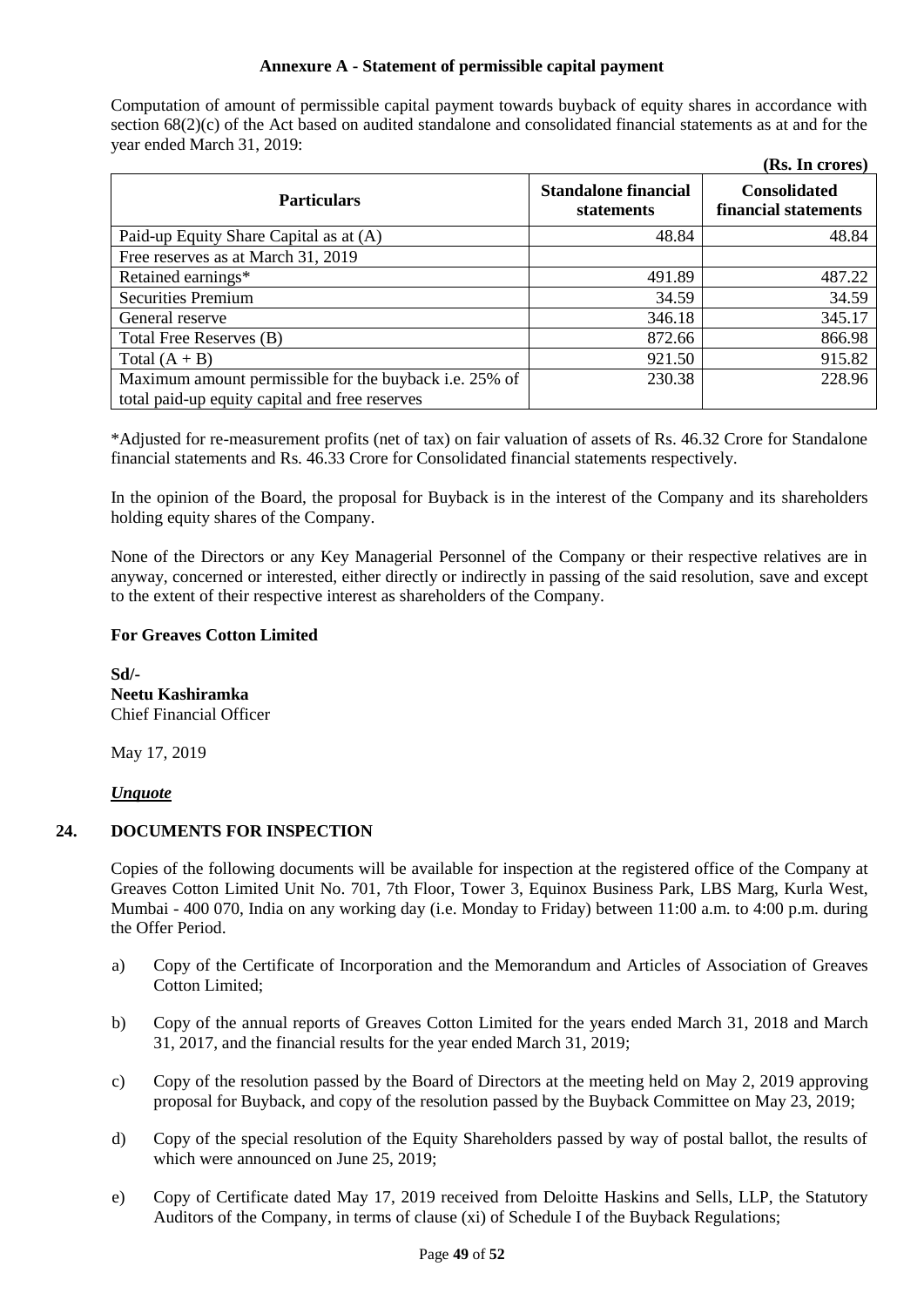**Annexure A - Statement of permissible capital payment**

Computation of amount of permissible capital payment towards buyback of equity shares in accordance with section 68(2)(c) of the Act based on audited standalone and consolidated financial statements as at and for the year ended March 31, 2019:

**(Rs. In crores)**

| Particulars | Standalone financial statements | Consolidated financial statements |
|---|---|---|
| Paid-up Equity Share Capital as at (A) | 48.84 | 48.84 |
| Free reserves as at March 31, 2019 | | |
| Retained earnings* | 491.89 | 487.22 |
| Securities Premium | 34.59 | 34.59 |
| General reserve | 346.18 | 345.17 |
| Total Free Reserves (B) | 872.66 | 866.98 |
| Total (A + B) | 921.50 | 915.82 |
| Maximum amount permissible for the buyback i.e. 25% of total paid-up equity capital and free reserves | 230.38 | 228.96 |

*Adjusted for re-measurement profits (net of tax) on fair valuation of assets of Rs. 46.32 Crore for Standalone financial statements and Rs. 46.33 Crore for Consolidated financial statements respectively.

In the opinion of the Board, the proposal for Buyback is in the interest of the Company and its shareholders holding equity shares of the Company.

None of the Directors or any Key Managerial Personnel of the Company or their respective relatives are in anyway, concerned or interested, either directly or indirectly in passing of the said resolution, save and except to the extent of their respective interest as shareholders of the Company.

**For Greaves Cotton Limited**

**Sd/-**
**Neetu Kashiramka**
Chief Financial Officer

May 17, 2019

***Unquote***

## 24. DOCUMENTS FOR INSPECTION

Copies of the following documents will be available for inspection at the registered office of the Company at Greaves Cotton Limited Unit No. 701, 7th Floor, Tower 3, Equinox Business Park, LBS Marg, Kurla West, Mumbai - 400 070, India on any working day (i.e. Monday to Friday) between 11:00 a.m. to 4:00 p.m. during the Offer Period.

a) Copy of the Certificate of Incorporation and the Memorandum and Articles of Association of Greaves Cotton Limited;

b) Copy of the annual reports of Greaves Cotton Limited for the years ended March 31, 2018 and March 31, 2017, and the financial results for the year ended March 31, 2019;

c) Copy of the resolution passed by the Board of Directors at the meeting held on May 2, 2019 approving proposal for Buyback, and copy of the resolution passed by the Buyback Committee on May 23, 2019;

d) Copy of the special resolution of the Equity Shareholders passed by way of postal ballot, the results of which were announced on June 25, 2019;

e) Copy of Certificate dated May 17, 2019 received from Deloitte Haskins and Sells, LLP, the Statutory Auditors of the Company, in terms of clause (xi) of Schedule I of the Buyback Regulations;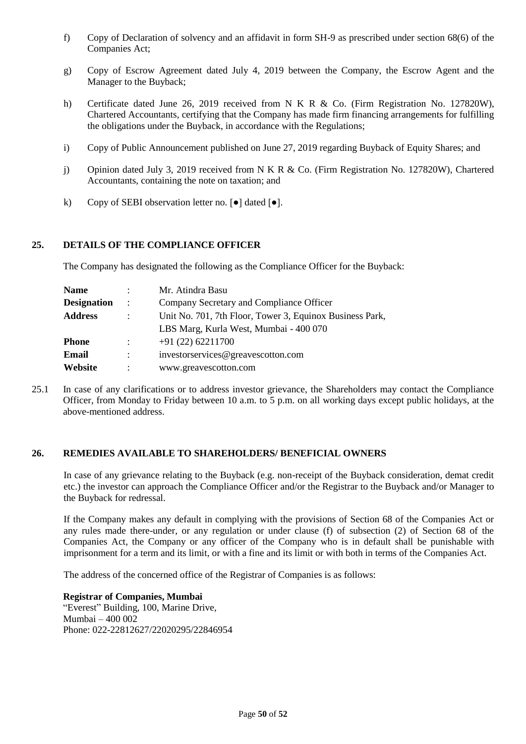f) Copy of Declaration of solvency and an affidavit in form SH-9 as prescribed under section 68(6) of the Companies Act;

g) Copy of Escrow Agreement dated July 4, 2019 between the Company, the Escrow Agent and the Manager to the Buyback;

h) Certificate dated June 26, 2019 received from N K R & Co. (Firm Registration No. 127820W), Chartered Accountants, certifying that the Company has made firm financing arrangements for fulfilling the obligations under the Buyback, in accordance with the Regulations;

i) Copy of Public Announcement published on June 27, 2019 regarding Buyback of Equity Shares; and

j) Opinion dated July 3, 2019 received from N K R & Co. (Firm Registration No. 127820W), Chartered Accountants, containing the note on taxation; and

k) Copy of SEBI observation letter no. [●] dated [●].

## 25. DETAILS OF THE COMPLIANCE OFFICER

The Company has designated the following as the Compliance Officer for the Buyback:

| | | |
|---|---|---|
| **Name** | : | Mr. Atindra Basu |
| **Designation** | : | Company Secretary and Compliance Officer |
| **Address** | : | Unit No. 701, 7th Floor, Tower 3, Equinox Business Park, LBS Marg, Kurla West, Mumbai - 400 070 |
| **Phone** | : | +91 (22) 62211700 |
| **Email** | : | investorservices@greavescotton.com |
| **Website** | : | www.greavescotton.com |

25.1 In case of any clarifications or to address investor grievance, the Shareholders may contact the Compliance Officer, from Monday to Friday between 10 a.m. to 5 p.m. on all working days except public holidays, at the above-mentioned address.

## 26. REMEDIES AVAILABLE TO SHAREHOLDERS/ BENEFICIAL OWNERS

In case of any grievance relating to the Buyback (e.g. non-receipt of the Buyback consideration, demat credit etc.) the investor can approach the Compliance Officer and/or the Registrar to the Buyback and/or Manager to the Buyback for redressal.

If the Company makes any default in complying with the provisions of Section 68 of the Companies Act or any rules made there-under, or any regulation or under clause (f) of subsection (2) of Section 68 of the Companies Act, the Company or any officer of the Company who is in default shall be punishable with imprisonment for a term and its limit, or with a fine and its limit or with both in terms of the Companies Act.

The address of the concerned office of the Registrar of Companies is as follows:

**Registrar of Companies, Mumbai**
"Everest" Building, 100, Marine Drive,
Mumbai – 400 002
Phone: 022-22812627/22020295/22846954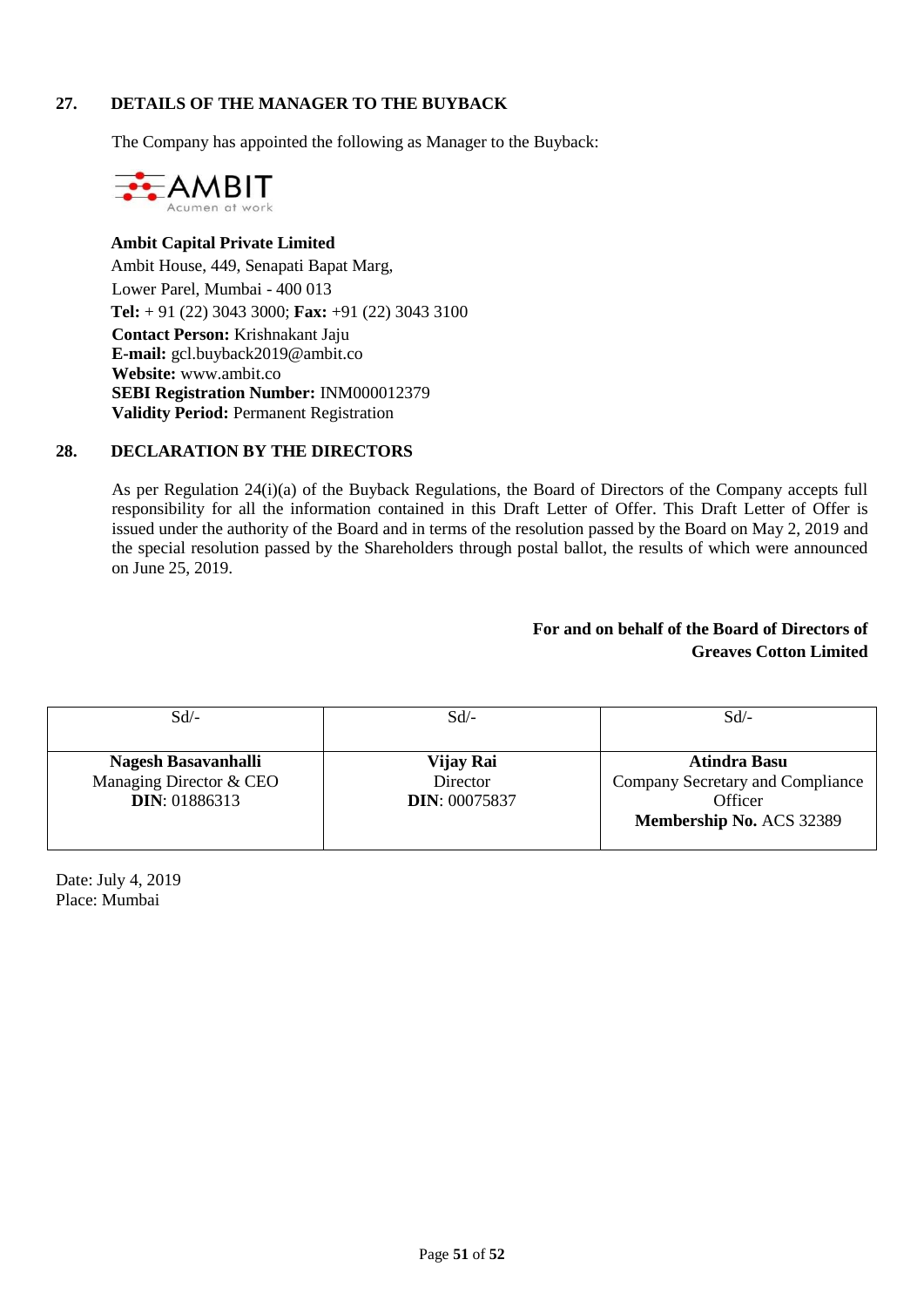## 27. DETAILS OF THE MANAGER TO THE BUYBACK

The Company has appointed the following as Manager to the Buyback:

AMBIT
Acumen at work

**Ambit Capital Private Limited**
Ambit House, 449, Senapati Bapat Marg,
Lower Parel, Mumbai - 400 013
**Tel:** + 91 (22) 3043 3000; **Fax:** +91 (22) 3043 3100
**Contact Person:** Krishnakant Jaju
**E-mail:** gcl.buyback2019@ambit.co
**Website:** www.ambit.co
**SEBI Registration Number:** INM000012379
**Validity Period:** Permanent Registration

## 28. DECLARATION BY THE DIRECTORS

As per Regulation 24(i)(a) of the Buyback Regulations, the Board of Directors of the Company accepts full responsibility for all the information contained in this Draft Letter of Offer. This Draft Letter of Offer is issued under the authority of the Board and in terms of the resolution passed by the Board on May 2, 2019 and the special resolution passed by the Shareholders through postal ballot, the results of which were announced on June 25, 2019.

**For and on behalf of the Board of Directors of**
**Greaves Cotton Limited**

| Sd/- | Sd/- | Sd/- |
|---|---|---|
| **Nagesh Basavanhalli**<br>Managing Director & CEO<br>**DIN**: 01886313 | **Vijay Rai**<br>Director<br>**DIN**: 00075837 | **Atindra Basu**<br>Company Secretary and Compliance Officer<br>**Membership No.** ACS 32389 |

Date: July 4, 2019
Place: Mumbai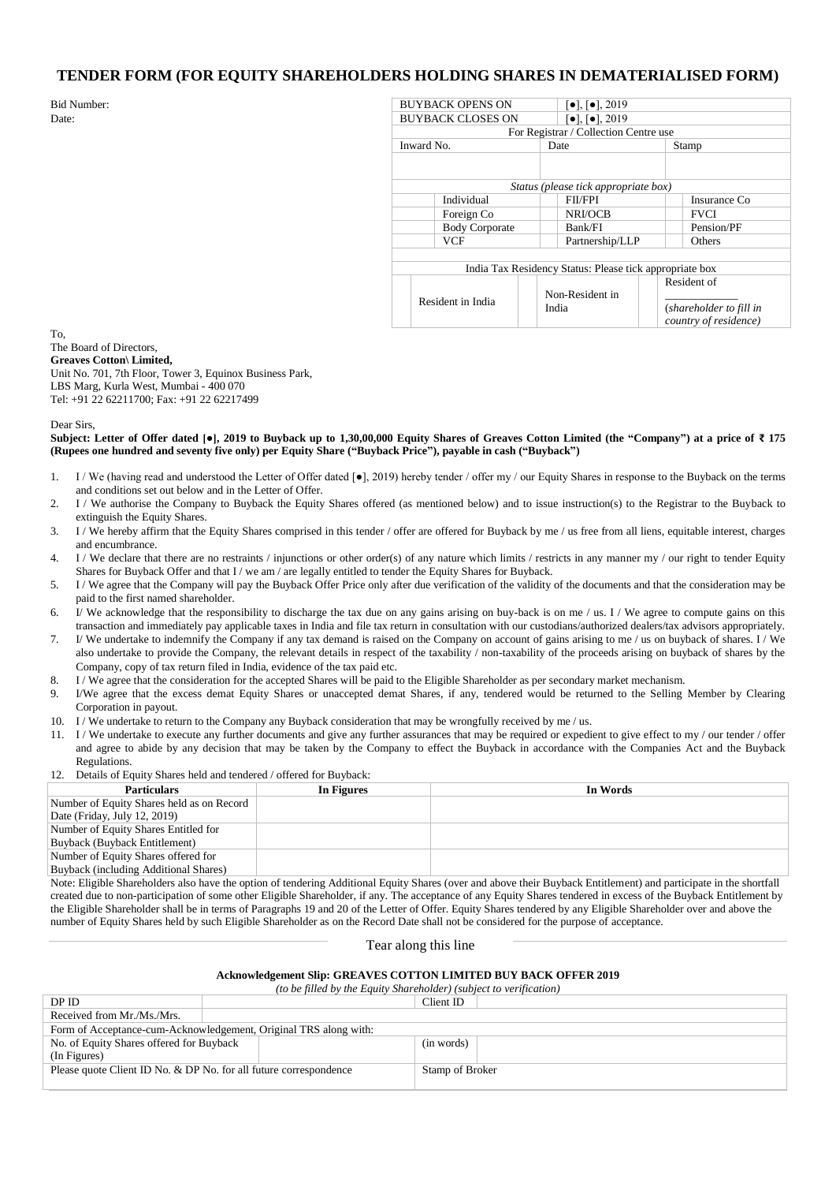# TENDER FORM (FOR EQUITY SHAREHOLDERS HOLDING SHARES IN DEMATERIALISED FORM)

Bid Number:

Date:

| BUYBACK OPENS ON | | [●], [●], 2019 | | | |
|---|---|---|---|---|---|
| BUYBACK CLOSES ON | | [●], [●], 2019 | | | |
| For Registrar / Collection Centre use | | | | | |
| Inward No. | | Date | | Stamp | |
| | | | | | |
| *Status (please tick appropriate box)* | | | | | |
| | Individual | | FII/FPI | | Insurance Co |
| | Foreign Co | | NRI/OCB | | FVCI |
| | Body Corporate | | Bank/FI | | Pension/PF |
| | VCF | | Partnership/LLP | | Others |
| India Tax Residency Status: Please tick appropriate box | | | | | |
| | Resident in India | | Non-Resident in India | | Resident of ____________ (*shareholder to fill in country of residence*) |

To,
The Board of Directors,
**Greaves Cotton\ Limited,**
Unit No. 701, 7th Floor, Tower 3, Equinox Business Park,
LBS Marg, Kurla West, Mumbai - 400 070
Tel: +91 22 62211700; Fax: +91 22 62217499

Dear Sirs,

**Subject: Letter of Offer dated [●], 2019 to Buyback up to 1,30,00,000 Equity Shares of Greaves Cotton Limited (the "Company") at a price of ₹ 175 (Rupees one hundred and seventy five only) per Equity Share ("Buyback Price"), payable in cash ("Buyback")**

1. I / We (having read and understood the Letter of Offer dated [●], 2019) hereby tender / offer my / our Equity Shares in response to the Buyback on the terms and conditions set out below and in the Letter of Offer.
2. I / We authorise the Company to Buyback the Equity Shares offered (as mentioned below) and to issue instruction(s) to the Registrar to the Buyback to extinguish the Equity Shares.
3. I / We hereby affirm that the Equity Shares comprised in this tender / offer are offered for Buyback by me / us free from all liens, equitable interest, charges and encumbrance.
4. I / We declare that there are no restraints / injunctions or other order(s) of any nature which limits / restricts in any manner my / our right to tender Equity Shares for Buyback Offer and that I / we am / are legally entitled to tender the Equity Shares for Buyback.
5. I / We agree that the Company will pay the Buyback Offer Price only after due verification of the validity of the documents and that the consideration may be paid to the first named shareholder.
6. I/ We acknowledge that the responsibility to discharge the tax due on any gains arising on buy-back is on me / us. I / We agree to compute gains on this transaction and immediately pay applicable taxes in India and file tax return in consultation with our custodians/authorized dealers/tax advisors appropriately.
7. I/ We undertake to indemnify the Company if any tax demand is raised on the Company on account of gains arising to me / us on buyback of shares. I / We also undertake to provide the Company, the relevant details in respect of the taxability / non-taxability of the proceeds arising on buyback of shares by the Company, copy of tax return filed in India, evidence of the tax paid etc.
8. I / We agree that the consideration for the accepted Shares will be paid to the Eligible Shareholder as per secondary market mechanism.
9. I/We agree that the excess demat Equity Shares or unaccepted demat Shares, if any, tendered would be returned to the Selling Member by Clearing Corporation in payout.
10. I / We undertake to return to the Company any Buyback consideration that may be wrongfully received by me / us.
11. I / We undertake to execute any further documents and give any further assurances that may be required or expedient to give effect to my / our tender / offer and agree to abide by any decision that may be taken by the Company to effect the Buyback in accordance with the Companies Act and the Buyback Regulations.
12. Details of Equity Shares held and tendered / offered for Buyback:

| Particulars | In Figures | In Words |
|---|---|---|
| Number of Equity Shares held as on Record Date (Friday, July 12, 2019) | | |
| Number of Equity Shares Entitled for Buyback (Buyback Entitlement) | | |
| Number of Equity Shares offered for Buyback (including Additional Shares) | | |

Note: Eligible Shareholders also have the option of tendering Additional Equity Shares (over and above their Buyback Entitlement) and participate in the shortfall created due to non-participation of some other Eligible Shareholder, if any. The acceptance of any Equity Shares tendered in excess of the Buyback Entitlement by the Eligible Shareholder shall be in terms of Paragraphs 19 and 20 of the Letter of Offer. Equity Shares tendered by any Eligible Shareholder over and above the number of Equity Shares held by such Eligible Shareholder as on the Record Date shall not be considered for the purpose of acceptance.

Tear along this line

**Acknowledgement Slip: GREAVES COTTON LIMITED BUY BACK OFFER 2019**

*(to be filled by the Equity Shareholder) (subject to verification)*

| DP ID | | Client ID | |
|---|---|---|---|
| Received from Mr./Ms./Mrs. | | | |
| Form of Acceptance-cum-Acknowledgement, Original TRS along with: | | | |
| No. of Equity Shares offered for Buyback (In Figures) | | (in words) | |
| Please quote Client ID No. & DP No. for all future correspondence | | Stamp of Broker | |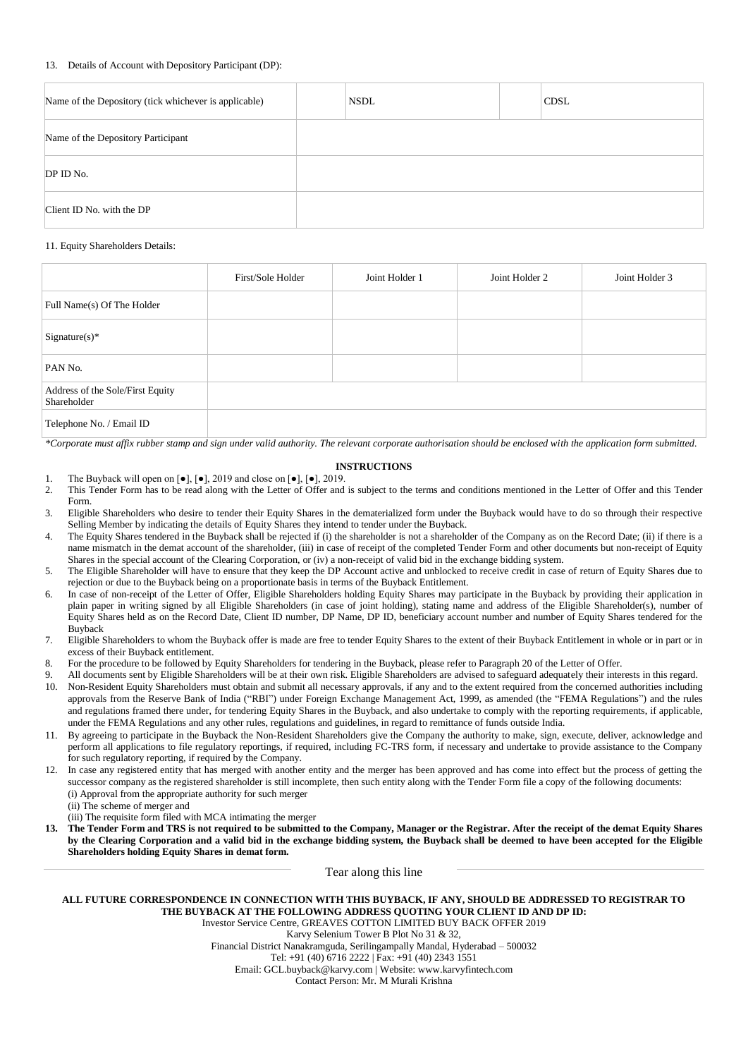13. Details of Account with Depository Participant (DP):

| | | | | |
|---|---|---|---|---|
| Name of the Depository (tick whichever is applicable) | | NSDL | | CDSL |
| Name of the Depository Participant | | | | |
| DP ID No. | | | | |
| Client ID No. with the DP | | | | |

11. Equity Shareholders Details:

| | First/Sole Holder | Joint Holder 1 | Joint Holder 2 | Joint Holder 3 |
|---|---|---|---|---|
| Full Name(s) Of The Holder | | | | |
| Signature(s)* | | | | |
| PAN No. | | | | |
| Address of the Sole/First Equity Shareholder | | | | |
| Telephone No. / Email ID | | | | |

*Corporate must affix rubber stamp and sign under valid authority. The relevant corporate authorisation should be enclosed with the application form submitted.*

**INSTRUCTIONS**

1. The Buyback will open on [●], [●], 2019 and close on [●], [●], 2019.
2. This Tender Form has to be read along with the Letter of Offer and is subject to the terms and conditions mentioned in the Letter of Offer and this Tender Form.
3. Eligible Shareholders who desire to tender their Equity Shares in the dematerialized form under the Buyback would have to do so through their respective Selling Member by indicating the details of Equity Shares they intend to tender under the Buyback.
4. The Equity Shares tendered in the Buyback shall be rejected if (i) the shareholder is not a shareholder of the Company as on the Record Date; (ii) if there is a name mismatch in the demat account of the shareholder, (iii) in case of receipt of the completed Tender Form and other documents but non-receipt of Equity Shares in the special account of the Clearing Corporation, or (iv) a non-receipt of valid bid in the exchange bidding system.
5. The Eligible Shareholder will have to ensure that they keep the DP Account active and unblocked to receive credit in case of return of Equity Shares due to rejection or due to the Buyback being on a proportionate basis in terms of the Buyback Entitlement.
6. In case of non-receipt of the Letter of Offer, Eligible Shareholders holding Equity Shares may participate in the Buyback by providing their application in plain paper in writing signed by all Eligible Shareholders (in case of joint holding), stating name and address of the Eligible Shareholder(s), number of Equity Shares held as on the Record Date, Client ID number, DP Name, DP ID, beneficiary account number and number of Equity Shares tendered for the Buyback
7. Eligible Shareholders to whom the Buyback offer is made are free to tender Equity Shares to the extent of their Buyback Entitlement in whole or in part or in excess of their Buyback entitlement.
8. For the procedure to be followed by Equity Shareholders for tendering in the Buyback, please refer to Paragraph 20 of the Letter of Offer.
9. All documents sent by Eligible Shareholders will be at their own risk. Eligible Shareholders are advised to safeguard adequately their interests in this regard.
10. Non-Resident Equity Shareholders must obtain and submit all necessary approvals, if any and to the extent required from the concerned authorities including approvals from the Reserve Bank of India ("RBI") under Foreign Exchange Management Act, 1999, as amended (the "FEMA Regulations") and the rules and regulations framed there under, for tendering Equity Shares in the Buyback, and also undertake to comply with the reporting requirements, if applicable, under the FEMA Regulations and any other rules, regulations and guidelines, in regard to remittance of funds outside India.
11. By agreeing to participate in the Buyback the Non-Resident Shareholders give the Company the authority to make, sign, execute, deliver, acknowledge and perform all applications to file regulatory reportings, if required, including FC-TRS form, if necessary and undertake to provide assistance to the Company for such regulatory reporting, if required by the Company.
12. In case any registered entity that has merged with another entity and the merger has been approved and has come into effect but the process of getting the successor company as the registered shareholder is still incomplete, then such entity along with the Tender Form file a copy of the following documents:
    (i) Approval from the appropriate authority for such merger
    (ii) The scheme of merger and
    (iii) The requisite form filed with MCA intimating the merger
13. **The Tender Form and TRS is not required to be submitted to the Company, Manager or the Registrar. After the receipt of the demat Equity Shares by the Clearing Corporation and a valid bid in the exchange bidding system, the Buyback shall be deemed to have been accepted for the Eligible Shareholders holding Equity Shares in demat form.**

Tear along this line

**ALL FUTURE CORRESPONDENCE IN CONNECTION WITH THIS BUYBACK, IF ANY, SHOULD BE ADDRESSED TO REGISTRAR TO THE BUYBACK AT THE FOLLOWING ADDRESS QUOTING YOUR CLIENT ID AND DP ID:**

Investor Service Centre, GREAVES COTTON LIMITED BUY BACK OFFER 2019
Karvy Selenium Tower B Plot No 31 & 32,
Financial District Nanakramguda, Serilingampally Mandal, Hyderabad – 500032
Tel: +91 (40) 6716 2222 | Fax: +91 (40) 2343 1551
Email: GCL.buyback@karvy.com | Website: www.karvyfintech.com
Contact Person: Mr. M Murali Krishna